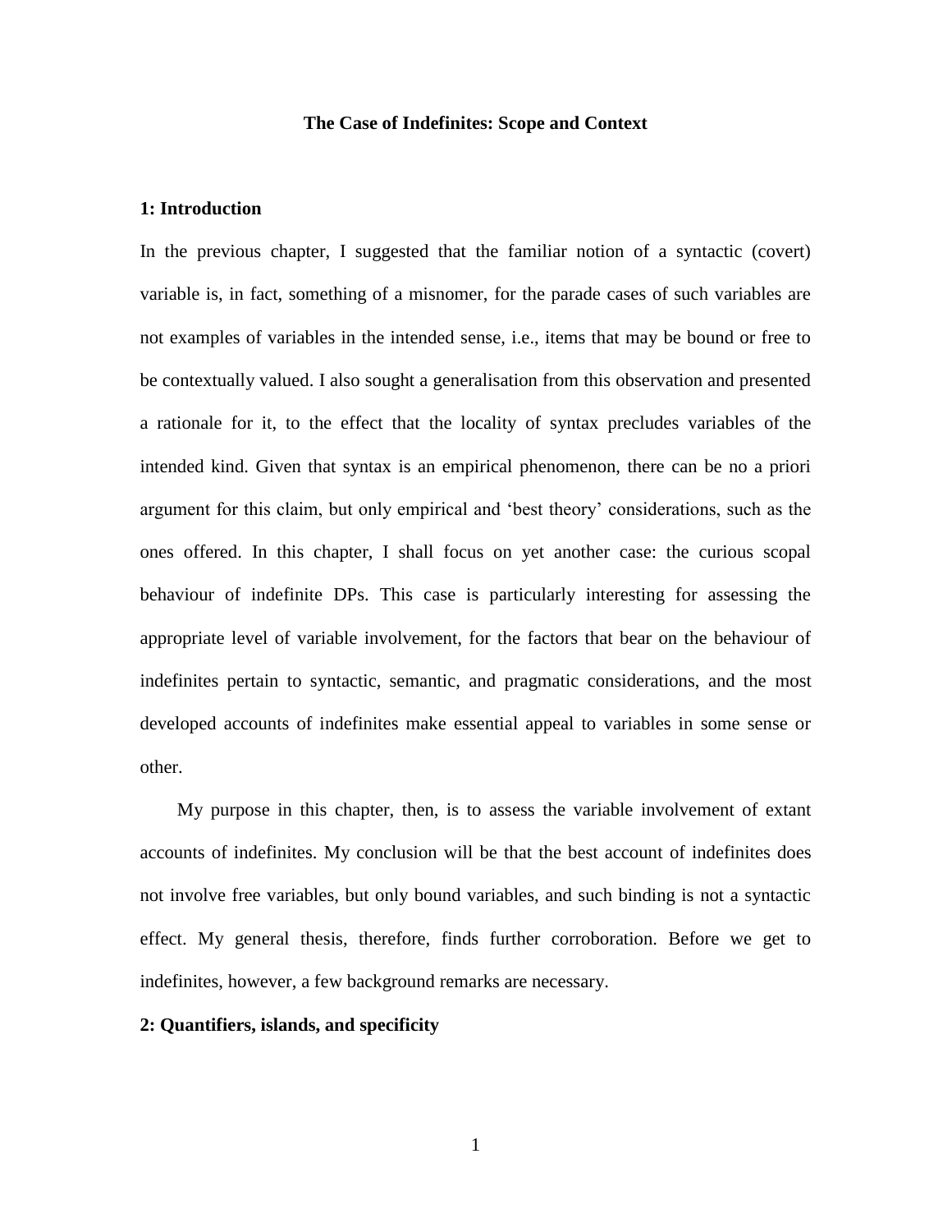# The Case of Indefinites: Scope and Context

## 1: Introduction

In the previous chapter, I suggested that the familiar notion of a syntactic (covert) variable is, in fact, something of a misnomer, for the parade cases of such variables are not examples of variables in the intended sense, i.e., items that may be bound or free to be contextually valued. I also sought a generalisation from this observation and presented a rationale for it, to the effect that the locality of syntax precludes variables of the intended kind. Given that syntax is an empirical phenomenon, there can be no a priori argument for this claim, but only empirical and 'best theory' considerations, such as the ones offered. In this chapter, I shall focus on yet another case: the curious scopal behaviour of indefinite DPs. This case is particularly interesting for assessing the appropriate level of variable involvement, for the factors that bear on the behaviour of indefinites pertain to syntactic, semantic, and pragmatic considerations, and the most developed accounts of indefinites make essential appeal to variables in some sense or other.

My purpose in this chapter, then, is to assess the variable involvement of extant accounts of indefinites. My conclusion will be that the best account of indefinites does not involve free variables, but only bound variables, and such binding is not a syntactic effect. My general thesis, therefore, finds further corroboration. Before we get to indefinites, however, a few background remarks are necessary.

## 2: Quantifiers, islands, and specificity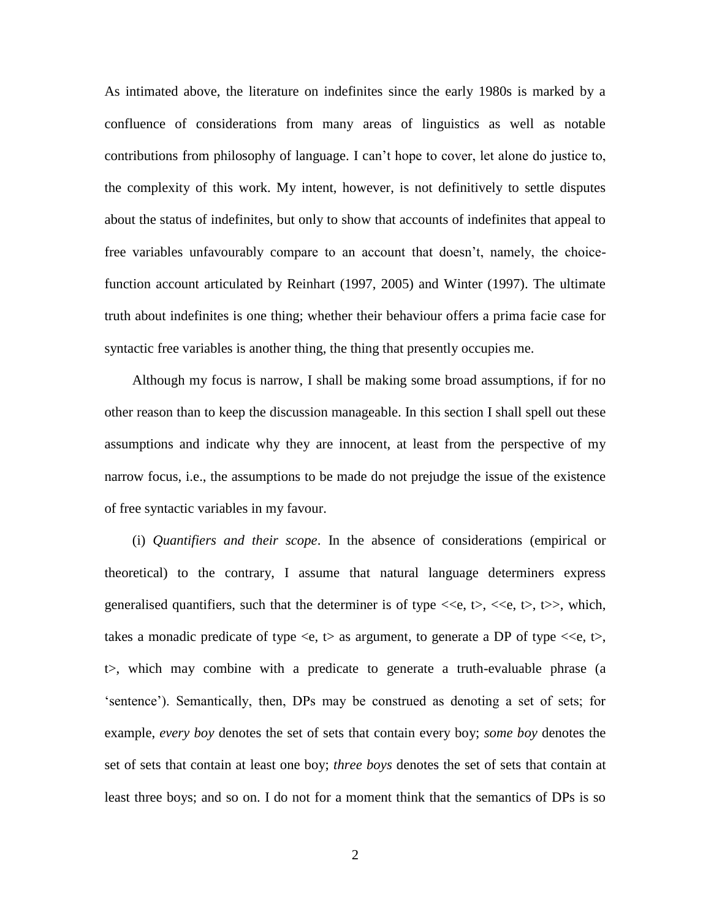As intimated above, the literature on indefinites since the early 1980s is marked by a confluence of considerations from many areas of linguistics as well as notable contributions from philosophy of language. I can't hope to cover, let alone do justice to, the complexity of this work. My intent, however, is not definitively to settle disputes about the status of indefinites, but only to show that accounts of indefinites that appeal to free variables unfavourably compare to an account that doesn't, namely, the choice-function account articulated by Reinhart (1997, 2005) and Winter (1997). The ultimate truth about indefinites is one thing; whether their behaviour offers a prima facie case for syntactic free variables is another thing, the thing that presently occupies me.

Although my focus is narrow, I shall be making some broad assumptions, if for no other reason than to keep the discussion manageable. In this section I shall spell out these assumptions and indicate why they are innocent, at least from the perspective of my narrow focus, i.e., the assumptions to be made do not prejudge the issue of the existence of free syntactic variables in my favour.

(i) *Quantifiers and their scope*. In the absence of considerations (empirical or theoretical) to the contrary, I assume that natural language determiners express generalised quantifiers, such that the determiner is of type $<<e, t>, <<e, t>, t>>$, which, takes a monadic predicate of type $<e, t>$ as argument, to generate a DP of type $<<e, t>, t>$, which may combine with a predicate to generate a truth-evaluable phrase (a 'sentence'). Semantically, then, DPs may be construed as denoting a set of sets; for example, *every boy* denotes the set of sets that contain every boy; *some boy* denotes the set of sets that contain at least one boy; *three boys* denotes the set of sets that contain at least three boys; and so on. I do not for a moment think that the semantics of DPs is so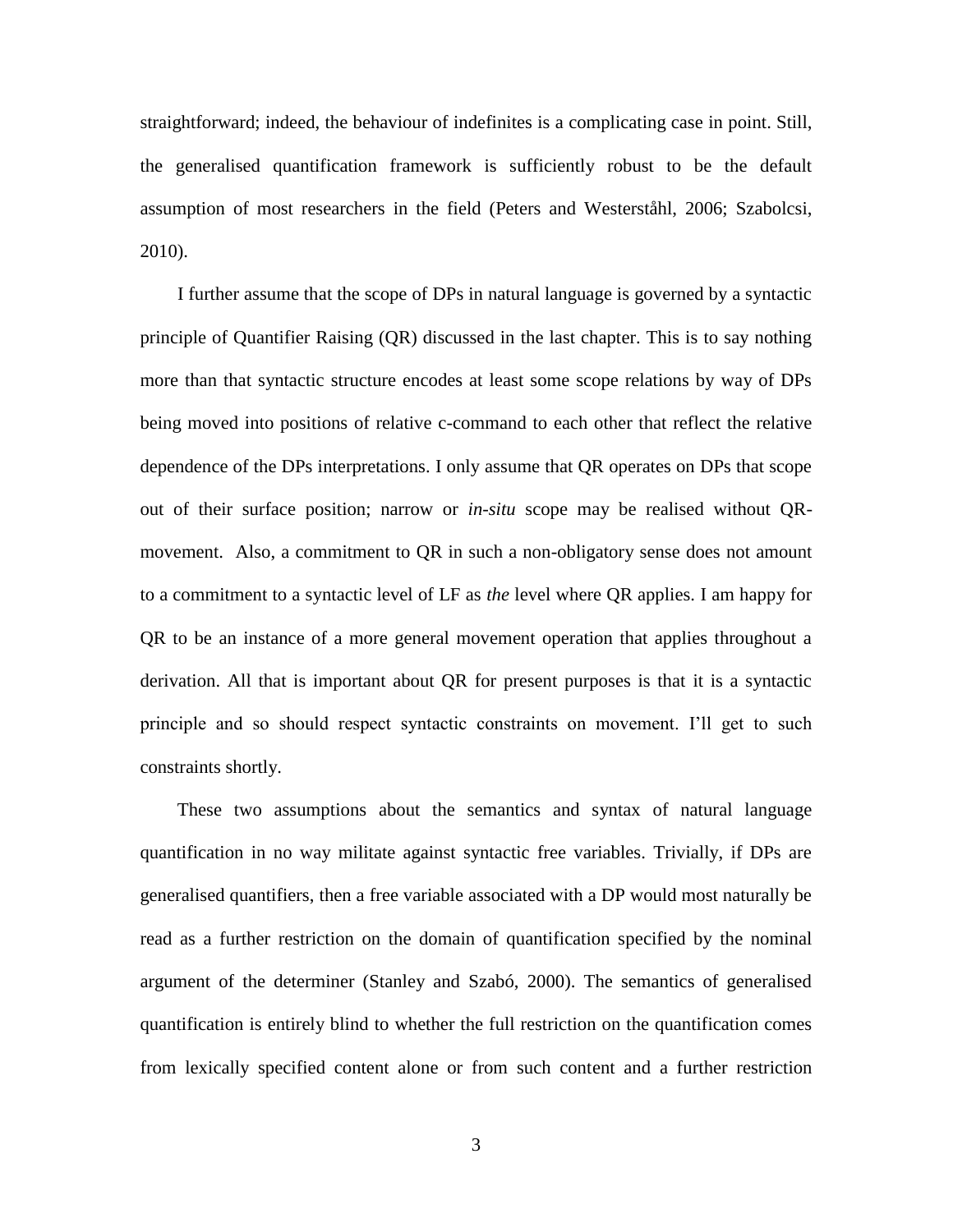straightforward; indeed, the behaviour of indefinites is a complicating case in point. Still, the generalised quantification framework is sufficiently robust to be the default assumption of most researchers in the field (Peters and Westerståhl, 2006; Szabolcsi, 2010).

I further assume that the scope of DPs in natural language is governed by a syntactic principle of Quantifier Raising (QR) discussed in the last chapter. This is to say nothing more than that syntactic structure encodes at least some scope relations by way of DPs being moved into positions of relative c-command to each other that reflect the relative dependence of the DPs interpretations. I only assume that QR operates on DPs that scope out of their surface position; narrow or *in-situ* scope may be realised without QR-movement. Also, a commitment to QR in such a non-obligatory sense does not amount to a commitment to a syntactic level of LF as *the* level where QR applies. I am happy for QR to be an instance of a more general movement operation that applies throughout a derivation. All that is important about QR for present purposes is that it is a syntactic principle and so should respect syntactic constraints on movement. I'll get to such constraints shortly.

These two assumptions about the semantics and syntax of natural language quantification in no way militate against syntactic free variables. Trivially, if DPs are generalised quantifiers, then a free variable associated with a DP would most naturally be read as a further restriction on the domain of quantification specified by the nominal argument of the determiner (Stanley and Szabó, 2000). The semantics of generalised quantification is entirely blind to whether the full restriction on the quantification comes from lexically specified content alone or from such content and a further restriction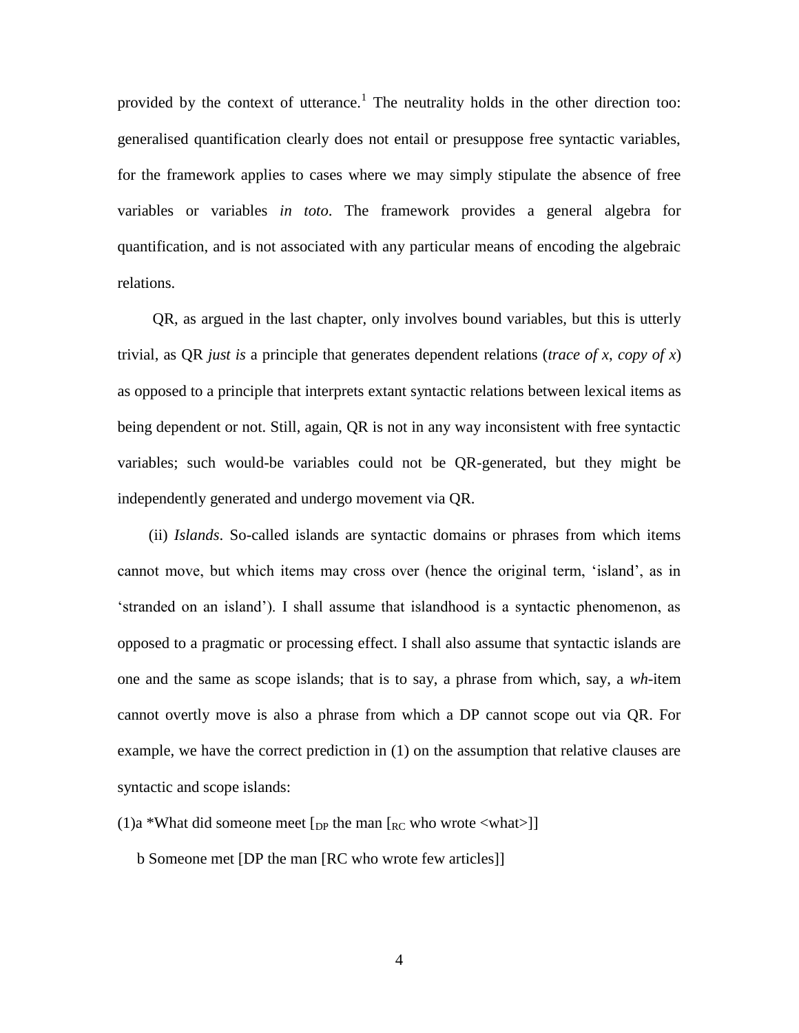provided by the context of utterance.[1] The neutrality holds in the other direction too: generalised quantification clearly does not entail or presuppose free syntactic variables, for the framework applies to cases where we may simply stipulate the absence of free variables or variables *in toto*. The framework provides a general algebra for quantification, and is not associated with any particular means of encoding the algebraic relations.

QR, as argued in the last chapter, only involves bound variables, but this is utterly trivial, as QR *just is* a principle that generates dependent relations (*trace of x*, *copy of x*) as opposed to a principle that interprets extant syntactic relations between lexical items as being dependent or not. Still, again, QR is not in any way inconsistent with free syntactic variables; such would-be variables could not be QR-generated, but they might be independently generated and undergo movement via QR.

(ii) *Islands*. So-called islands are syntactic domains or phrases from which items cannot move, but which items may cross over (hence the original term, 'island', as in 'stranded on an island'). I shall assume that islandhood is a syntactic phenomenon, as opposed to a pragmatic or processing effect. I shall also assume that syntactic islands are one and the same as scope islands; that is to say, a phrase from which, say, a *wh*-item cannot overtly move is also a phrase from which a DP cannot scope out via QR. For example, we have the correct prediction in (1) on the assumption that relative clauses are syntactic and scope islands:

(1)a *What did someone meet [$_{DP}$ the man [$_{RC}$ who wrote <what>]]

b Someone met [DP the man [RC who wrote few articles]]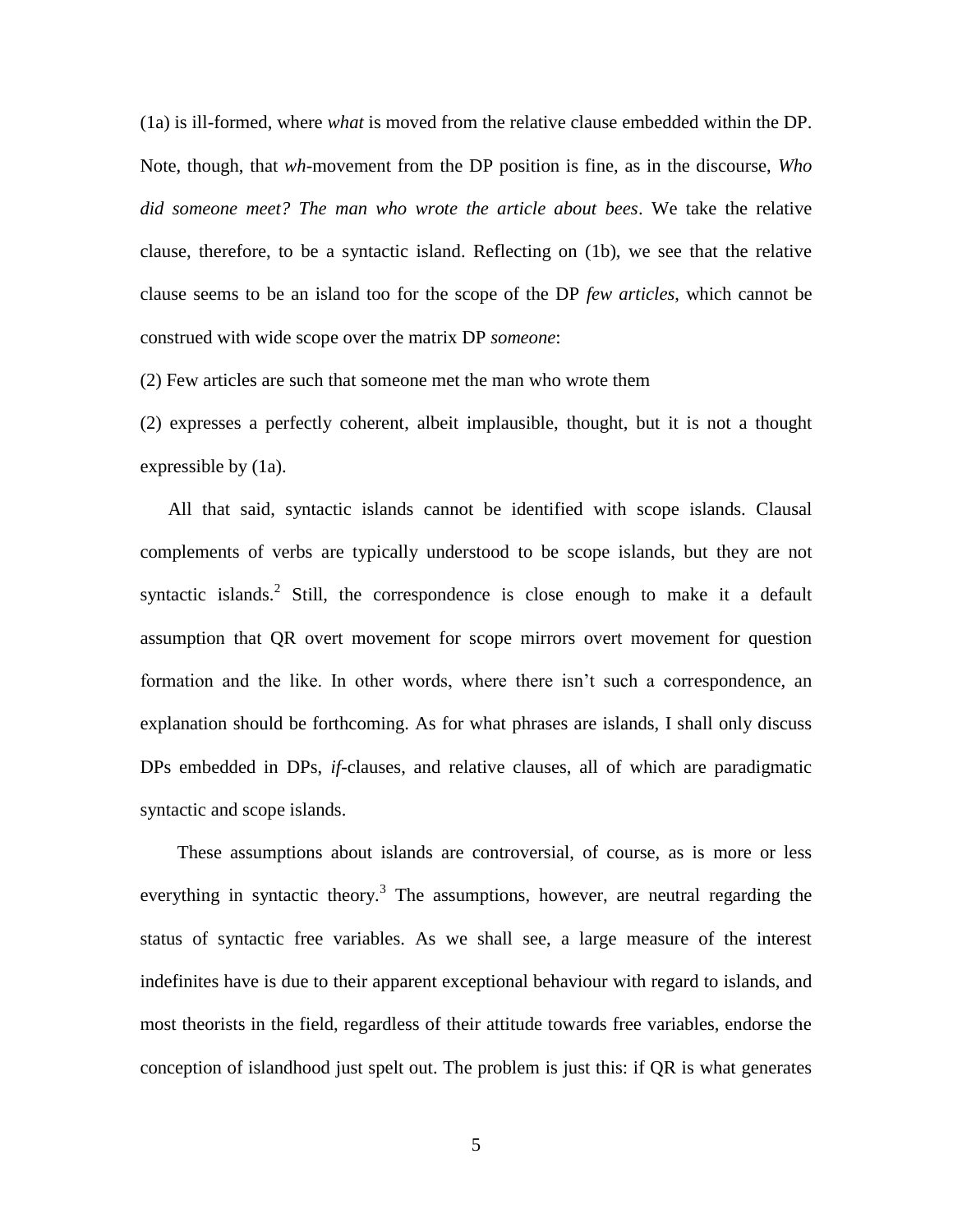(1a) is ill-formed, where *what* is moved from the relative clause embedded within the DP. Note, though, that *wh*-movement from the DP position is fine, as in the discourse, *Who did someone meet? The man who wrote the article about bees*. We take the relative clause, therefore, to be a syntactic island. Reflecting on (1b), we see that the relative clause seems to be an island too for the scope of the DP *few articles*, which cannot be construed with wide scope over the matrix DP *someone*:

(2) Few articles are such that someone met the man who wrote them

(2) expresses a perfectly coherent, albeit implausible, thought, but it is not a thought expressible by (1a).

All that said, syntactic islands cannot be identified with scope islands. Clausal complements of verbs are typically understood to be scope islands, but they are not syntactic islands.[2] Still, the correspondence is close enough to make it a default assumption that QR overt movement for scope mirrors overt movement for question formation and the like. In other words, where there isn't such a correspondence, an explanation should be forthcoming. As for what phrases are islands, I shall only discuss DPs embedded in DPs, *if*-clauses, and relative clauses, all of which are paradigmatic syntactic and scope islands.

These assumptions about islands are controversial, of course, as is more or less everything in syntactic theory.[3] The assumptions, however, are neutral regarding the status of syntactic free variables. As we shall see, a large measure of the interest indefinites have is due to their apparent exceptional behaviour with regard to islands, and most theorists in the field, regardless of their attitude towards free variables, endorse the conception of islandhood just spelt out. The problem is just this: if QR is what generates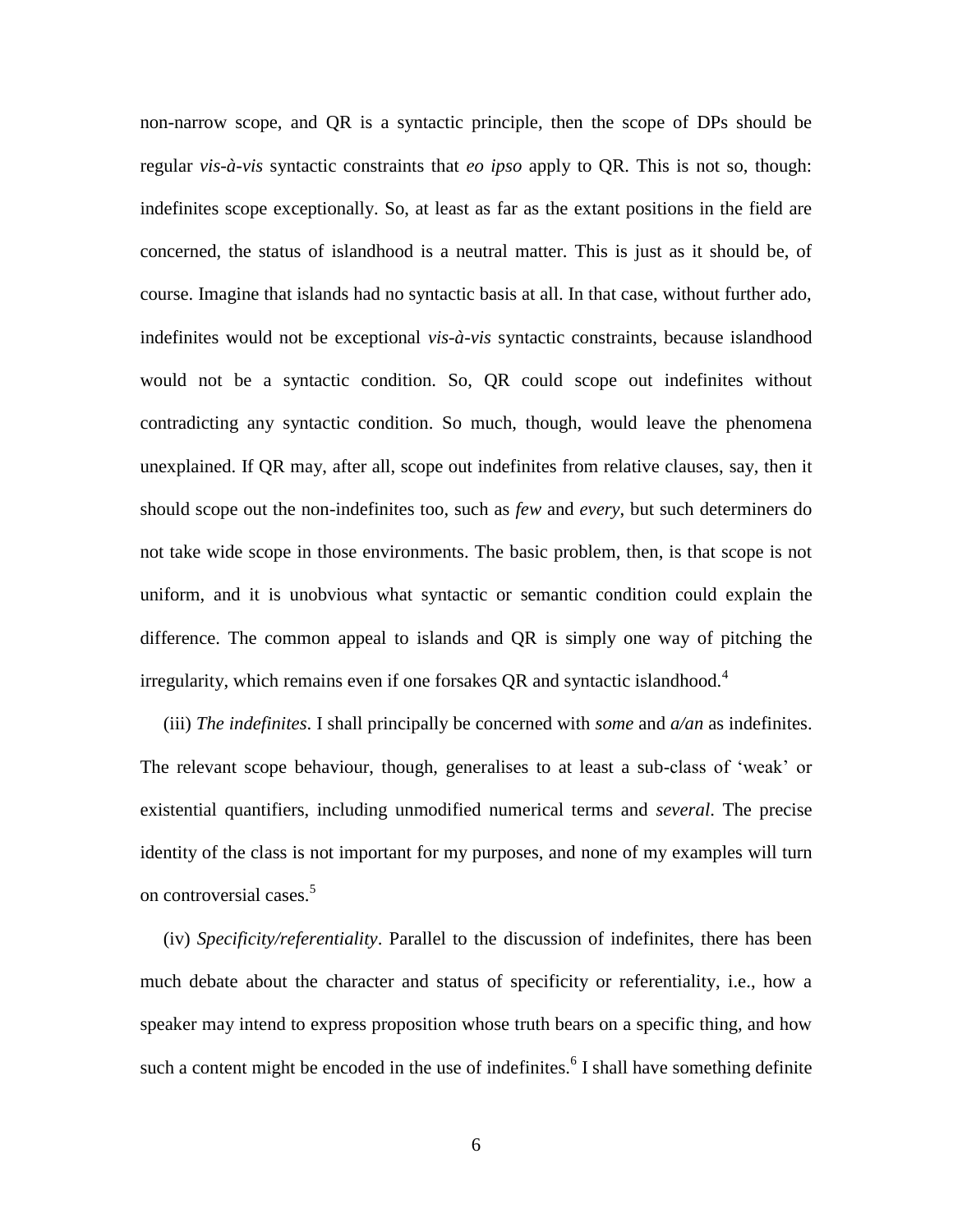non-narrow scope, and QR is a syntactic principle, then the scope of DPs should be regular *vis-à-vis* syntactic constraints that *eo ipso* apply to QR. This is not so, though: indefinites scope exceptionally. So, at least as far as the extant positions in the field are concerned, the status of islandhood is a neutral matter. This is just as it should be, of course. Imagine that islands had no syntactic basis at all. In that case, without further ado, indefinites would not be exceptional *vis-à-vis* syntactic constraints, because islandhood would not be a syntactic condition. So, QR could scope out indefinites without contradicting any syntactic condition. So much, though, would leave the phenomena unexplained. If QR may, after all, scope out indefinites from relative clauses, say, then it should scope out the non-indefinites too, such as *few* and *every*, but such determiners do not take wide scope in those environments. The basic problem, then, is that scope is not uniform, and it is unobvious what syntactic or semantic condition could explain the difference. The common appeal to islands and QR is simply one way of pitching the irregularity, which remains even if one forsakes QR and syntactic islandhood.[4]

(iii) *The indefinites*. I shall principally be concerned with *some* and *a/an* as indefinites. The relevant scope behaviour, though, generalises to at least a sub-class of 'weak' or existential quantifiers, including unmodified numerical terms and *several*. The precise identity of the class is not important for my purposes, and none of my examples will turn on controversial cases.[5]

(iv) *Specificity/referentiality*. Parallel to the discussion of indefinites, there has been much debate about the character and status of specificity or referentiality, i.e., how a speaker may intend to express proposition whose truth bears on a specific thing, and how such a content might be encoded in the use of indefinites.[6] I shall have something definite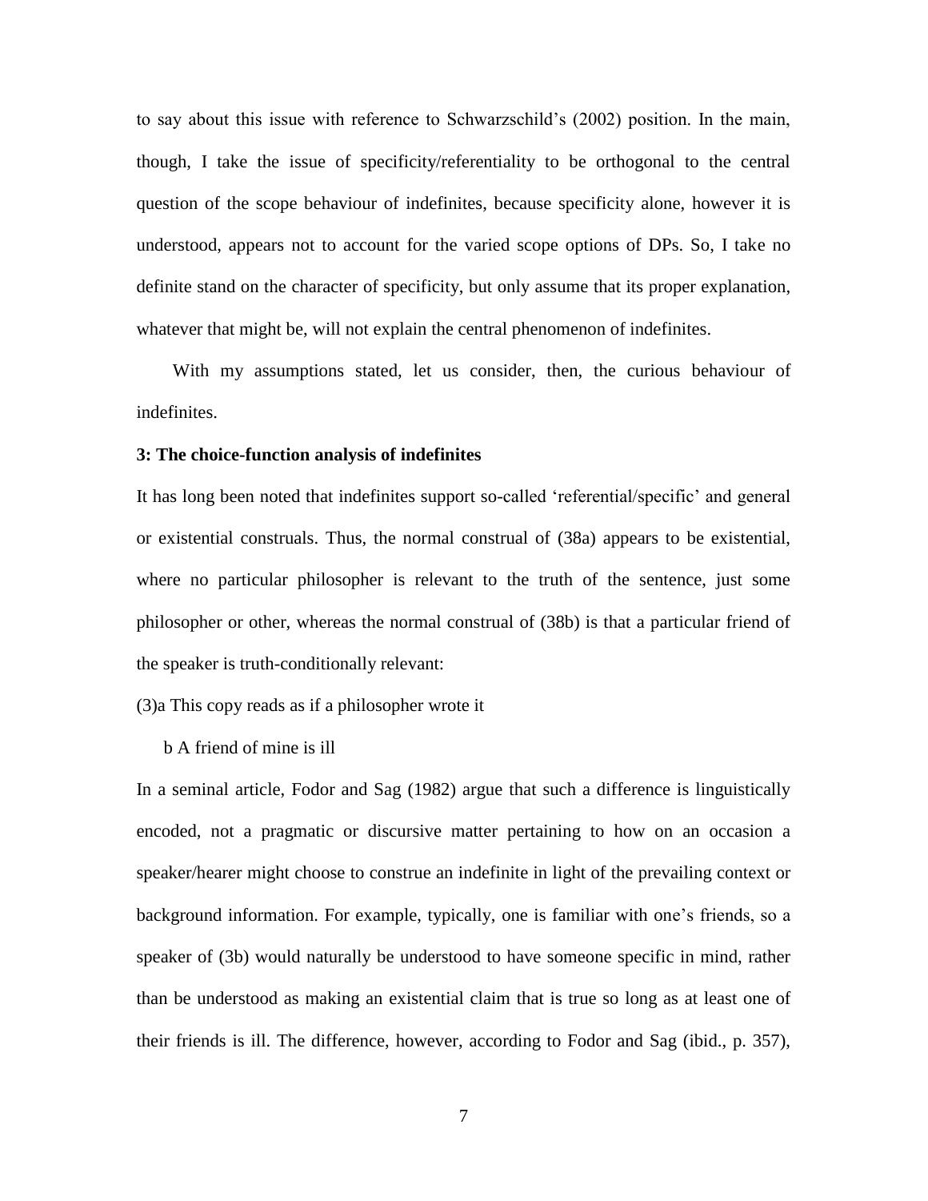to say about this issue with reference to Schwarzschild's (2002) position. In the main, though, I take the issue of specificity/referentiality to be orthogonal to the central question of the scope behaviour of indefinites, because specificity alone, however it is understood, appears not to account for the varied scope options of DPs. So, I take no definite stand on the character of specificity, but only assume that its proper explanation, whatever that might be, will not explain the central phenomenon of indefinites.

With my assumptions stated, let us consider, then, the curious behaviour of indefinites.

**3: The choice-function analysis of indefinites**

It has long been noted that indefinites support so-called 'referential/specific' and general or existential construals. Thus, the normal construal of (38a) appears to be existential, where no particular philosopher is relevant to the truth of the sentence, just some philosopher or other, whereas the normal construal of (38b) is that a particular friend of the speaker is truth-conditionally relevant:

(3)a This copy reads as if a philosopher wrote it

b A friend of mine is ill

In a seminal article, Fodor and Sag (1982) argue that such a difference is linguistically encoded, not a pragmatic or discursive matter pertaining to how on an occasion a speaker/hearer might choose to construe an indefinite in light of the prevailing context or background information. For example, typically, one is familiar with one's friends, so a speaker of (3b) would naturally be understood to have someone specific in mind, rather than be understood as making an existential claim that is true so long as at least one of their friends is ill. The difference, however, according to Fodor and Sag (ibid., p. 357),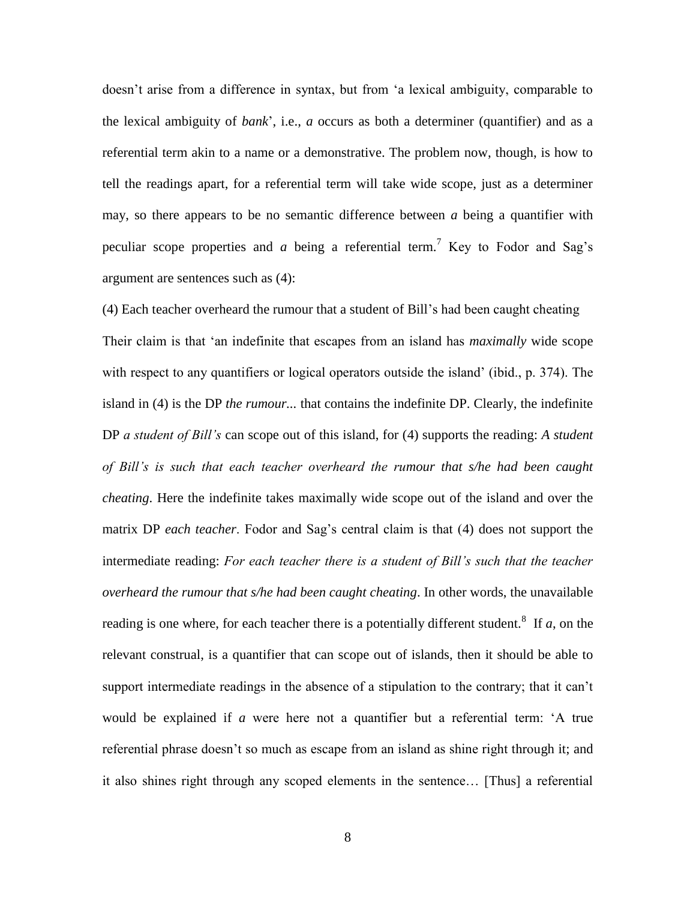doesn't arise from a difference in syntax, but from 'a lexical ambiguity, comparable to the lexical ambiguity of *bank*', i.e., *a* occurs as both a determiner (quantifier) and as a referential term akin to a name or a demonstrative. The problem now, though, is how to tell the readings apart, for a referential term will take wide scope, just as a determiner may, so there appears to be no semantic difference between *a* being a quantifier with peculiar scope properties and *a* being a referential term.[7] Key to Fodor and Sag's argument are sentences such as (4):

(4) Each teacher overheard the rumour that a student of Bill's had been caught cheating

Their claim is that 'an indefinite that escapes from an island has *maximally* wide scope with respect to any quantifiers or logical operators outside the island' (ibid., p. 374). The island in (4) is the DP *the rumour...* that contains the indefinite DP. Clearly, the indefinite DP *a student of Bill's* can scope out of this island, for (4) supports the reading: *A student of Bill's is such that each teacher overheard the rumour that s/he had been caught cheating*. Here the indefinite takes maximally wide scope out of the island and over the matrix DP *each teacher*. Fodor and Sag's central claim is that (4) does not support the intermediate reading: *For each teacher there is a student of Bill's such that the teacher overheard the rumour that s/he had been caught cheating*. In other words, the unavailable reading is one where, for each teacher there is a potentially different student.[8] If *a*, on the relevant construal, is a quantifier that can scope out of islands, then it should be able to support intermediate readings in the absence of a stipulation to the contrary; that it can't would be explained if *a* were here not a quantifier but a referential term: 'A true referential phrase doesn't so much as escape from an island as shine right through it; and it also shines right through any scoped elements in the sentence… [Thus] a referential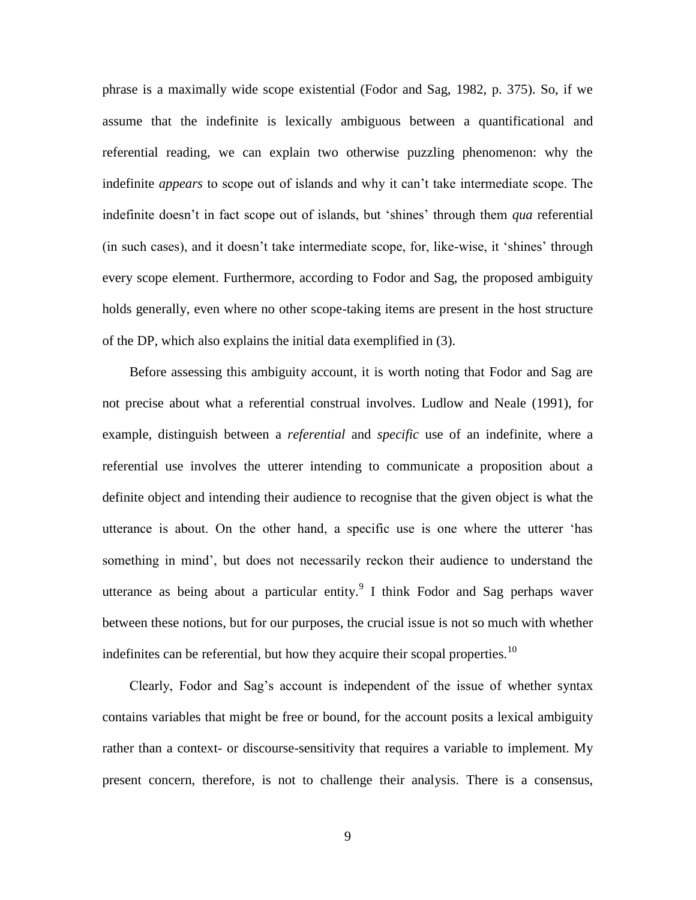phrase is a maximally wide scope existential (Fodor and Sag, 1982, p. 375). So, if we assume that the indefinite is lexically ambiguous between a quantificational and referential reading, we can explain two otherwise puzzling phenomenon: why the indefinite *appears* to scope out of islands and why it can't take intermediate scope. The indefinite doesn't in fact scope out of islands, but 'shines' through them *qua* referential (in such cases), and it doesn't take intermediate scope, for, like-wise, it 'shines' through every scope element. Furthermore, according to Fodor and Sag, the proposed ambiguity holds generally, even where no other scope-taking items are present in the host structure of the DP, which also explains the initial data exemplified in (3).

Before assessing this ambiguity account, it is worth noting that Fodor and Sag are not precise about what a referential construal involves. Ludlow and Neale (1991), for example, distinguish between a *referential* and *specific* use of an indefinite, where a referential use involves the utterer intending to communicate a proposition about a definite object and intending their audience to recognise that the given object is what the utterance is about. On the other hand, a specific use is one where the utterer 'has something in mind', but does not necessarily reckon their audience to understand the utterance as being about a particular entity.[9] I think Fodor and Sag perhaps waver between these notions, but for our purposes, the crucial issue is not so much with whether indefinites can be referential, but how they acquire their scopal properties.[10]

Clearly, Fodor and Sag's account is independent of the issue of whether syntax contains variables that might be free or bound, for the account posits a lexical ambiguity rather than a context- or discourse-sensitivity that requires a variable to implement. My present concern, therefore, is not to challenge their analysis. There is a consensus,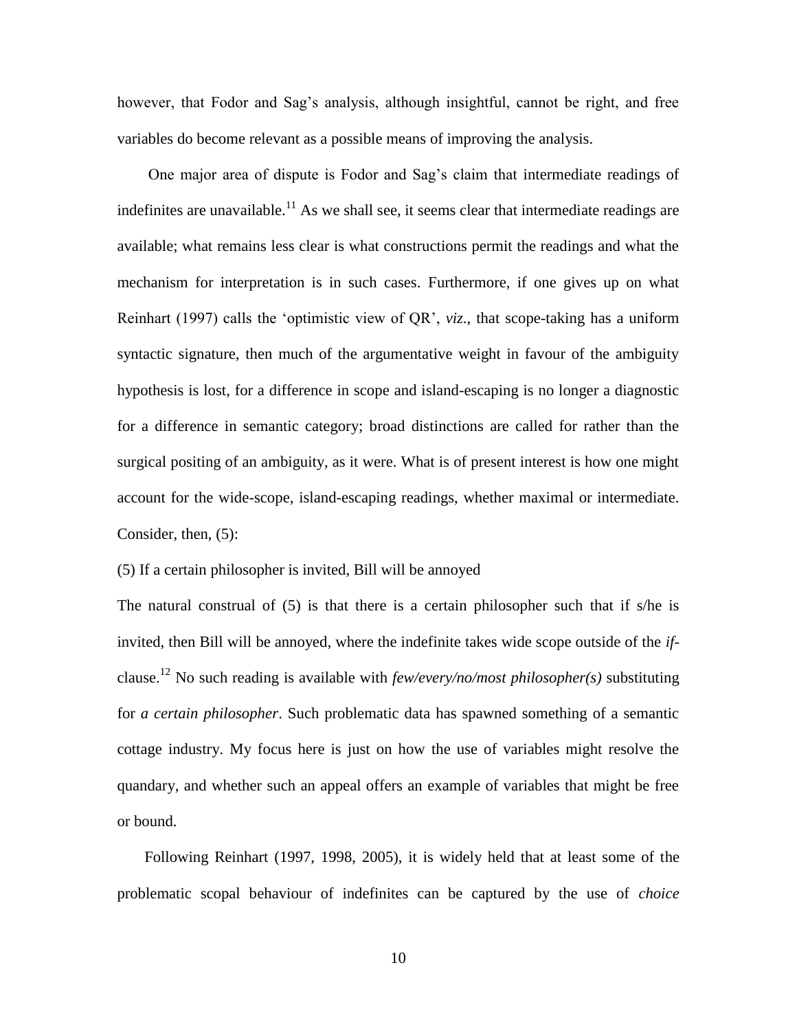however, that Fodor and Sag's analysis, although insightful, cannot be right, and free variables do become relevant as a possible means of improving the analysis.

One major area of dispute is Fodor and Sag's claim that intermediate readings of indefinites are unavailable.[11] As we shall see, it seems clear that intermediate readings are available; what remains less clear is what constructions permit the readings and what the mechanism for interpretation is in such cases. Furthermore, if one gives up on what Reinhart (1997) calls the 'optimistic view of QR', *viz*., that scope-taking has a uniform syntactic signature, then much of the argumentative weight in favour of the ambiguity hypothesis is lost, for a difference in scope and island-escaping is no longer a diagnostic for a difference in semantic category; broad distinctions are called for rather than the surgical positing of an ambiguity, as it were. What is of present interest is how one might account for the wide-scope, island-escaping readings, whether maximal or intermediate. Consider, then, (5):

(5) If a certain philosopher is invited, Bill will be annoyed

The natural construal of (5) is that there is a certain philosopher such that if s/he is invited, then Bill will be annoyed, where the indefinite takes wide scope outside of the *if*-clause.[12] No such reading is available with *few/every/no/most philosopher(s)* substituting for *a certain philosopher*. Such problematic data has spawned something of a semantic cottage industry. My focus here is just on how the use of variables might resolve the quandary, and whether such an appeal offers an example of variables that might be free or bound.

Following Reinhart (1997, 1998, 2005), it is widely held that at least some of the problematic scopal behaviour of indefinites can be captured by the use of *choice*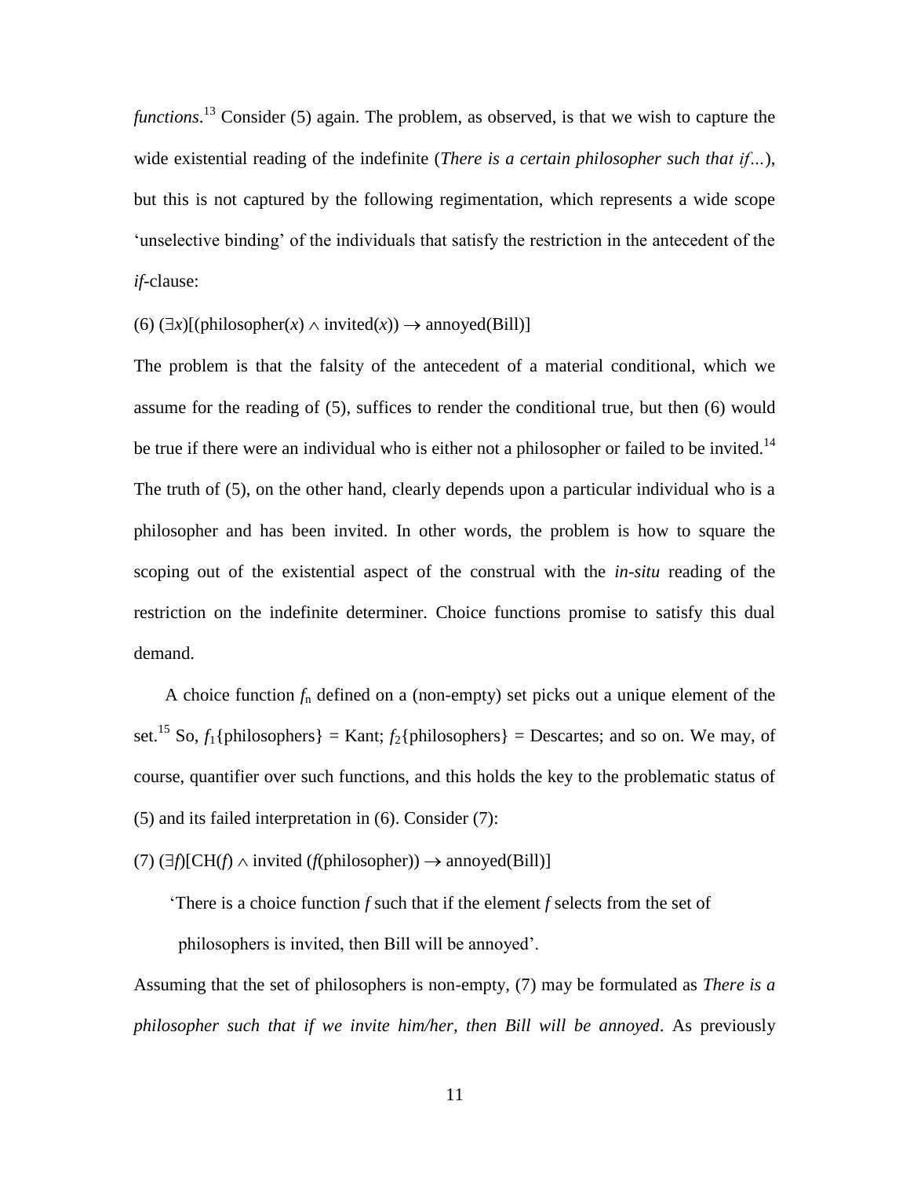*functions*.[13] Consider (5) again. The problem, as observed, is that we wish to capture the wide existential reading of the indefinite (*There is a certain philosopher such that if…*), but this is not captured by the following regimentation, which represents a wide scope 'unselective binding' of the individuals that satisfy the restriction in the antecedent of the *if*-clause:

(6) $(\exists x)[(\text{philosopher}(x) \wedge \text{invited}(x)) \rightarrow \text{annoyed}(\text{Bill})]$

The problem is that the falsity of the antecedent of a material conditional, which we assume for the reading of (5), suffices to render the conditional true, but then (6) would be true if there were an individual who is either not a philosopher or failed to be invited.[14] The truth of (5), on the other hand, clearly depends upon a particular individual who is a philosopher and has been invited. In other words, the problem is how to square the scoping out of the existential aspect of the construal with the *in-situ* reading of the restriction on the indefinite determiner. Choice functions promise to satisfy this dual demand.

A choice function $f_n$ defined on a (non-empty) set picks out a unique element of the set.[15] So, $f_1\{\text{philosophers}\} = \text{Kant}$; $f_2\{\text{philosophers}\} = \text{Descartes}$; and so on. We may, of course, quantifier over such functions, and this holds the key to the problematic status of (5) and its failed interpretation in (6). Consider (7):

(7) $(\exists f)[\text{CH}(f) \wedge \text{invited}\ (f(\text{philosopher})) \rightarrow \text{annoyed}(\text{Bill})]$

'There is a choice function *f* such that if the element *f* selects from the set of philosophers is invited, then Bill will be annoyed'.

Assuming that the set of philosophers is non-empty, (7) may be formulated as *There is a philosopher such that if we invite him/her, then Bill will be annoyed*. As previously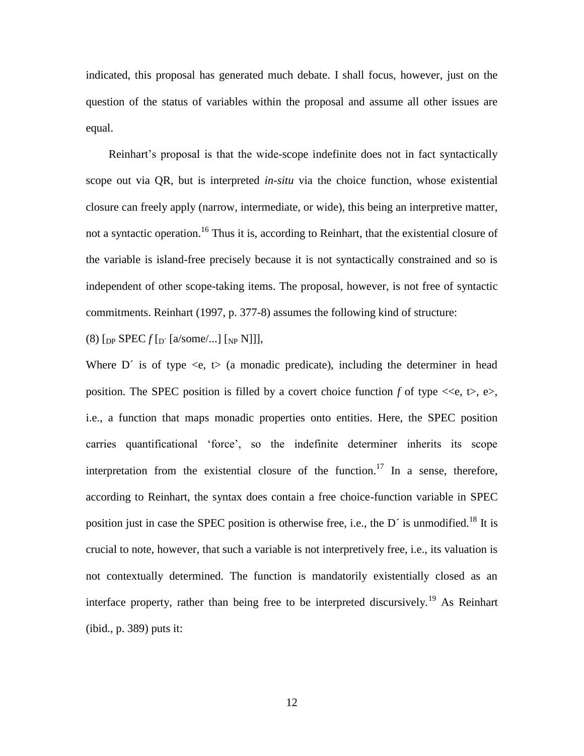indicated, this proposal has generated much debate. I shall focus, however, just on the question of the status of variables within the proposal and assume all other issues are equal.

Reinhart's proposal is that the wide-scope indefinite does not in fact syntactically scope out via QR, but is interpreted *in-situ* via the choice function, whose existential closure can freely apply (narrow, intermediate, or wide), this being an interpretive matter, not a syntactic operation.[16] Thus it is, according to Reinhart, that the existential closure of the variable is island-free precisely because it is not syntactically constrained and so is independent of other scope-taking items. The proposal, however, is not free of syntactic commitments. Reinhart (1997, p. 377-8) assumes the following kind of structure:

(8) $[_{DP}$ SPEC *f* $[_{D'}$ [a/some/...] $[_{NP}$ N]]],

Where D´ is of type <e, t> (a monadic predicate), including the determiner in head position. The SPEC position is filled by a covert choice function *f* of type <<e, t>, e>, i.e., a function that maps monadic properties onto entities. Here, the SPEC position carries quantificational 'force', so the indefinite determiner inherits its scope interpretation from the existential closure of the function.[17] In a sense, therefore, according to Reinhart, the syntax does contain a free choice-function variable in SPEC position just in case the SPEC position is otherwise free, i.e., the D´ is unmodified.[18] It is crucial to note, however, that such a variable is not interpretively free, i.e., its valuation is not contextually determined. The function is mandatorily existentially closed as an interface property, rather than being free to be interpreted discursively.[19] As Reinhart (ibid., p. 389) puts it: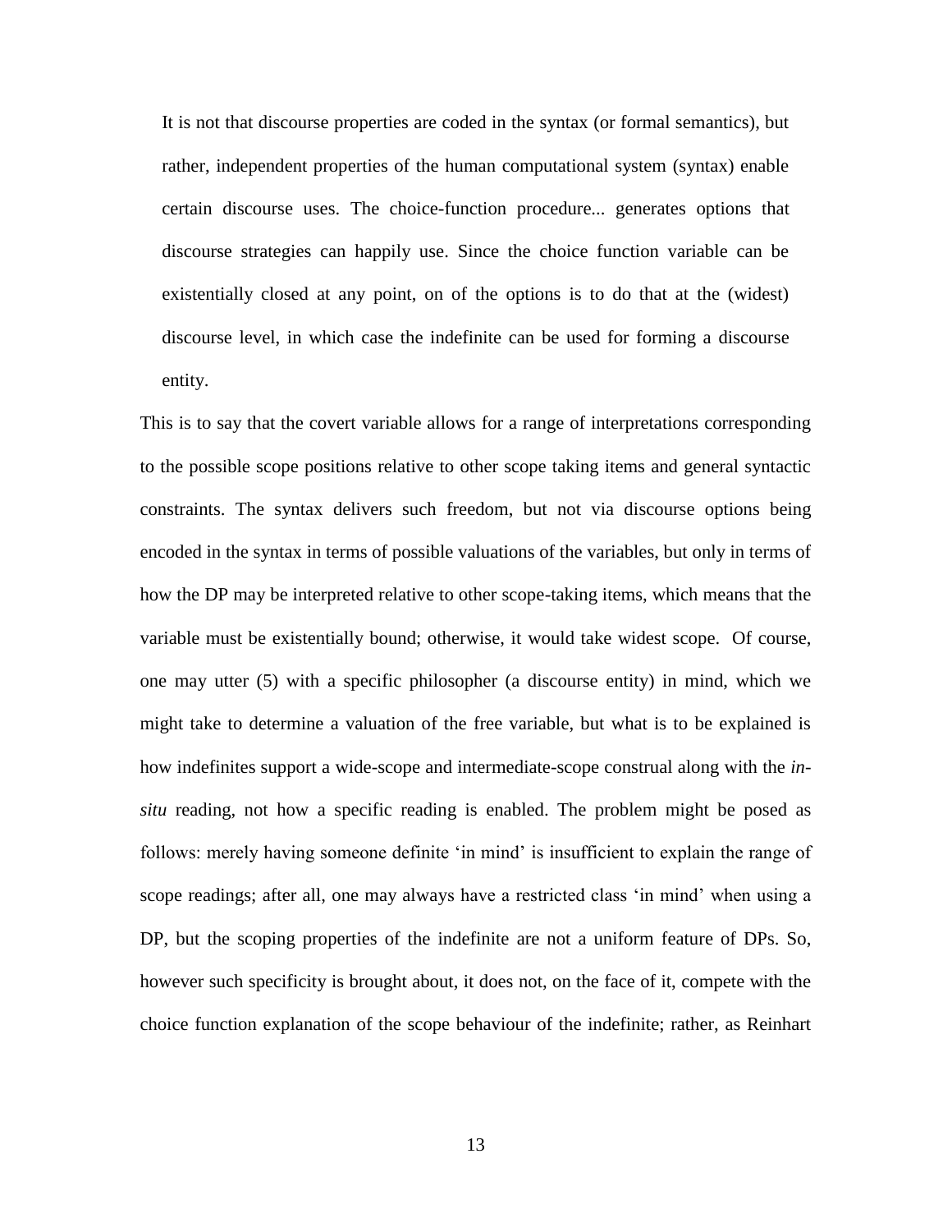> It is not that discourse properties are coded in the syntax (or formal semantics), but rather, independent properties of the human computational system (syntax) enable certain discourse uses. The choice-function procedure... generates options that discourse strategies can happily use. Since the choice function variable can be existentially closed at any point, on of the options is to do that at the (widest) discourse level, in which case the indefinite can be used for forming a discourse entity.

This is to say that the covert variable allows for a range of interpretations corresponding to the possible scope positions relative to other scope taking items and general syntactic constraints. The syntax delivers such freedom, but not via discourse options being encoded in the syntax in terms of possible valuations of the variables, but only in terms of how the DP may be interpreted relative to other scope-taking items, which means that the variable must be existentially bound; otherwise, it would take widest scope. Of course, one may utter (5) with a specific philosopher (a discourse entity) in mind, which we might take to determine a valuation of the free variable, but what is to be explained is how indefinites support a wide-scope and intermediate-scope construal along with the *in-situ* reading, not how a specific reading is enabled. The problem might be posed as follows: merely having someone definite 'in mind' is insufficient to explain the range of scope readings; after all, one may always have a restricted class 'in mind' when using a DP, but the scoping properties of the indefinite are not a uniform feature of DPs. So, however such specificity is brought about, it does not, on the face of it, compete with the choice function explanation of the scope behaviour of the indefinite; rather, as Reinhart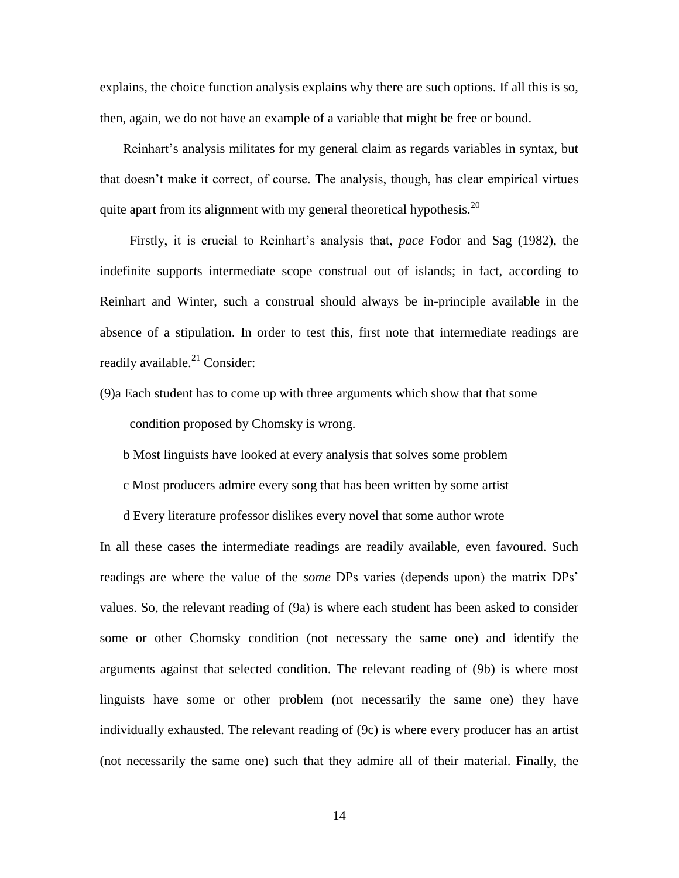explains, the choice function analysis explains why there are such options. If all this is so, then, again, we do not have an example of a variable that might be free or bound.

Reinhart's analysis militates for my general claim as regards variables in syntax, but that doesn't make it correct, of course. The analysis, though, has clear empirical virtues quite apart from its alignment with my general theoretical hypothesis.[20]

Firstly, it is crucial to Reinhart's analysis that, *pace* Fodor and Sag (1982), the indefinite supports intermediate scope construal out of islands; in fact, according to Reinhart and Winter, such a construal should always be in-principle available in the absence of a stipulation. In order to test this, first note that intermediate readings are readily available.[21] Consider:

(9)a Each student has to come up with three arguments which show that that some condition proposed by Chomsky is wrong.

b Most linguists have looked at every analysis that solves some problem

c Most producers admire every song that has been written by some artist

d Every literature professor dislikes every novel that some author wrote

In all these cases the intermediate readings are readily available, even favoured. Such readings are where the value of the *some* DPs varies (depends upon) the matrix DPs' values. So, the relevant reading of (9a) is where each student has been asked to consider some or other Chomsky condition (not necessary the same one) and identify the arguments against that selected condition. The relevant reading of (9b) is where most linguists have some or other problem (not necessarily the same one) they have individually exhausted. The relevant reading of (9c) is where every producer has an artist (not necessarily the same one) such that they admire all of their material. Finally, the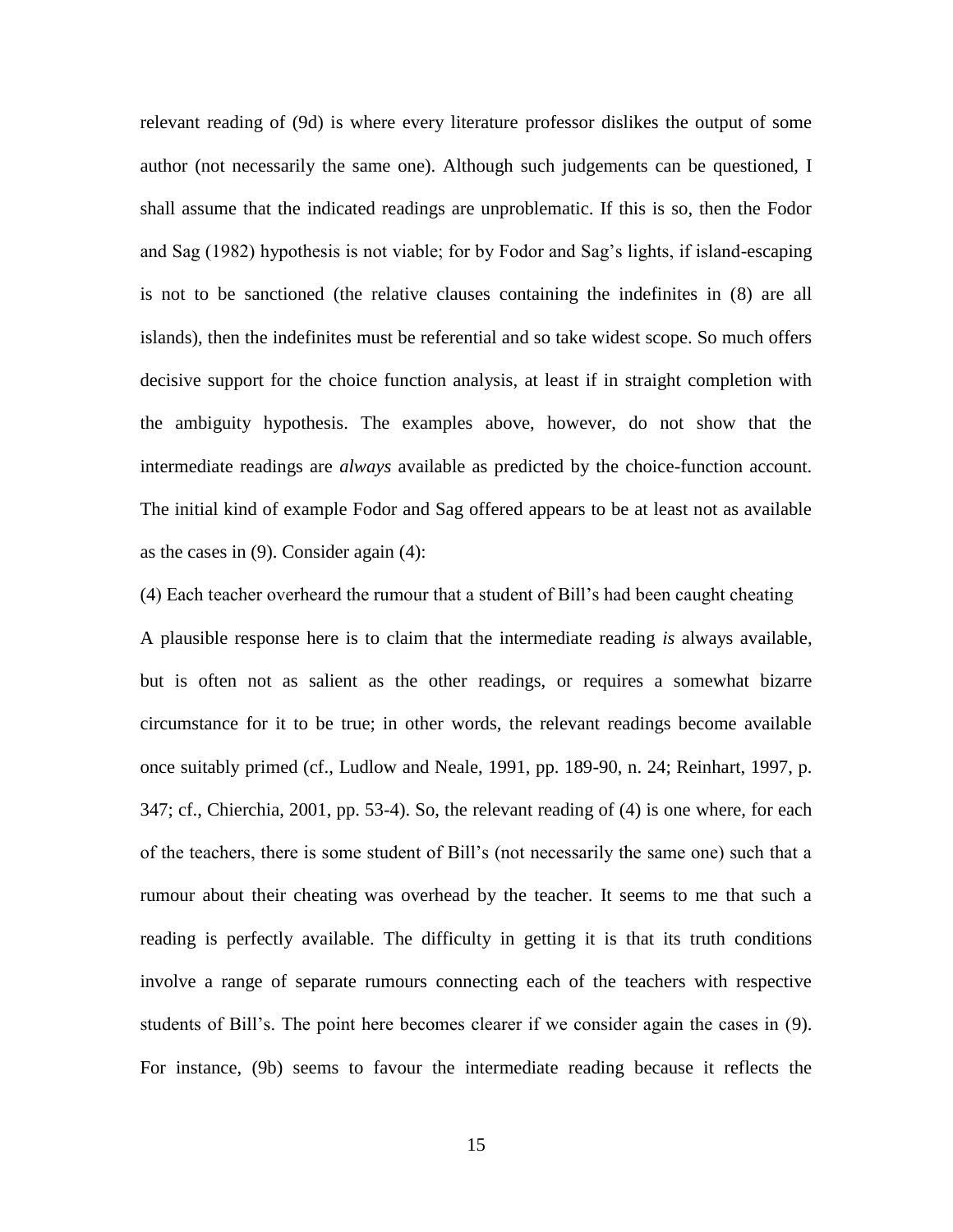relevant reading of (9d) is where every literature professor dislikes the output of some author (not necessarily the same one). Although such judgements can be questioned, I shall assume that the indicated readings are unproblematic. If this is so, then the Fodor and Sag (1982) hypothesis is not viable; for by Fodor and Sag's lights, if island-escaping is not to be sanctioned (the relative clauses containing the indefinites in (8) are all islands), then the indefinites must be referential and so take widest scope. So much offers decisive support for the choice function analysis, at least if in straight completion with the ambiguity hypothesis. The examples above, however, do not show that the intermediate readings are *always* available as predicted by the choice-function account. The initial kind of example Fodor and Sag offered appears to be at least not as available as the cases in (9). Consider again (4):

(4) Each teacher overheard the rumour that a student of Bill's had been caught cheating

A plausible response here is to claim that the intermediate reading *is* always available, but is often not as salient as the other readings, or requires a somewhat bizarre circumstance for it to be true; in other words, the relevant readings become available once suitably primed (cf., Ludlow and Neale, 1991, pp. 189-90, n. 24; Reinhart, 1997, p. 347; cf., Chierchia, 2001, pp. 53-4). So, the relevant reading of (4) is one where, for each of the teachers, there is some student of Bill's (not necessarily the same one) such that a rumour about their cheating was overhead by the teacher. It seems to me that such a reading is perfectly available. The difficulty in getting it is that its truth conditions involve a range of separate rumours connecting each of the teachers with respective students of Bill's. The point here becomes clearer if we consider again the cases in (9). For instance, (9b) seems to favour the intermediate reading because it reflects the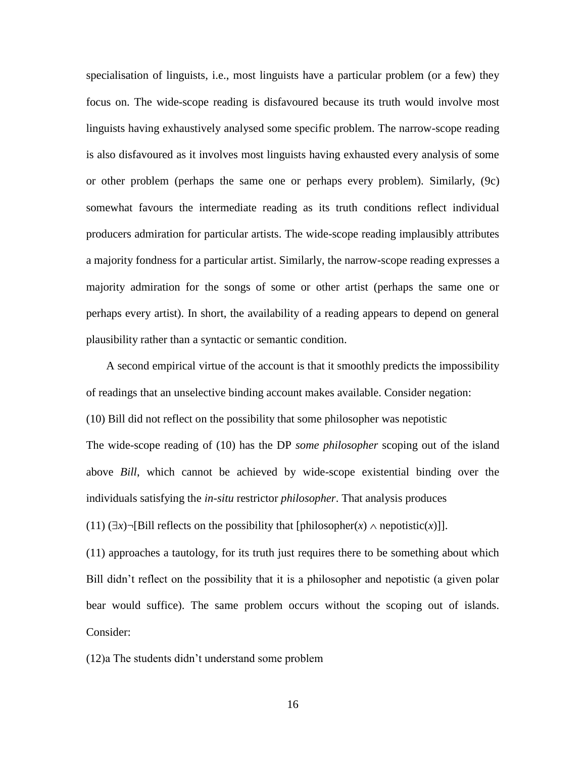specialisation of linguists, i.e., most linguists have a particular problem (or a few) they focus on. The wide-scope reading is disfavoured because its truth would involve most linguists having exhaustively analysed some specific problem. The narrow-scope reading is also disfavoured as it involves most linguists having exhausted every analysis of some or other problem (perhaps the same one or perhaps every problem). Similarly, (9c) somewhat favours the intermediate reading as its truth conditions reflect individual producers admiration for particular artists. The wide-scope reading implausibly attributes a majority fondness for a particular artist. Similarly, the narrow-scope reading expresses a majority admiration for the songs of some or other artist (perhaps the same one or perhaps every artist). In short, the availability of a reading appears to depend on general plausibility rather than a syntactic or semantic condition.

A second empirical virtue of the account is that it smoothly predicts the impossibility of readings that an unselective binding account makes available. Consider negation:

(10) Bill did not reflect on the possibility that some philosopher was nepotistic

The wide-scope reading of (10) has the DP *some philosopher* scoping out of the island above *Bill*, which cannot be achieved by wide-scope existential binding over the individuals satisfying the *in-situ* restrictor *philosopher*. That analysis produces

(11) $(\exists x)\neg$[Bill reflects on the possibility that [philosopher($x$) $\wedge$ nepotistic($x$)]].

(11) approaches a tautology, for its truth just requires there to be something about which Bill didn't reflect on the possibility that it is a philosopher and nepotistic (a given polar bear would suffice). The same problem occurs without the scoping out of islands. Consider:

(12)a The students didn't understand some problem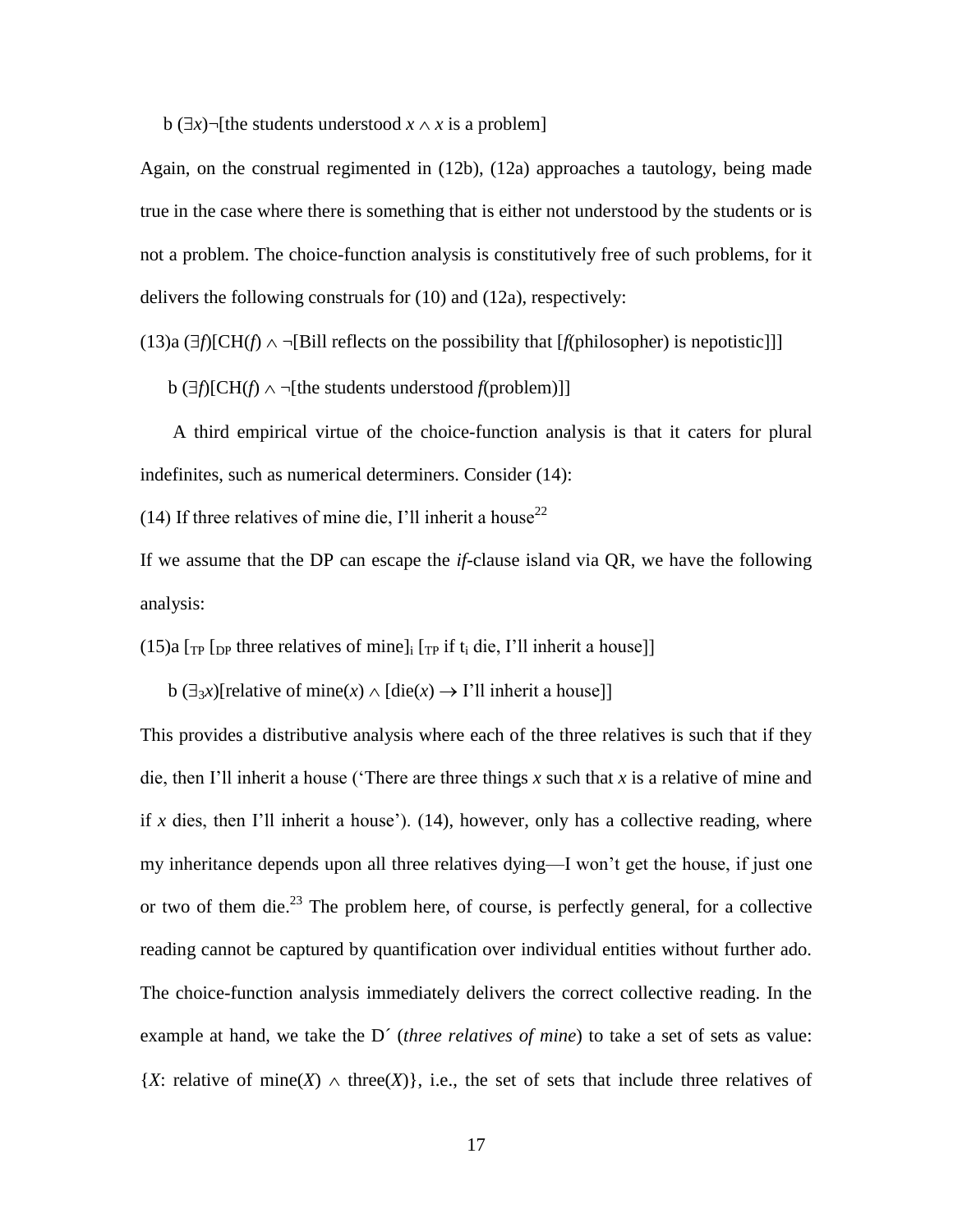b $(\exists x)\neg$[the students understood $x \wedge x$ is a problem]

Again, on the construal regimented in (12b), (12a) approaches a tautology, being made true in the case where there is something that is either not understood by the students or is not a problem. The choice-function analysis is constitutively free of such problems, for it delivers the following construals for (10) and (12a), respectively:

(13)a $(\exists f)[\mathrm{CH}(f) \wedge \neg$[Bill reflects on the possibility that [$f$(philosopher) is nepotistic]]]

b $(\exists f)[\mathrm{CH}(f) \wedge \neg$[the students understood $f$(problem)]]

A third empirical virtue of the choice-function analysis is that it caters for plural indefinites, such as numerical determiners. Consider (14):

(14) If three relatives of mine die, I'll inherit a house[22]

If we assume that the DP can escape the *if*-clause island via QR, we have the following analysis:

(15)a $[_{\mathrm{TP}}\ [_{\mathrm{DP}}$ three relatives of mine$]_i\ [_{\mathrm{TP}}$ if $t_i$ die, I'll inherit a house]]

b $(\exists_3 x)$[relative of mine$(x) \wedge$ [die$(x) \rightarrow$ I'll inherit a house]]

This provides a distributive analysis where each of the three relatives is such that if they die, then I'll inherit a house ('There are three things $x$ such that $x$ is a relative of mine and if $x$ dies, then I'll inherit a house'). (14), however, only has a collective reading, where my inheritance depends upon all three relatives dying—I won't get the house, if just one or two of them die.[23] The problem here, of course, is perfectly general, for a collective reading cannot be captured by quantification over individual entities without further ado. The choice-function analysis immediately delivers the correct collective reading. In the example at hand, we take the D´ (*three relatives of mine*) to take a set of sets as value: $\{X$: relative of mine$(X) \wedge$ three$(X)\}$, i.e., the set of sets that include three relatives of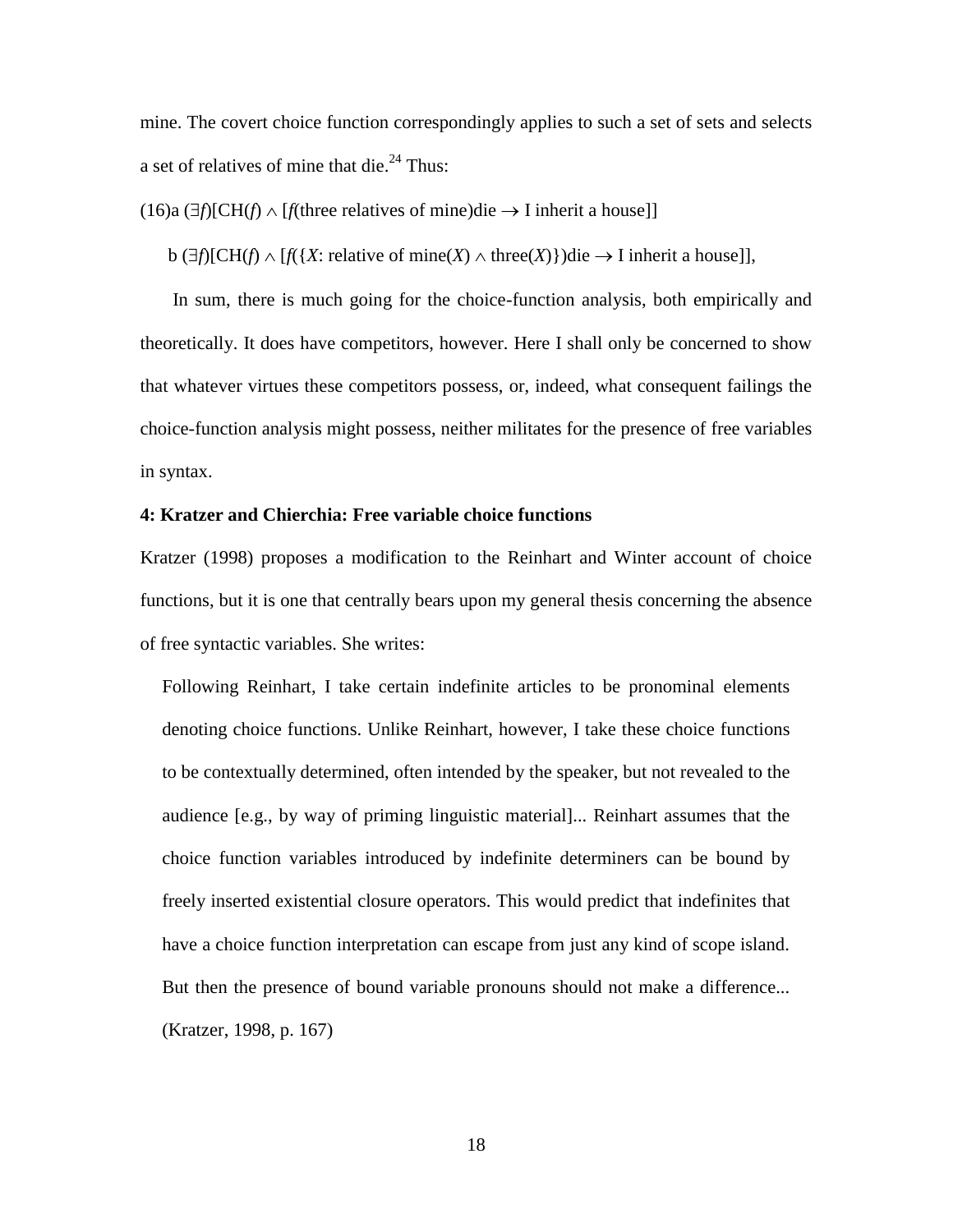mine. The covert choice function correspondingly applies to such a set of sets and selects a set of relatives of mine that die.[24] Thus:

(16)a $(\exists f)[\mathrm{CH}(f) \wedge [f(\text{three relatives of mine})\text{die} \rightarrow \text{I inherit a house}]]$

b $(\exists f)[\mathrm{CH}(f) \wedge [f(\{X\text{: relative of mine}(X) \wedge \text{three}(X)\})\text{die} \rightarrow \text{I inherit a house}]]$,

In sum, there is much going for the choice-function analysis, both empirically and theoretically. It does have competitors, however. Here I shall only be concerned to show that whatever virtues these competitors possess, or, indeed, what consequent failings the choice-function analysis might possess, neither militates for the presence of free variables in syntax.

**4: Kratzer and Chierchia: Free variable choice functions**

Kratzer (1998) proposes a modification to the Reinhart and Winter account of choice functions, but it is one that centrally bears upon my general thesis concerning the absence of free syntactic variables. She writes:

> Following Reinhart, I take certain indefinite articles to be pronominal elements denoting choice functions. Unlike Reinhart, however, I take these choice functions to be contextually determined, often intended by the speaker, but not revealed to the audience [e.g., by way of priming linguistic material]... Reinhart assumes that the choice function variables introduced by indefinite determiners can be bound by freely inserted existential closure operators. This would predict that indefinites that have a choice function interpretation can escape from just any kind of scope island. But then the presence of bound variable pronouns should not make a difference... (Kratzer, 1998, p. 167)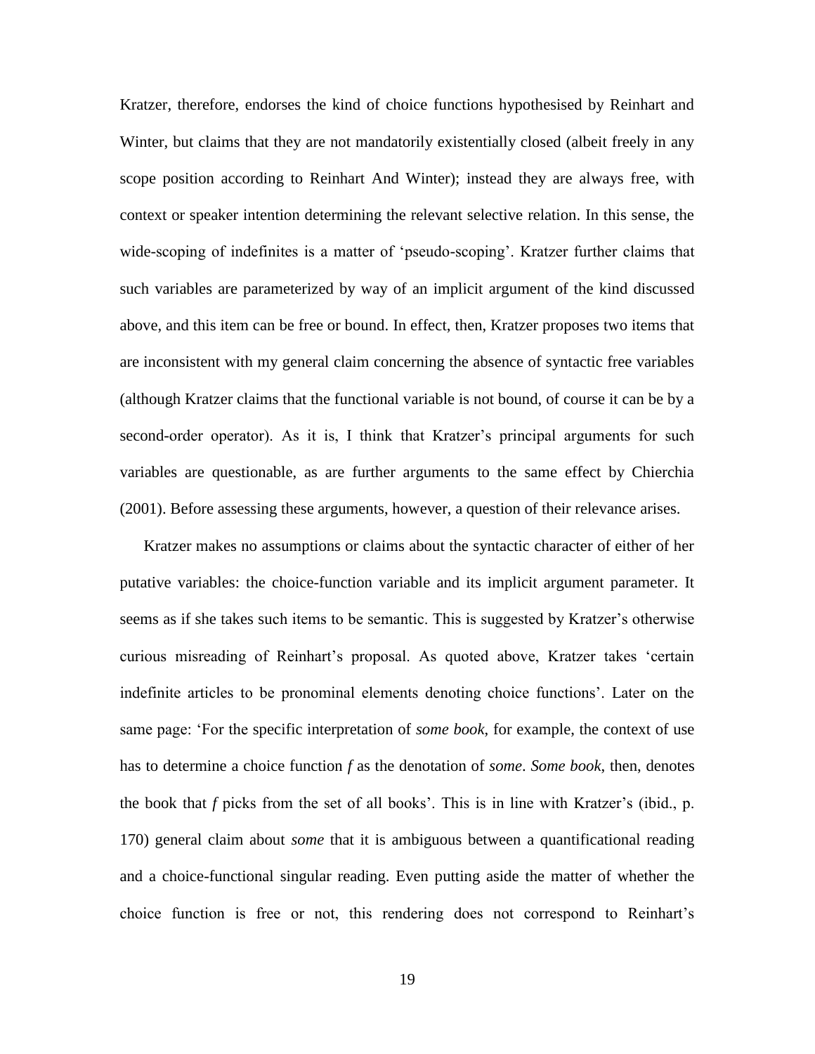Kratzer, therefore, endorses the kind of choice functions hypothesised by Reinhart and Winter, but claims that they are not mandatorily existentially closed (albeit freely in any scope position according to Reinhart And Winter); instead they are always free, with context or speaker intention determining the relevant selective relation. In this sense, the wide-scoping of indefinites is a matter of 'pseudo-scoping'. Kratzer further claims that such variables are parameterized by way of an implicit argument of the kind discussed above, and this item can be free or bound. In effect, then, Kratzer proposes two items that are inconsistent with my general claim concerning the absence of syntactic free variables (although Kratzer claims that the functional variable is not bound, of course it can be by a second-order operator). As it is, I think that Kratzer's principal arguments for such variables are questionable, as are further arguments to the same effect by Chierchia (2001). Before assessing these arguments, however, a question of their relevance arises.

Kratzer makes no assumptions or claims about the syntactic character of either of her putative variables: the choice-function variable and its implicit argument parameter. It seems as if she takes such items to be semantic. This is suggested by Kratzer's otherwise curious misreading of Reinhart's proposal. As quoted above, Kratzer takes 'certain indefinite articles to be pronominal elements denoting choice functions'. Later on the same page: 'For the specific interpretation of *some book*, for example, the context of use has to determine a choice function *f* as the denotation of *some*. *Some book*, then, denotes the book that *f* picks from the set of all books'. This is in line with Kratzer's (ibid., p. 170) general claim about *some* that it is ambiguous between a quantificational reading and a choice-functional singular reading. Even putting aside the matter of whether the choice function is free or not, this rendering does not correspond to Reinhart's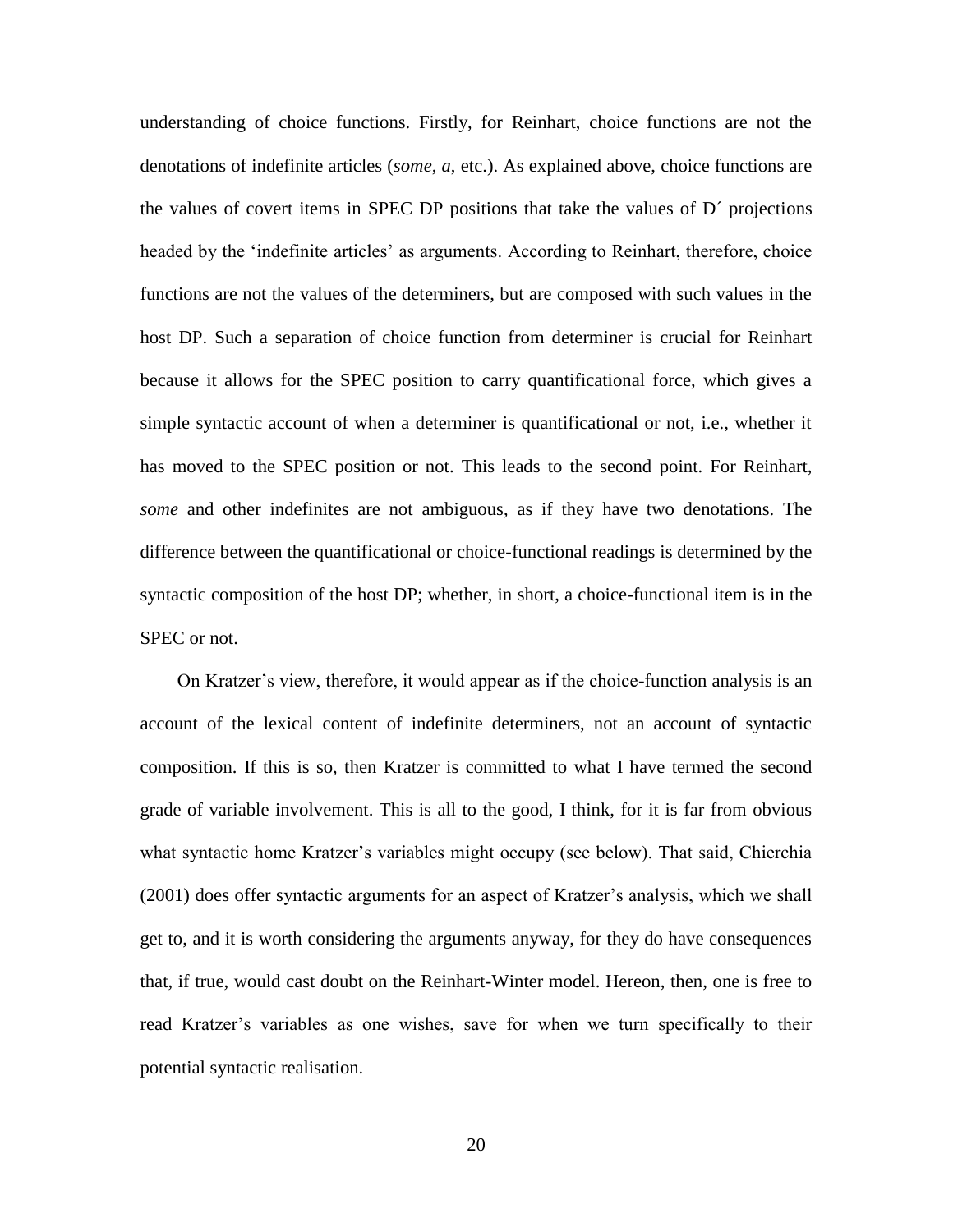understanding of choice functions. Firstly, for Reinhart, choice functions are not the denotations of indefinite articles (*some*, *a*, etc.). As explained above, choice functions are the values of covert items in SPEC DP positions that take the values of D´ projections headed by the 'indefinite articles' as arguments. According to Reinhart, therefore, choice functions are not the values of the determiners, but are composed with such values in the host DP. Such a separation of choice function from determiner is crucial for Reinhart because it allows for the SPEC position to carry quantificational force, which gives a simple syntactic account of when a determiner is quantificational or not, i.e., whether it has moved to the SPEC position or not. This leads to the second point. For Reinhart, *some* and other indefinites are not ambiguous, as if they have two denotations. The difference between the quantificational or choice-functional readings is determined by the syntactic composition of the host DP; whether, in short, a choice-functional item is in the SPEC or not.

On Kratzer's view, therefore, it would appear as if the choice-function analysis is an account of the lexical content of indefinite determiners, not an account of syntactic composition. If this is so, then Kratzer is committed to what I have termed the second grade of variable involvement. This is all to the good, I think, for it is far from obvious what syntactic home Kratzer's variables might occupy (see below). That said, Chierchia (2001) does offer syntactic arguments for an aspect of Kratzer's analysis, which we shall get to, and it is worth considering the arguments anyway, for they do have consequences that, if true, would cast doubt on the Reinhart-Winter model. Hereon, then, one is free to read Kratzer's variables as one wishes, save for when we turn specifically to their potential syntactic realisation.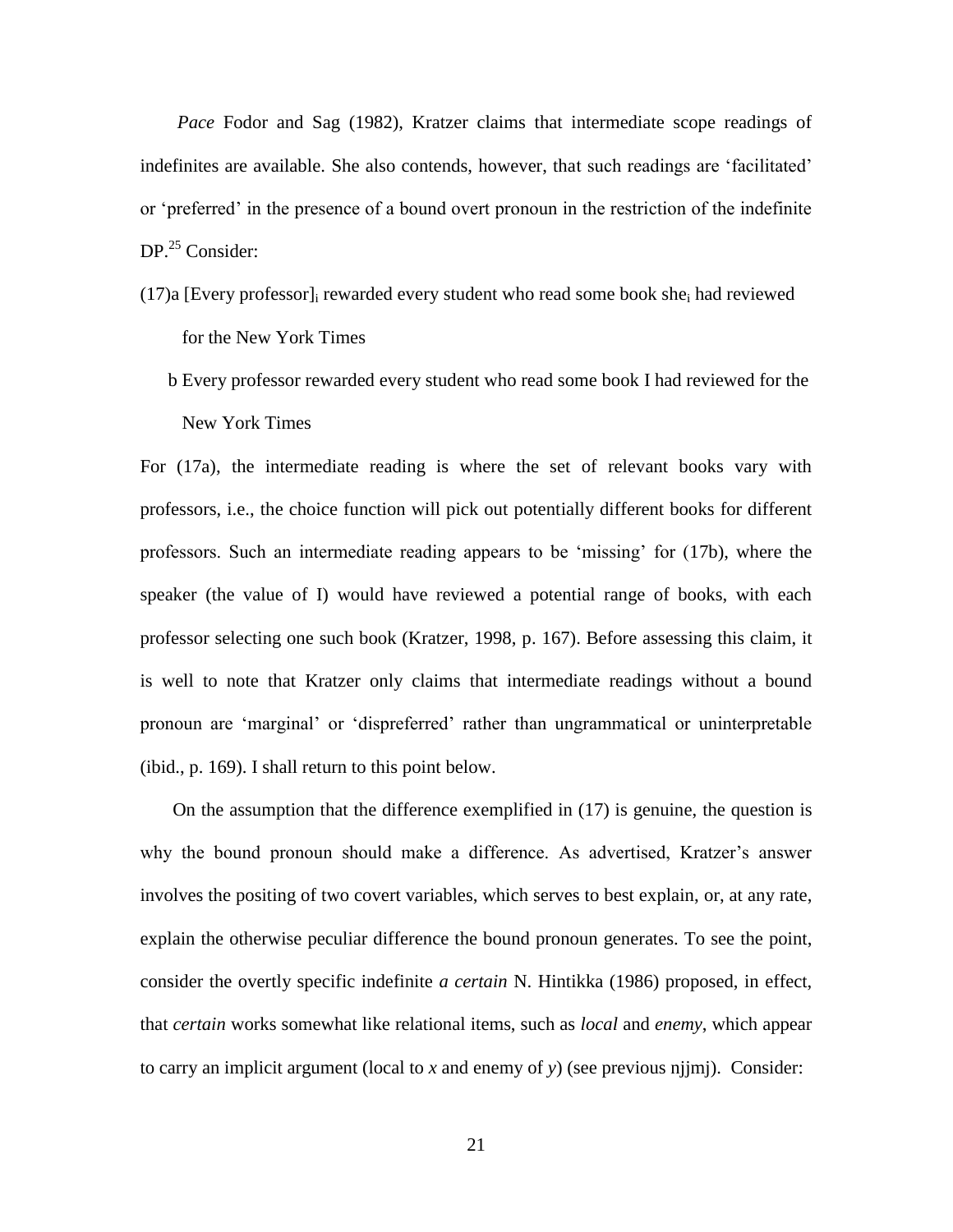*Pace* Fodor and Sag (1982), Kratzer claims that intermediate scope readings of indefinites are available. She also contends, however, that such readings are 'facilitated' or 'preferred' in the presence of a bound overt pronoun in the restriction of the indefinite DP.[25] Consider:

(17)a [Every professor]$_i$ rewarded every student who read some book she$_i$ had reviewed for the New York Times

b Every professor rewarded every student who read some book I had reviewed for the New York Times

For (17a), the intermediate reading is where the set of relevant books vary with professors, i.e., the choice function will pick out potentially different books for different professors. Such an intermediate reading appears to be 'missing' for (17b), where the speaker (the value of I) would have reviewed a potential range of books, with each professor selecting one such book (Kratzer, 1998, p. 167). Before assessing this claim, it is well to note that Kratzer only claims that intermediate readings without a bound pronoun are 'marginal' or 'dispreferred' rather than ungrammatical or uninterpretable (ibid., p. 169). I shall return to this point below.

On the assumption that the difference exemplified in (17) is genuine, the question is why the bound pronoun should make a difference. As advertised, Kratzer's answer involves the positing of two covert variables, which serves to best explain, or, at any rate, explain the otherwise peculiar difference the bound pronoun generates. To see the point, consider the overtly specific indefinite *a certain* N. Hintikka (1986) proposed, in effect, that *certain* works somewhat like relational items, such as *local* and *enemy*, which appear to carry an implicit argument (local to *x* and enemy of *y*) (see previous njjmj). Consider: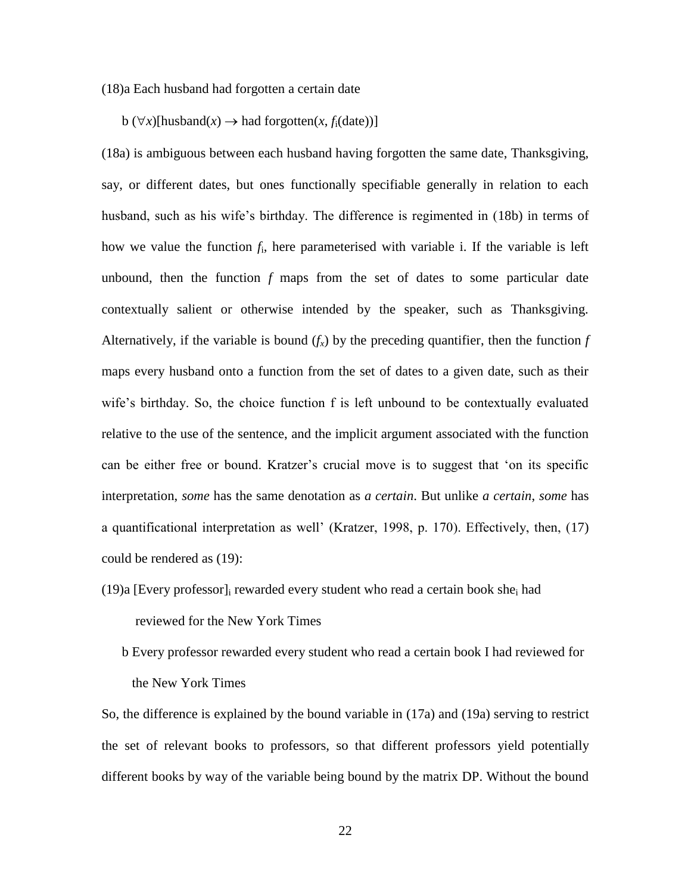(18)a Each husband had forgotten a certain date

b $(\forall x)[\text{husband}(x) \rightarrow \text{had forgotten}(x, f_i(\text{date}))]$

(18a) is ambiguous between each husband having forgotten the same date, Thanksgiving, say, or different dates, but ones functionally specifiable generally in relation to each husband, such as his wife's birthday. The difference is regimented in (18b) in terms of how we value the function $f_i$, here parameterised with variable i. If the variable is left unbound, then the function $f$ maps from the set of dates to some particular date contextually salient or otherwise intended by the speaker, such as Thanksgiving. Alternatively, if the variable is bound ($f_x$) by the preceding quantifier, then the function $f$ maps every husband onto a function from the set of dates to a given date, such as their wife's birthday. So, the choice function f is left unbound to be contextually evaluated relative to the use of the sentence, and the implicit argument associated with the function can be either free or bound. Kratzer's crucial move is to suggest that 'on its specific interpretation, *some* has the same denotation as *a certain*. But unlike *a certain*, *some* has a quantificational interpretation as well' (Kratzer, 1998, p. 170). Effectively, then, (17) could be rendered as (19):

(19)a [Every professor]$_i$ rewarded every student who read a certain book she$_i$ had reviewed for the New York Times

b Every professor rewarded every student who read a certain book I had reviewed for the New York Times

So, the difference is explained by the bound variable in (17a) and (19a) serving to restrict the set of relevant books to professors, so that different professors yield potentially different books by way of the variable being bound by the matrix DP. Without the bound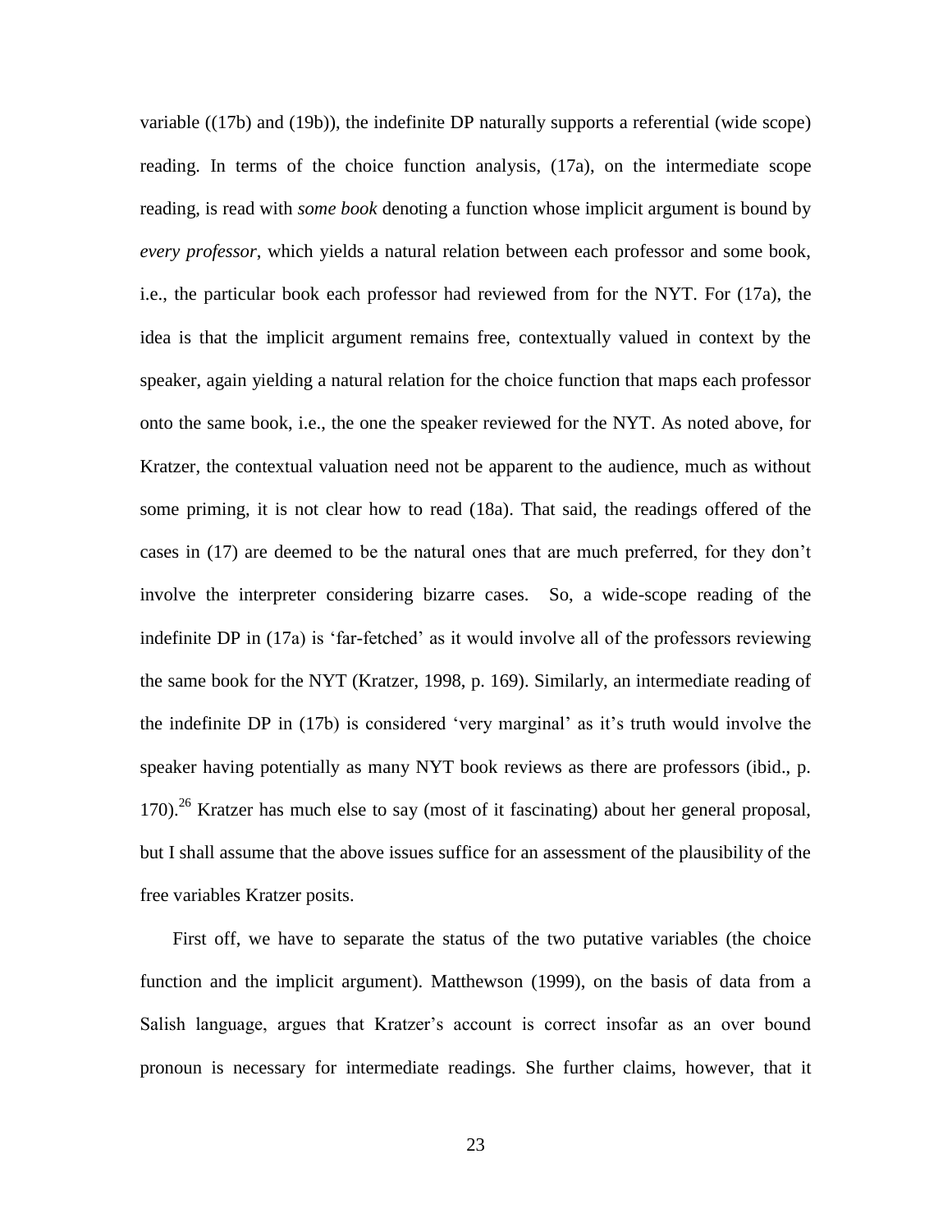variable ((17b) and (19b)), the indefinite DP naturally supports a referential (wide scope) reading. In terms of the choice function analysis, (17a), on the intermediate scope reading, is read with *some book* denoting a function whose implicit argument is bound by *every professor*, which yields a natural relation between each professor and some book, i.e., the particular book each professor had reviewed from for the NYT. For (17a), the idea is that the implicit argument remains free, contextually valued in context by the speaker, again yielding a natural relation for the choice function that maps each professor onto the same book, i.e., the one the speaker reviewed for the NYT. As noted above, for Kratzer, the contextual valuation need not be apparent to the audience, much as without some priming, it is not clear how to read (18a). That said, the readings offered of the cases in (17) are deemed to be the natural ones that are much preferred, for they don't involve the interpreter considering bizarre cases. So, a wide-scope reading of the indefinite DP in (17a) is 'far-fetched' as it would involve all of the professors reviewing the same book for the NYT (Kratzer, 1998, p. 169). Similarly, an intermediate reading of the indefinite DP in (17b) is considered 'very marginal' as it's truth would involve the speaker having potentially as many NYT book reviews as there are professors (ibid., p. 170).[26] Kratzer has much else to say (most of it fascinating) about her general proposal, but I shall assume that the above issues suffice for an assessment of the plausibility of the free variables Kratzer posits.

First off, we have to separate the status of the two putative variables (the choice function and the implicit argument). Matthewson (1999), on the basis of data from a Salish language, argues that Kratzer's account is correct insofar as an over bound pronoun is necessary for intermediate readings. She further claims, however, that it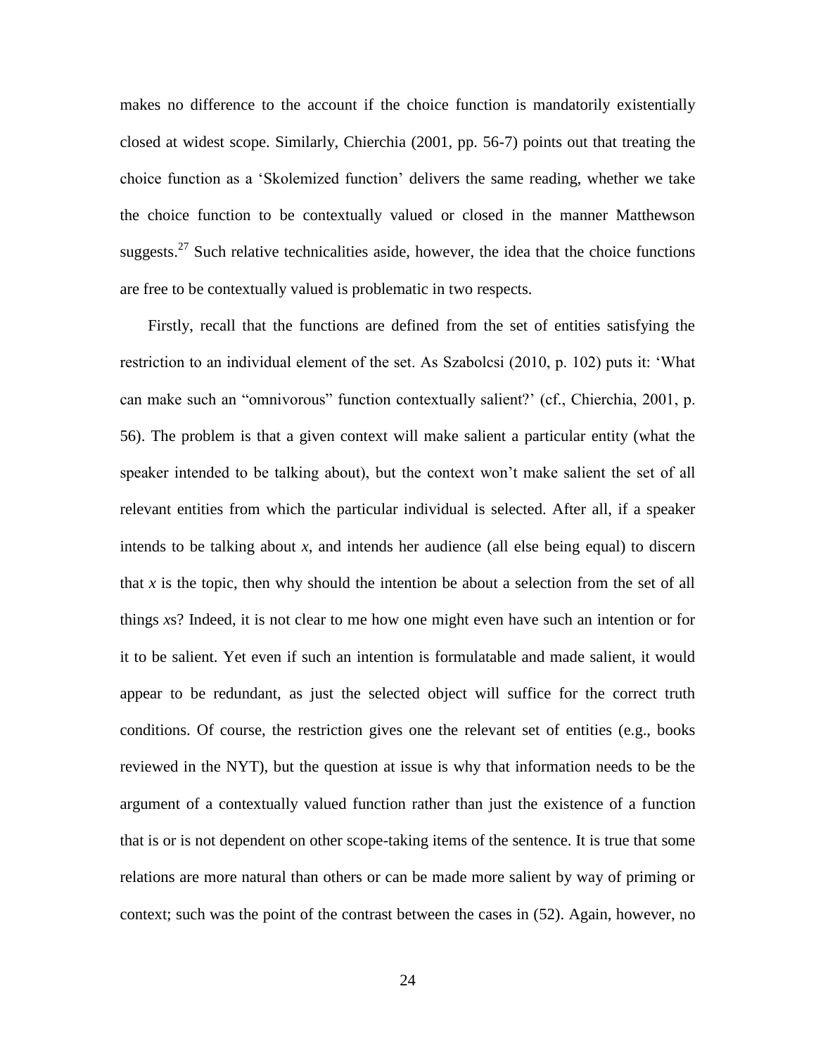makes no difference to the account if the choice function is mandatorily existentially closed at widest scope. Similarly, Chierchia (2001, pp. 56-7) points out that treating the choice function as a 'Skolemized function' delivers the same reading, whether we take the choice function to be contextually valued or closed in the manner Matthewson suggests.[27] Such relative technicalities aside, however, the idea that the choice functions are free to be contextually valued is problematic in two respects.

Firstly, recall that the functions are defined from the set of entities satisfying the restriction to an individual element of the set. As Szabolcsi (2010, p. 102) puts it: 'What can make such an "omnivorous" function contextually salient?' (cf., Chierchia, 2001, p. 56). The problem is that a given context will make salient a particular entity (what the speaker intended to be talking about), but the context won't make salient the set of all relevant entities from which the particular individual is selected. After all, if a speaker intends to be talking about *x*, and intends her audience (all else being equal) to discern that *x* is the topic, then why should the intention be about a selection from the set of all things *x*s? Indeed, it is not clear to me how one might even have such an intention or for it to be salient. Yet even if such an intention is formulatable and made salient, it would appear to be redundant, as just the selected object will suffice for the correct truth conditions. Of course, the restriction gives one the relevant set of entities (e.g., books reviewed in the NYT), but the question at issue is why that information needs to be the argument of a contextually valued function rather than just the existence of a function that is or is not dependent on other scope-taking items of the sentence. It is true that some relations are more natural than others or can be made more salient by way of priming or context; such was the point of the contrast between the cases in (52). Again, however, no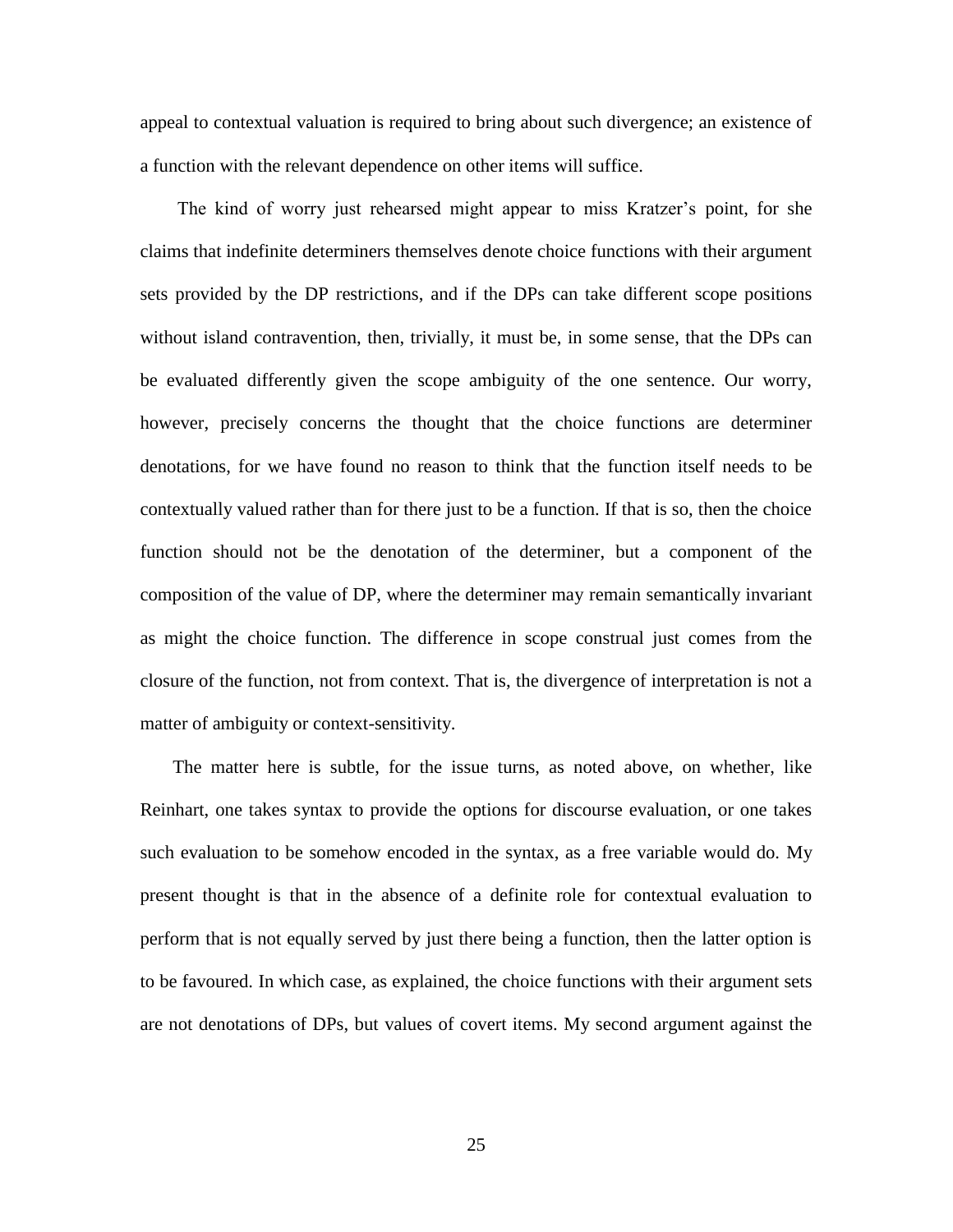appeal to contextual valuation is required to bring about such divergence; an existence of a function with the relevant dependence on other items will suffice.

The kind of worry just rehearsed might appear to miss Kratzer's point, for she claims that indefinite determiners themselves denote choice functions with their argument sets provided by the DP restrictions, and if the DPs can take different scope positions without island contravention, then, trivially, it must be, in some sense, that the DPs can be evaluated differently given the scope ambiguity of the one sentence. Our worry, however, precisely concerns the thought that the choice functions are determiner denotations, for we have found no reason to think that the function itself needs to be contextually valued rather than for there just to be a function. If that is so, then the choice function should not be the denotation of the determiner, but a component of the composition of the value of DP, where the determiner may remain semantically invariant as might the choice function. The difference in scope construal just comes from the closure of the function, not from context. That is, the divergence of interpretation is not a matter of ambiguity or context-sensitivity.

The matter here is subtle, for the issue turns, as noted above, on whether, like Reinhart, one takes syntax to provide the options for discourse evaluation, or one takes such evaluation to be somehow encoded in the syntax, as a free variable would do. My present thought is that in the absence of a definite role for contextual evaluation to perform that is not equally served by just there being a function, then the latter option is to be favoured. In which case, as explained, the choice functions with their argument sets are not denotations of DPs, but values of covert items. My second argument against the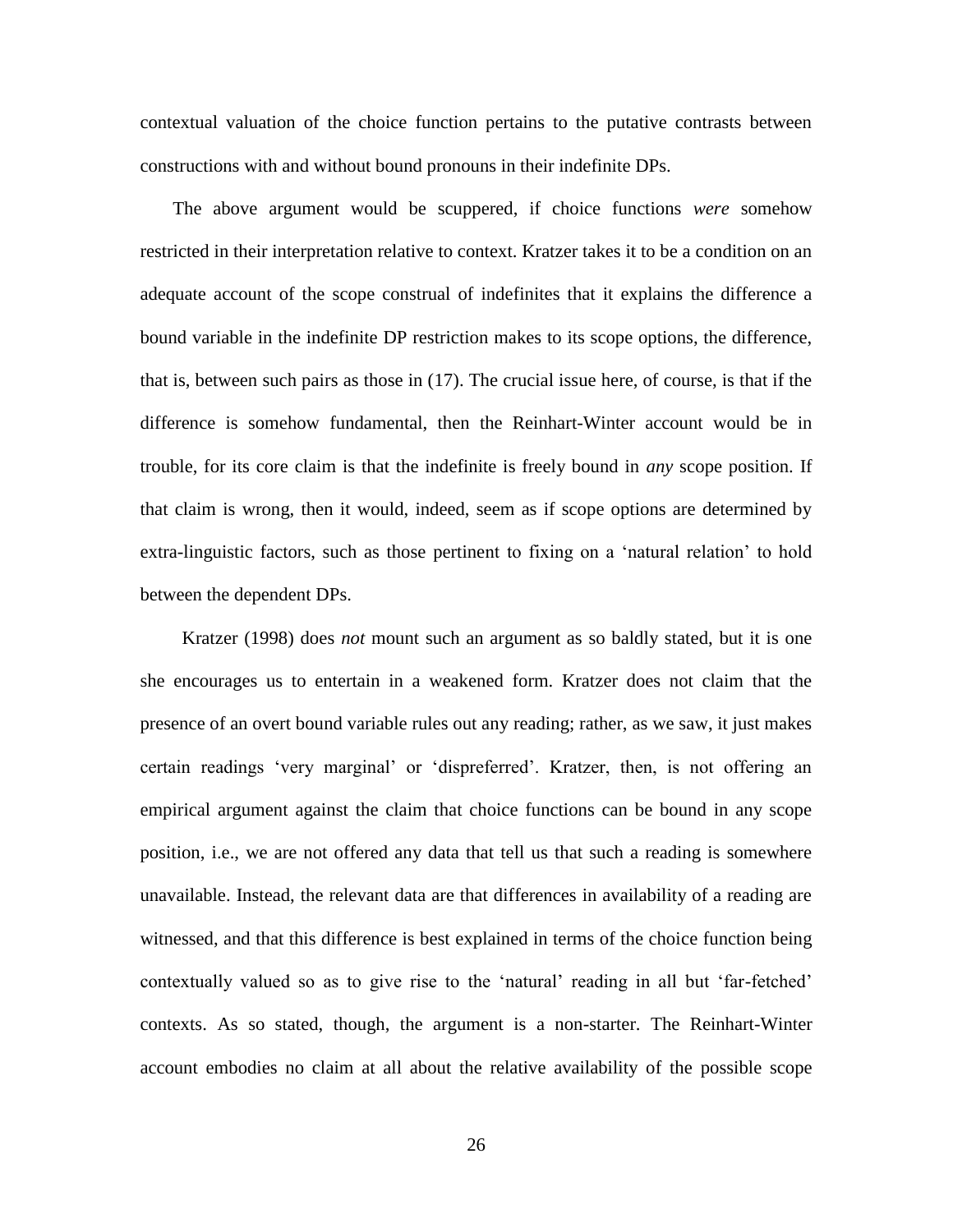contextual valuation of the choice function pertains to the putative contrasts between constructions with and without bound pronouns in their indefinite DPs.

The above argument would be scuppered, if choice functions *were* somehow restricted in their interpretation relative to context. Kratzer takes it to be a condition on an adequate account of the scope construal of indefinites that it explains the difference a bound variable in the indefinite DP restriction makes to its scope options, the difference, that is, between such pairs as those in (17). The crucial issue here, of course, is that if the difference is somehow fundamental, then the Reinhart-Winter account would be in trouble, for its core claim is that the indefinite is freely bound in *any* scope position. If that claim is wrong, then it would, indeed, seem as if scope options are determined by extra-linguistic factors, such as those pertinent to fixing on a 'natural relation' to hold between the dependent DPs.

Kratzer (1998) does *not* mount such an argument as so baldly stated, but it is one she encourages us to entertain in a weakened form. Kratzer does not claim that the presence of an overt bound variable rules out any reading; rather, as we saw, it just makes certain readings 'very marginal' or 'dispreferred'. Kratzer, then, is not offering an empirical argument against the claim that choice functions can be bound in any scope position, i.e., we are not offered any data that tell us that such a reading is somewhere unavailable. Instead, the relevant data are that differences in availability of a reading are witnessed, and that this difference is best explained in terms of the choice function being contextually valued so as to give rise to the 'natural' reading in all but 'far-fetched' contexts. As so stated, though, the argument is a non-starter. The Reinhart-Winter account embodies no claim at all about the relative availability of the possible scope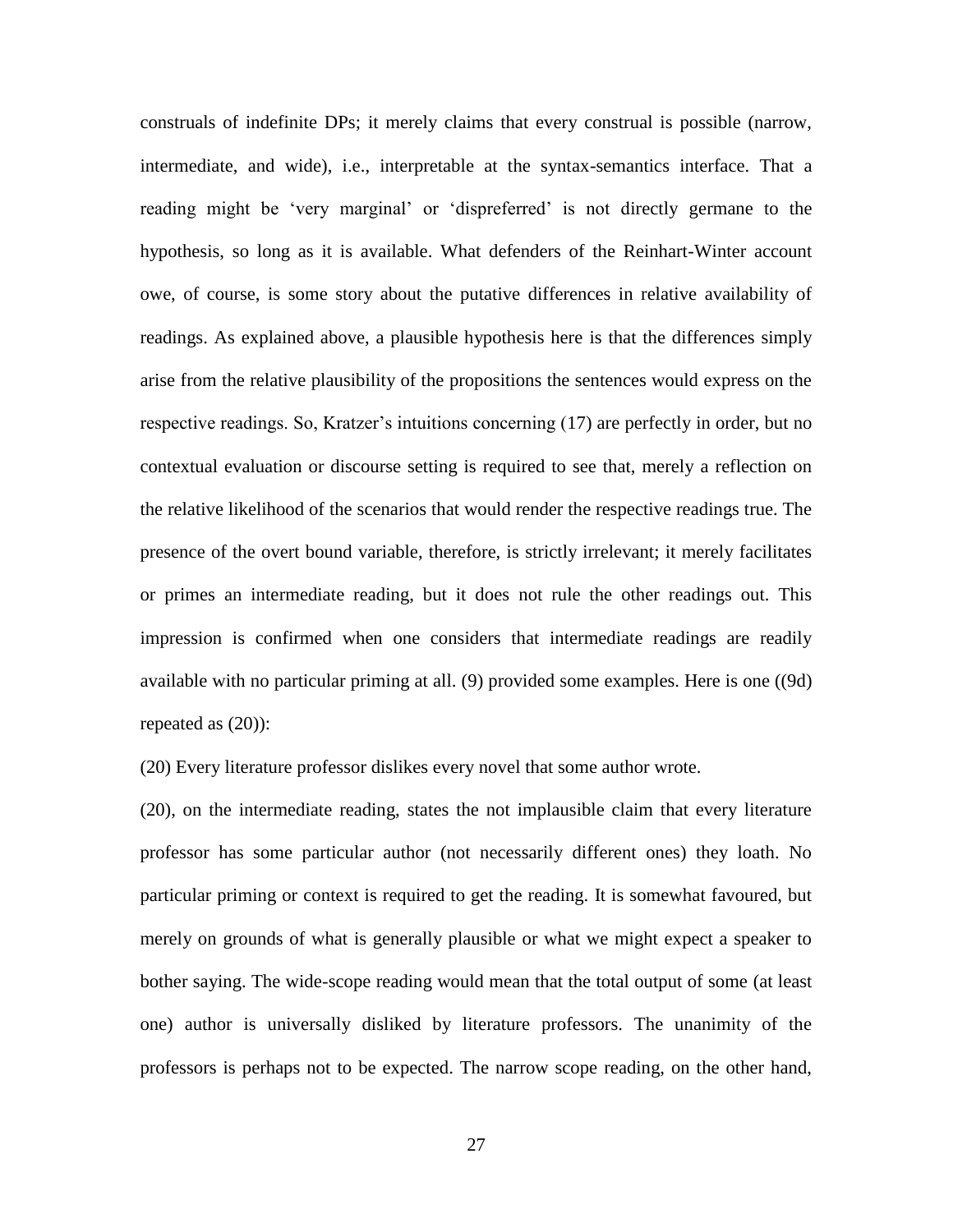construals of indefinite DPs; it merely claims that every construal is possible (narrow, intermediate, and wide), i.e., interpretable at the syntax-semantics interface. That a reading might be 'very marginal' or 'dispreferred' is not directly germane to the hypothesis, so long as it is available. What defenders of the Reinhart-Winter account owe, of course, is some story about the putative differences in relative availability of readings. As explained above, a plausible hypothesis here is that the differences simply arise from the relative plausibility of the propositions the sentences would express on the respective readings. So, Kratzer's intuitions concerning (17) are perfectly in order, but no contextual evaluation or discourse setting is required to see that, merely a reflection on the relative likelihood of the scenarios that would render the respective readings true. The presence of the overt bound variable, therefore, is strictly irrelevant; it merely facilitates or primes an intermediate reading, but it does not rule the other readings out. This impression is confirmed when one considers that intermediate readings are readily available with no particular priming at all. (9) provided some examples. Here is one ((9d) repeated as (20)):

(20) Every literature professor dislikes every novel that some author wrote.

(20), on the intermediate reading, states the not implausible claim that every literature professor has some particular author (not necessarily different ones) they loath. No particular priming or context is required to get the reading. It is somewhat favoured, but merely on grounds of what is generally plausible or what we might expect a speaker to bother saying. The wide-scope reading would mean that the total output of some (at least one) author is universally disliked by literature professors. The unanimity of the professors is perhaps not to be expected. The narrow scope reading, on the other hand,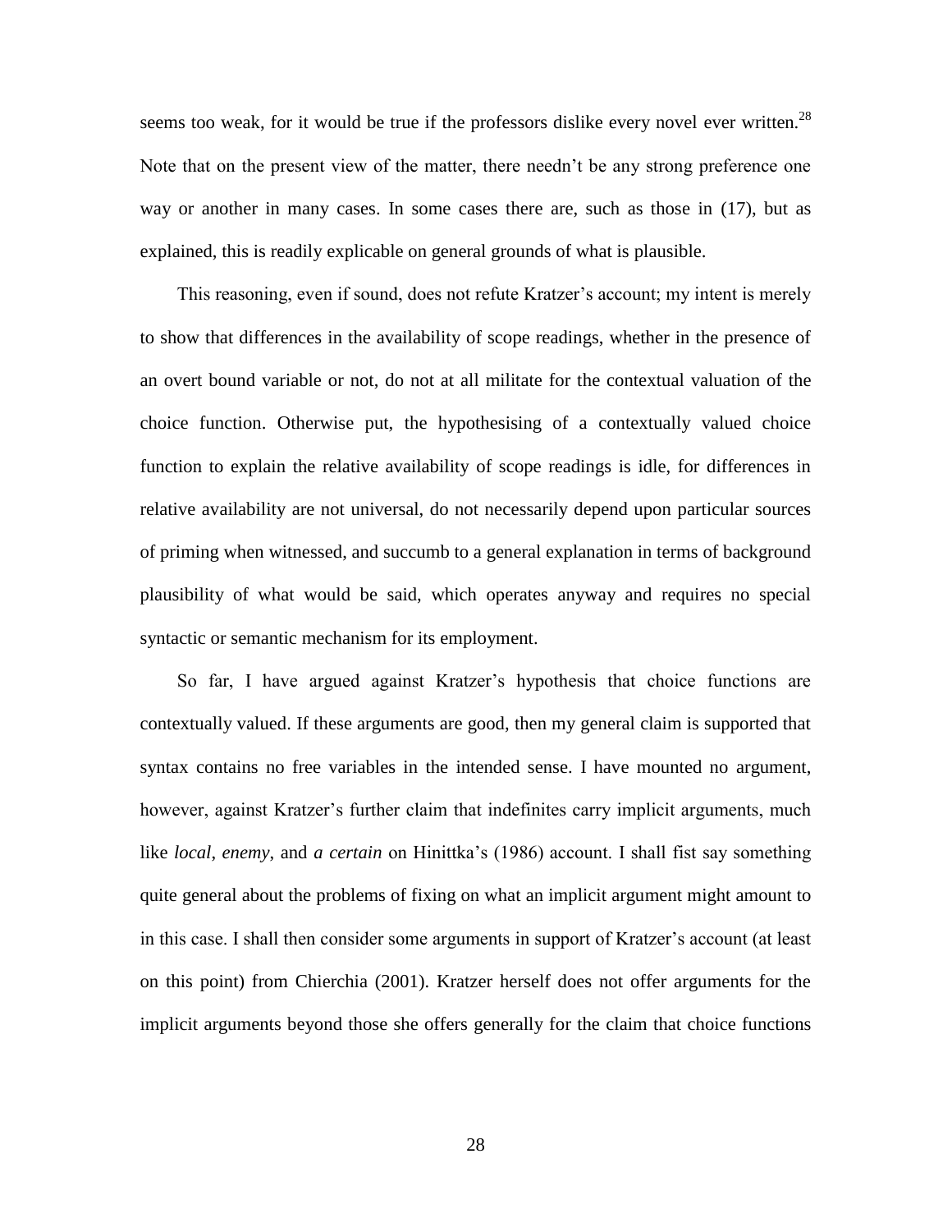seems too weak, for it would be true if the professors dislike every novel ever written.[28] Note that on the present view of the matter, there needn't be any strong preference one way or another in many cases. In some cases there are, such as those in (17), but as explained, this is readily explicable on general grounds of what is plausible.

This reasoning, even if sound, does not refute Kratzer's account; my intent is merely to show that differences in the availability of scope readings, whether in the presence of an overt bound variable or not, do not at all militate for the contextual valuation of the choice function. Otherwise put, the hypothesising of a contextually valued choice function to explain the relative availability of scope readings is idle, for differences in relative availability are not universal, do not necessarily depend upon particular sources of priming when witnessed, and succumb to a general explanation in terms of background plausibility of what would be said, which operates anyway and requires no special syntactic or semantic mechanism for its employment.

So far, I have argued against Kratzer's hypothesis that choice functions are contextually valued. If these arguments are good, then my general claim is supported that syntax contains no free variables in the intended sense. I have mounted no argument, however, against Kratzer's further claim that indefinites carry implicit arguments, much like *local*, *enemy*, and *a certain* on Hinittka's (1986) account. I shall fist say something quite general about the problems of fixing on what an implicit argument might amount to in this case. I shall then consider some arguments in support of Kratzer's account (at least on this point) from Chierchia (2001). Kratzer herself does not offer arguments for the implicit arguments beyond those she offers generally for the claim that choice functions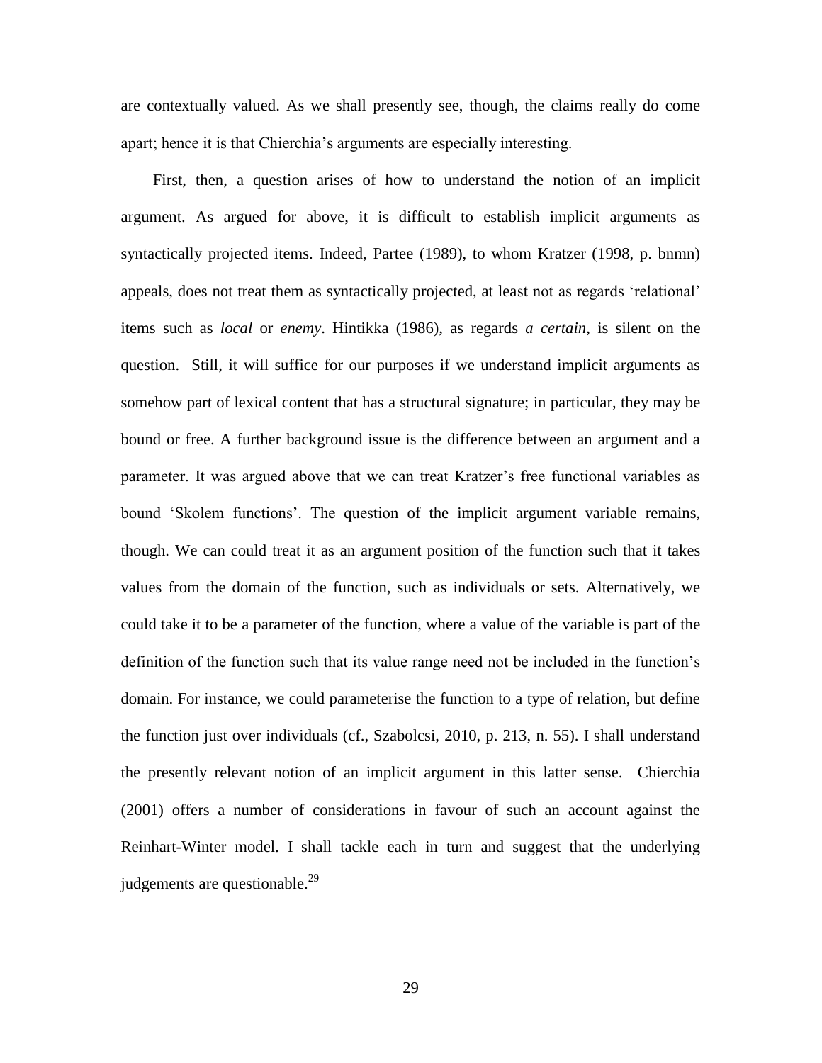are contextually valued. As we shall presently see, though, the claims really do come apart; hence it is that Chierchia's arguments are especially interesting.

First, then, a question arises of how to understand the notion of an implicit argument. As argued for above, it is difficult to establish implicit arguments as syntactically projected items. Indeed, Partee (1989), to whom Kratzer (1998, p. bnmn) appeals, does not treat them as syntactically projected, at least not as regards 'relational' items such as *local* or *enemy*. Hintikka (1986), as regards *a certain*, is silent on the question. Still, it will suffice for our purposes if we understand implicit arguments as somehow part of lexical content that has a structural signature; in particular, they may be bound or free. A further background issue is the difference between an argument and a parameter. It was argued above that we can treat Kratzer's free functional variables as bound 'Skolem functions'. The question of the implicit argument variable remains, though. We can could treat it as an argument position of the function such that it takes values from the domain of the function, such as individuals or sets. Alternatively, we could take it to be a parameter of the function, where a value of the variable is part of the definition of the function such that its value range need not be included in the function's domain. For instance, we could parameterise the function to a type of relation, but define the function just over individuals (cf., Szabolcsi, 2010, p. 213, n. 55). I shall understand the presently relevant notion of an implicit argument in this latter sense. Chierchia (2001) offers a number of considerations in favour of such an account against the Reinhart-Winter model. I shall tackle each in turn and suggest that the underlying judgements are questionable.[29]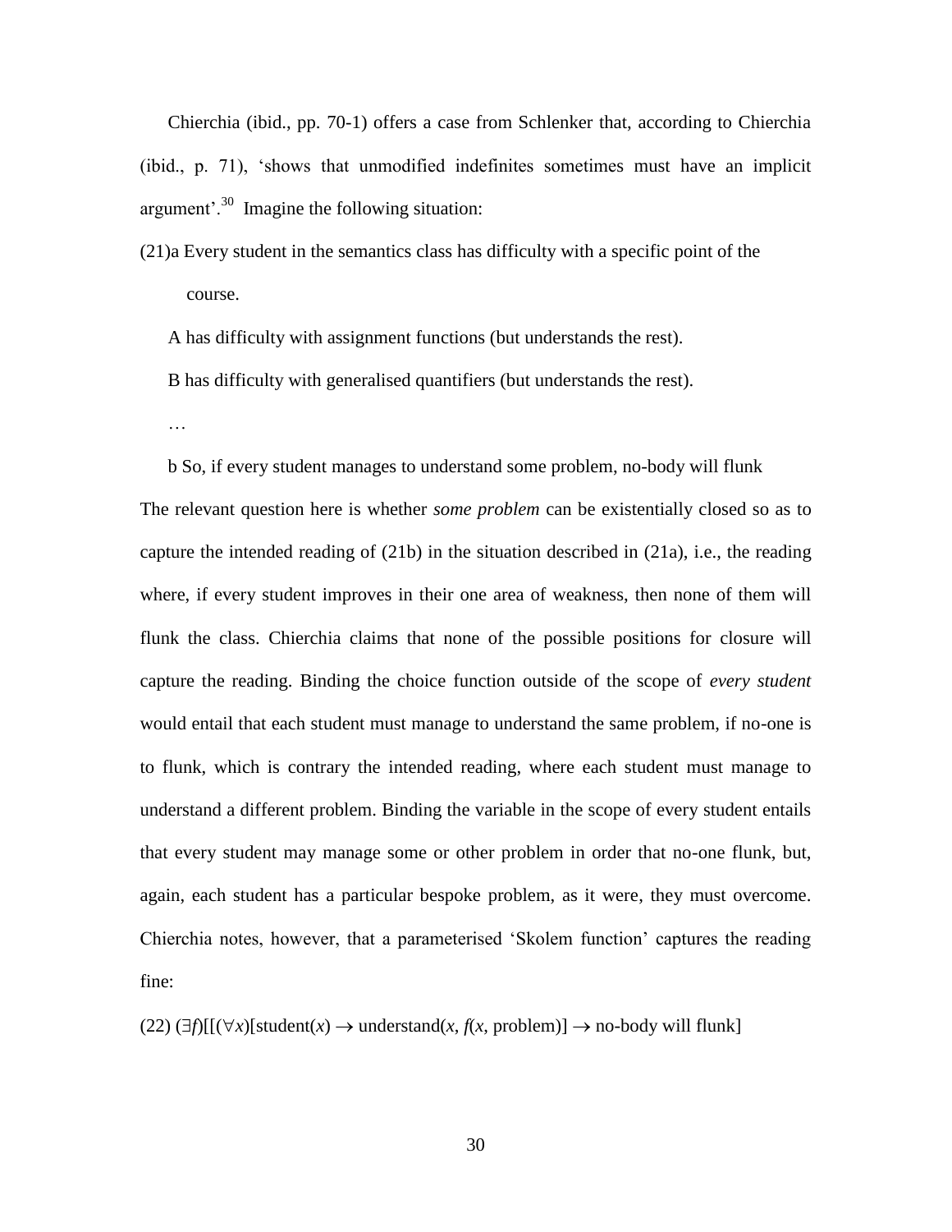Chierchia (ibid., pp. 70-1) offers a case from Schlenker that, according to Chierchia (ibid., p. 71), 'shows that unmodified indefinites sometimes must have an implicit argument'.[30] Imagine the following situation:

(21)a Every student in the semantics class has difficulty with a specific point of the course.

A has difficulty with assignment functions (but understands the rest).

B has difficulty with generalised quantifiers (but understands the rest).

…

b So, if every student manages to understand some problem, no-body will flunk

The relevant question here is whether *some problem* can be existentially closed so as to capture the intended reading of (21b) in the situation described in (21a), i.e., the reading where, if every student improves in their one area of weakness, then none of them will flunk the class. Chierchia claims that none of the possible positions for closure will capture the reading. Binding the choice function outside of the scope of *every student* would entail that each student must manage to understand the same problem, if no-one is to flunk, which is contrary the intended reading, where each student must manage to understand a different problem. Binding the variable in the scope of every student entails that every student may manage some or other problem in order that no-one flunk, but, again, each student has a particular bespoke problem, as it were, they must overcome. Chierchia notes, however, that a parameterised 'Skolem function' captures the reading fine:

(22) $(\exists f)[[(\forall x)[\text{student}(x) \rightarrow \text{understand}(x, f(x, \text{problem})] \rightarrow \text{no-body will flunk}]$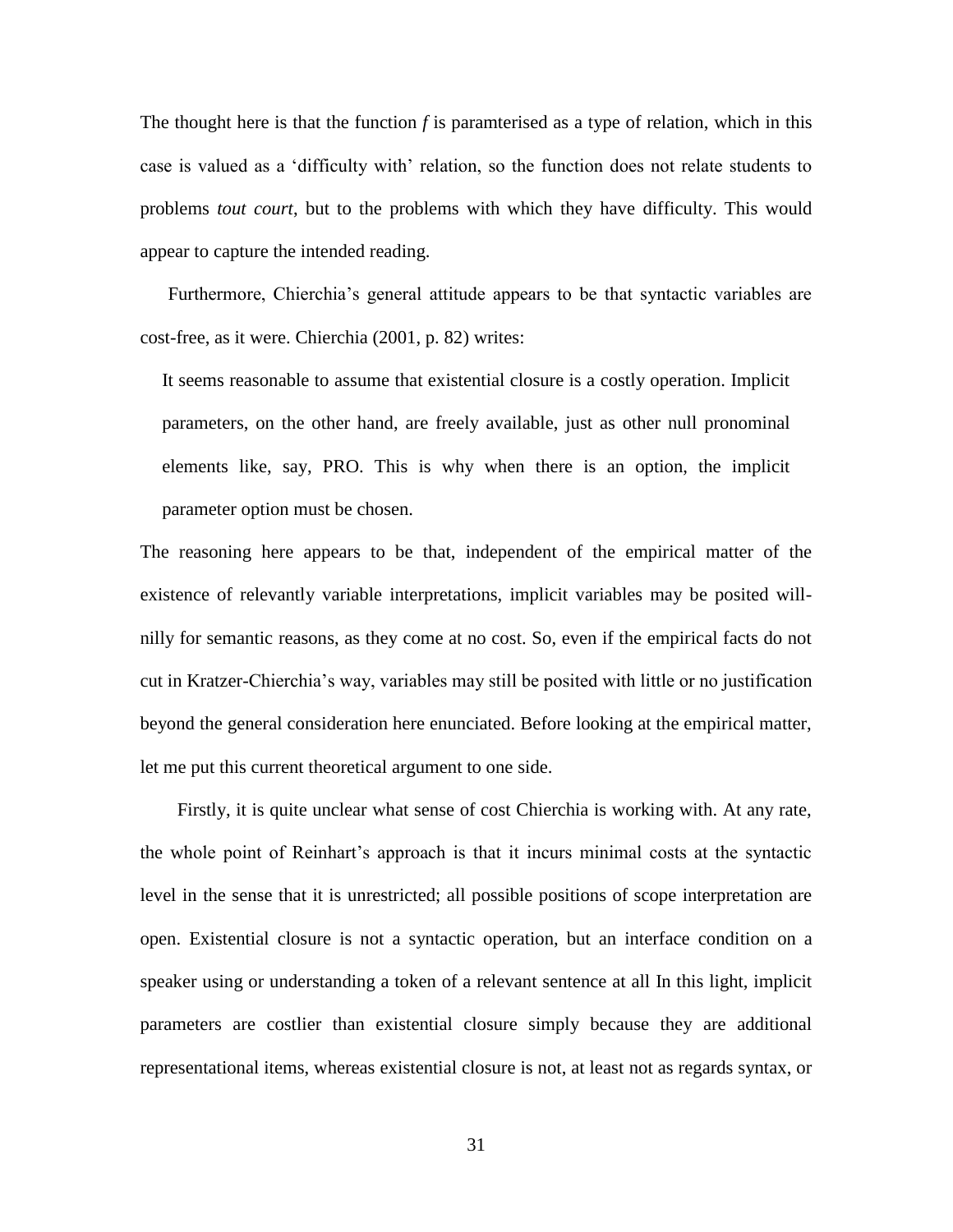The thought here is that the function *f* is paramterised as a type of relation, which in this case is valued as a 'difficulty with' relation, so the function does not relate students to problems *tout court*, but to the problems with which they have difficulty. This would appear to capture the intended reading.

Furthermore, Chierchia's general attitude appears to be that syntactic variables are cost-free, as it were. Chierchia (2001, p. 82) writes:

> It seems reasonable to assume that existential closure is a costly operation. Implicit parameters, on the other hand, are freely available, just as other null pronominal elements like, say, PRO. This is why when there is an option, the implicit parameter option must be chosen.

The reasoning here appears to be that, independent of the empirical matter of the existence of relevantly variable interpretations, implicit variables may be posited willnilly for semantic reasons, as they come at no cost. So, even if the empirical facts do not cut in Kratzer-Chierchia's way, variables may still be posited with little or no justification beyond the general consideration here enunciated. Before looking at the empirical matter, let me put this current theoretical argument to one side.

Firstly, it is quite unclear what sense of cost Chierchia is working with. At any rate, the whole point of Reinhart's approach is that it incurs minimal costs at the syntactic level in the sense that it is unrestricted; all possible positions of scope interpretation are open. Existential closure is not a syntactic operation, but an interface condition on a speaker using or understanding a token of a relevant sentence at all In this light, implicit parameters are costlier than existential closure simply because they are additional representational items, whereas existential closure is not, at least not as regards syntax, or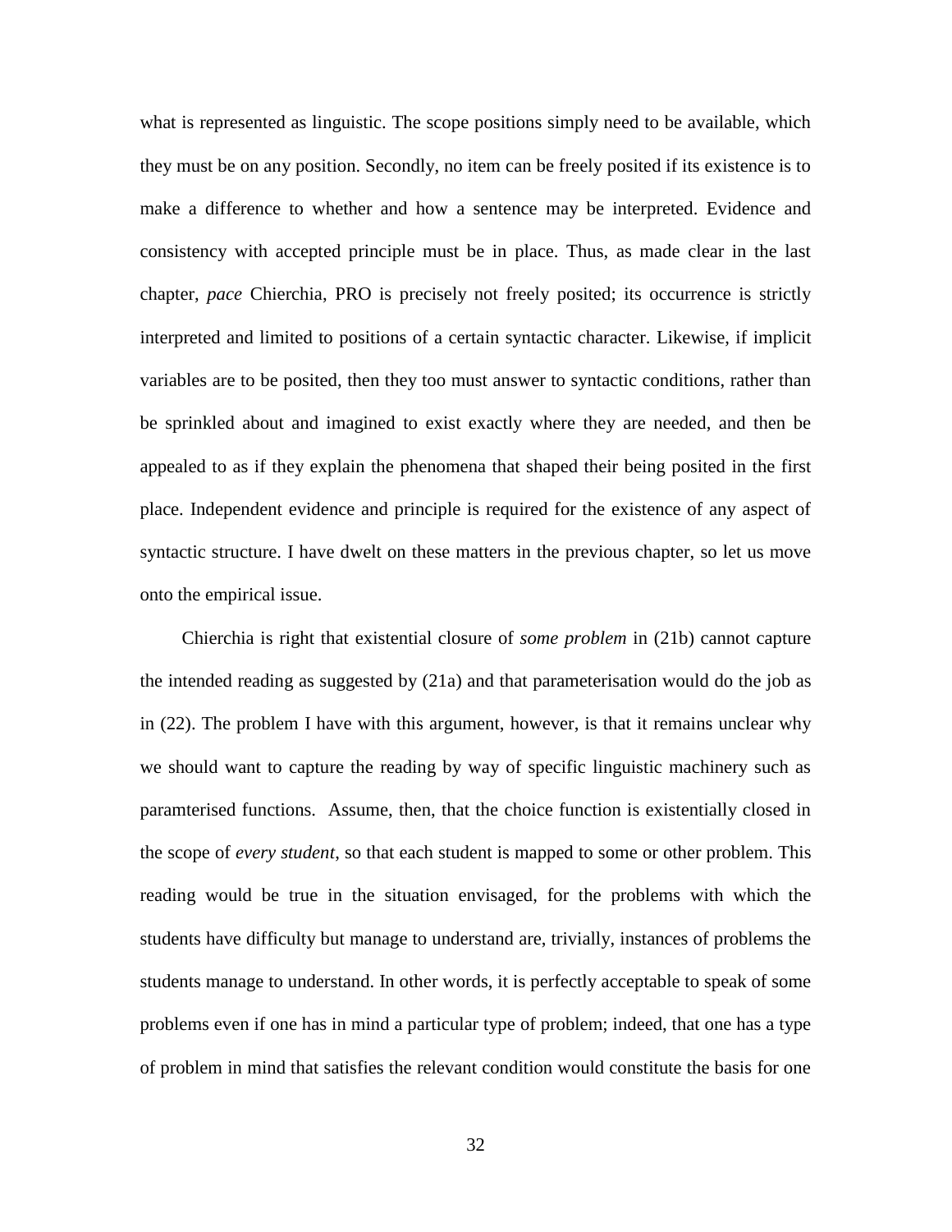what is represented as linguistic. The scope positions simply need to be available, which they must be on any position. Secondly, no item can be freely posited if its existence is to make a difference to whether and how a sentence may be interpreted. Evidence and consistency with accepted principle must be in place. Thus, as made clear in the last chapter, *pace* Chierchia, PRO is precisely not freely posited; its occurrence is strictly interpreted and limited to positions of a certain syntactic character. Likewise, if implicit variables are to be posited, then they too must answer to syntactic conditions, rather than be sprinkled about and imagined to exist exactly where they are needed, and then be appealed to as if they explain the phenomena that shaped their being posited in the first place. Independent evidence and principle is required for the existence of any aspect of syntactic structure. I have dwelt on these matters in the previous chapter, so let us move onto the empirical issue.

Chierchia is right that existential closure of *some problem* in (21b) cannot capture the intended reading as suggested by (21a) and that parameterisation would do the job as in (22). The problem I have with this argument, however, is that it remains unclear why we should want to capture the reading by way of specific linguistic machinery such as paramterised functions.  Assume, then, that the choice function is existentially closed in the scope of *every student*, so that each student is mapped to some or other problem. This reading would be true in the situation envisaged, for the problems with which the students have difficulty but manage to understand are, trivially, instances of problems the students manage to understand. In other words, it is perfectly acceptable to speak of some problems even if one has in mind a particular type of problem; indeed, that one has a type of problem in mind that satisfies the relevant condition would constitute the basis for one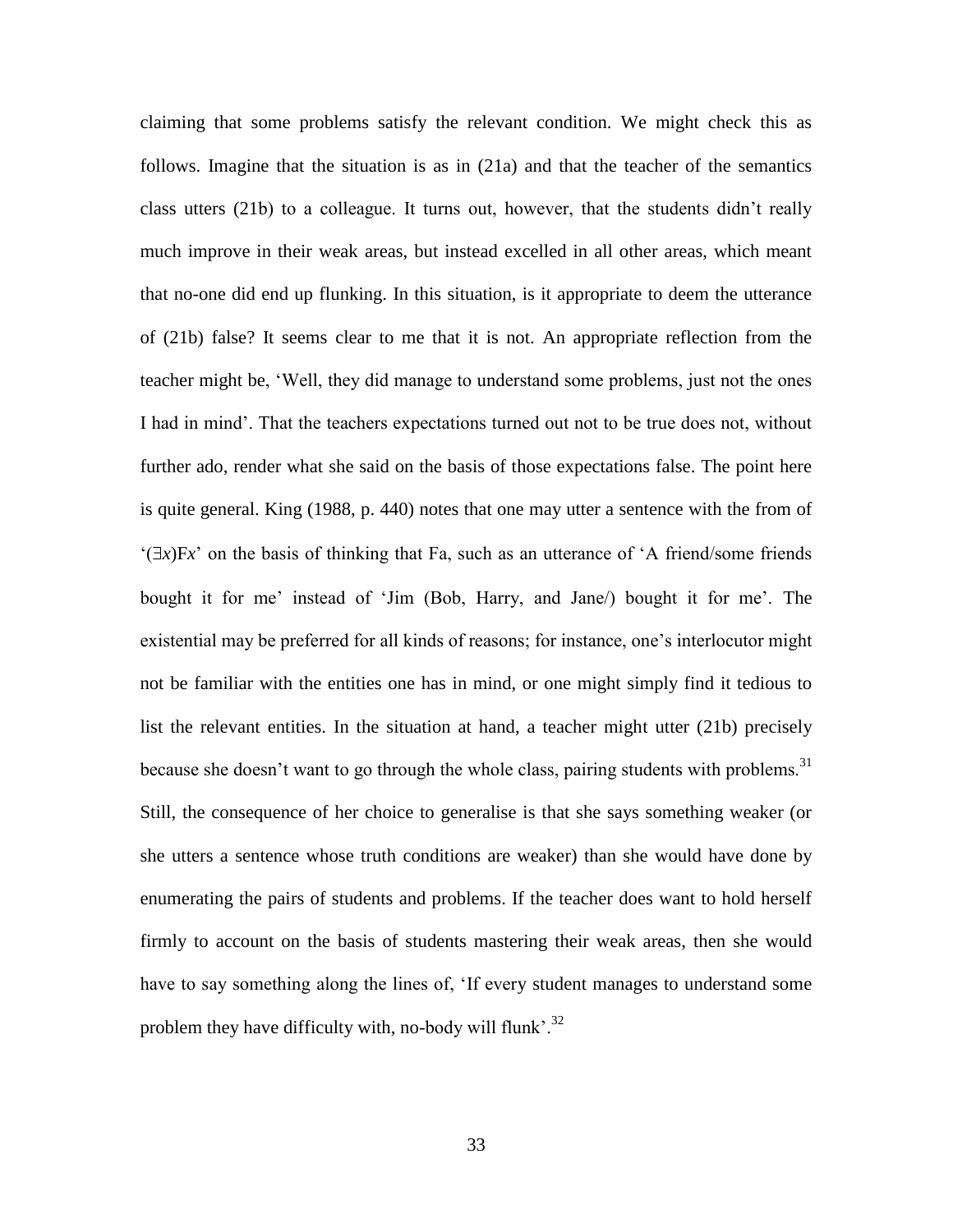claiming that some problems satisfy the relevant condition. We might check this as follows. Imagine that the situation is as in (21a) and that the teacher of the semantics class utters (21b) to a colleague. It turns out, however, that the students didn't really much improve in their weak areas, but instead excelled in all other areas, which meant that no-one did end up flunking. In this situation, is it appropriate to deem the utterance of (21b) false? It seems clear to me that it is not. An appropriate reflection from the teacher might be, 'Well, they did manage to understand some problems, just not the ones I had in mind'. That the teachers expectations turned out not to be true does not, without further ado, render what she said on the basis of those expectations false. The point here is quite general. King (1988, p. 440) notes that one may utter a sentence with the from of '(∃*x*)F*x*' on the basis of thinking that Fa, such as an utterance of 'A friend/some friends bought it for me' instead of 'Jim (Bob, Harry, and Jane/) bought it for me'. The existential may be preferred for all kinds of reasons; for instance, one's interlocutor might not be familiar with the entities one has in mind, or one might simply find it tedious to list the relevant entities. In the situation at hand, a teacher might utter (21b) precisely because she doesn't want to go through the whole class, pairing students with problems.[31] Still, the consequence of her choice to generalise is that she says something weaker (or she utters a sentence whose truth conditions are weaker) than she would have done by enumerating the pairs of students and problems. If the teacher does want to hold herself firmly to account on the basis of students mastering their weak areas, then she would have to say something along the lines of, 'If every student manages to understand some problem they have difficulty with, no-body will flunk'.[32]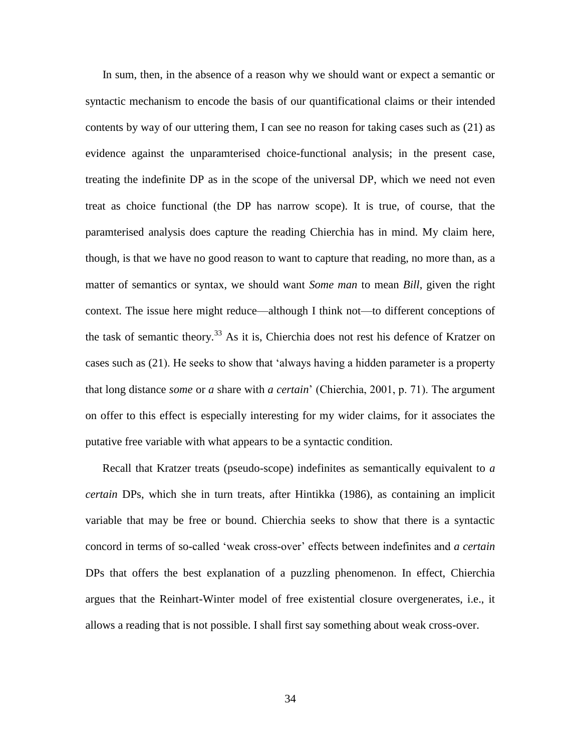In sum, then, in the absence of a reason why we should want or expect a semantic or syntactic mechanism to encode the basis of our quantificational claims or their intended contents by way of our uttering them, I can see no reason for taking cases such as (21) as evidence against the unparamterised choice-functional analysis; in the present case, treating the indefinite DP as in the scope of the universal DP, which we need not even treat as choice functional (the DP has narrow scope). It is true, of course, that the paramterised analysis does capture the reading Chierchia has in mind. My claim here, though, is that we have no good reason to want to capture that reading, no more than, as a matter of semantics or syntax, we should want *Some man* to mean *Bill*, given the right context. The issue here might reduce—although I think not—to different conceptions of the task of semantic theory.[33] As it is, Chierchia does not rest his defence of Kratzer on cases such as (21). He seeks to show that 'always having a hidden parameter is a property that long distance *some* or *a* share with *a certain*' (Chierchia, 2001, p. 71). The argument on offer to this effect is especially interesting for my wider claims, for it associates the putative free variable with what appears to be a syntactic condition.

Recall that Kratzer treats (pseudo-scope) indefinites as semantically equivalent to *a certain* DPs, which she in turn treats, after Hintikka (1986), as containing an implicit variable that may be free or bound. Chierchia seeks to show that there is a syntactic concord in terms of so-called 'weak cross-over' effects between indefinites and *a certain* DPs that offers the best explanation of a puzzling phenomenon. In effect, Chierchia argues that the Reinhart-Winter model of free existential closure overgenerates, i.e., it allows a reading that is not possible. I shall first say something about weak cross-over.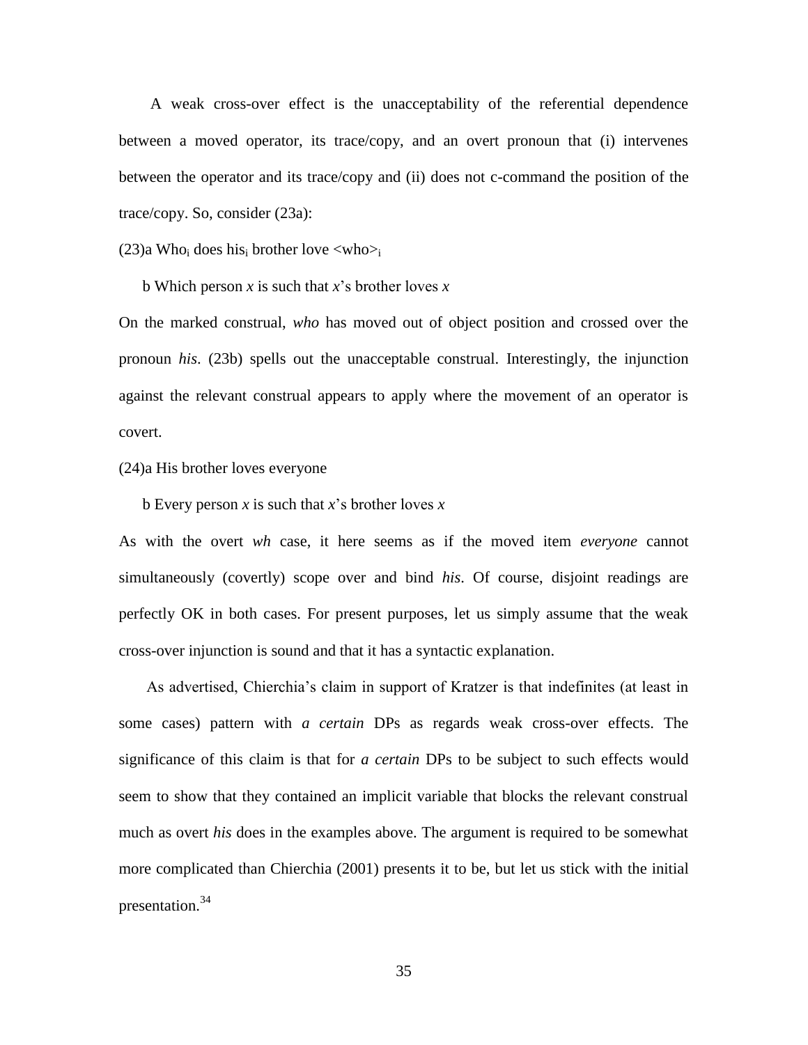A weak cross-over effect is the unacceptability of the referential dependence between a moved operator, its trace/copy, and an overt pronoun that (i) intervenes between the operator and its trace/copy and (ii) does not c-command the position of the trace/copy. So, consider (23a):

(23)a Who$_i$ does his$_i$ brother love <who>$_i$

b Which person *x* is such that *x*'s brother loves *x*

On the marked construal, *who* has moved out of object position and crossed over the pronoun *his*. (23b) spells out the unacceptable construal. Interestingly, the injunction against the relevant construal appears to apply where the movement of an operator is covert.

(24)a His brother loves everyone

b Every person *x* is such that *x*'s brother loves *x*

As with the overt *wh* case, it here seems as if the moved item *everyone* cannot simultaneously (covertly) scope over and bind *his*. Of course, disjoint readings are perfectly OK in both cases. For present purposes, let us simply assume that the weak cross-over injunction is sound and that it has a syntactic explanation.

As advertised, Chierchia's claim in support of Kratzer is that indefinites (at least in some cases) pattern with *a certain* DPs as regards weak cross-over effects. The significance of this claim is that for *a certain* DPs to be subject to such effects would seem to show that they contained an implicit variable that blocks the relevant construal much as overt *his* does in the examples above. The argument is required to be somewhat more complicated than Chierchia (2001) presents it to be, but let us stick with the initial presentation.[34]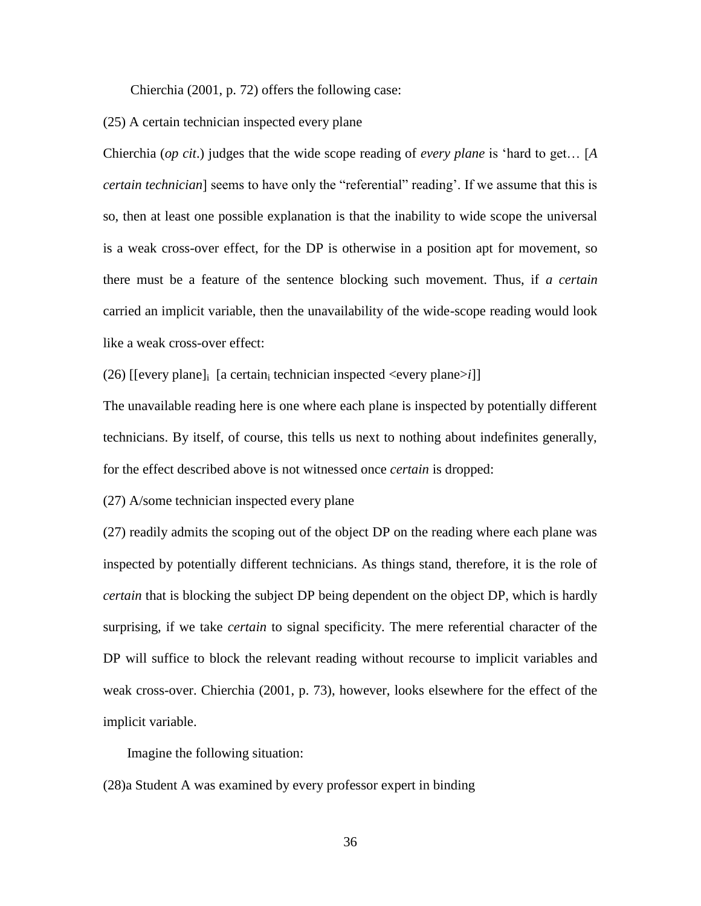Chierchia (2001, p. 72) offers the following case:

(25) A certain technician inspected every plane

Chierchia (*op cit*.) judges that the wide scope reading of *every plane* is 'hard to get… [*A certain technician*] seems to have only the "referential" reading'. If we assume that this is so, then at least one possible explanation is that the inability to wide scope the universal is a weak cross-over effect, for the DP is otherwise in a position apt for movement, so there must be a feature of the sentence blocking such movement. Thus, if *a certain* carried an implicit variable, then the unavailability of the wide-scope reading would look like a weak cross-over effect:

(26) [[every plane]$_i$ [a certain$_i$ technician inspected <every plane>*i*]]

The unavailable reading here is one where each plane is inspected by potentially different technicians. By itself, of course, this tells us next to nothing about indefinites generally, for the effect described above is not witnessed once *certain* is dropped:

(27) A/some technician inspected every plane

(27) readily admits the scoping out of the object DP on the reading where each plane was inspected by potentially different technicians. As things stand, therefore, it is the role of *certain* that is blocking the subject DP being dependent on the object DP, which is hardly surprising, if we take *certain* to signal specificity. The mere referential character of the DP will suffice to block the relevant reading without recourse to implicit variables and weak cross-over. Chierchia (2001, p. 73), however, looks elsewhere for the effect of the implicit variable.

Imagine the following situation:

(28)a Student A was examined by every professor expert in binding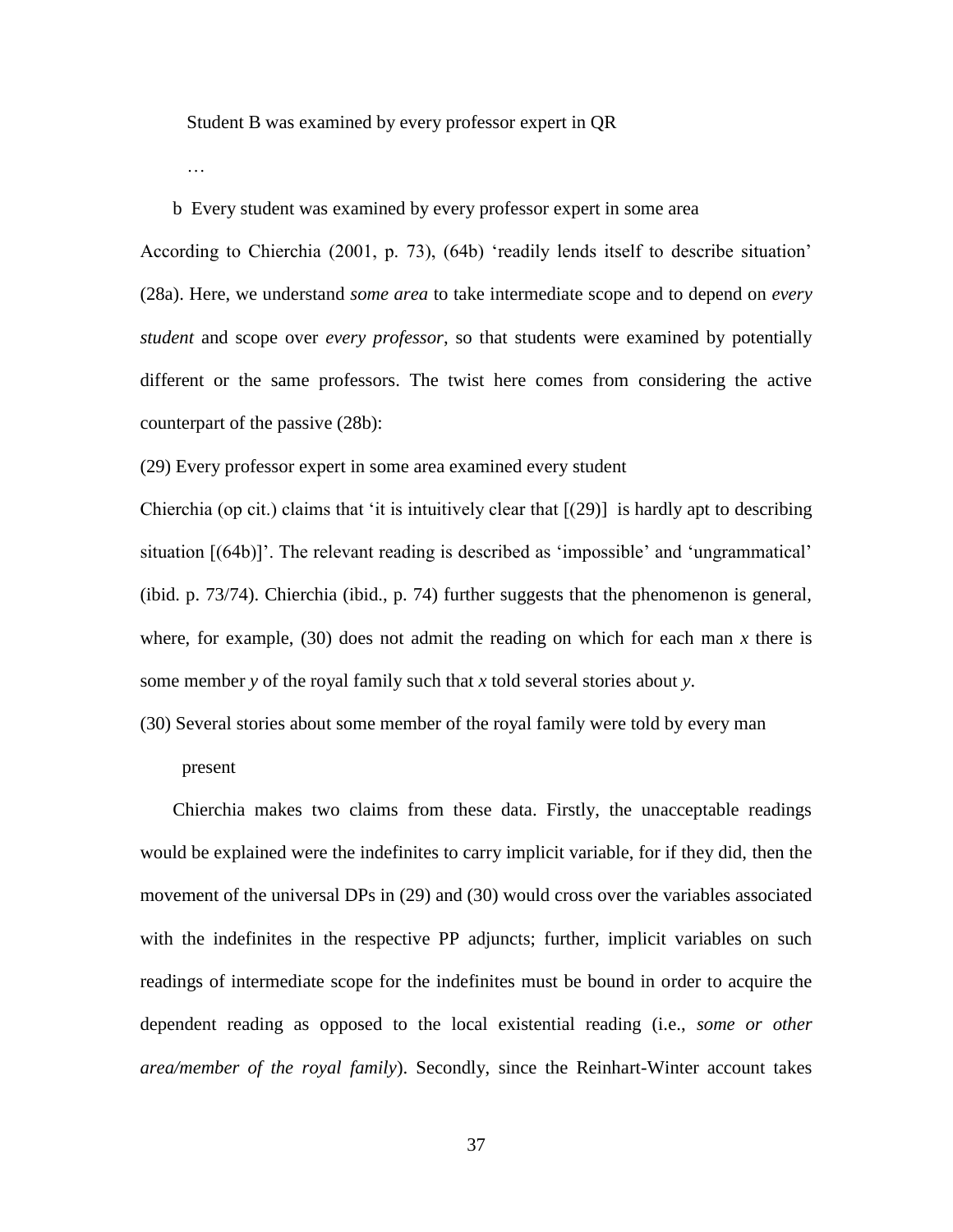Student B was examined by every professor expert in QR

…

b Every student was examined by every professor expert in some area

According to Chierchia (2001, p. 73), (64b) 'readily lends itself to describe situation' (28a). Here, we understand *some area* to take intermediate scope and to depend on *every student* and scope over *every professor*, so that students were examined by potentially different or the same professors. The twist here comes from considering the active counterpart of the passive (28b):

(29) Every professor expert in some area examined every student

Chierchia (op cit.) claims that 'it is intuitively clear that [(29)] is hardly apt to describing situation [(64b)]'. The relevant reading is described as 'impossible' and 'ungrammatical' (ibid. p. 73/74). Chierchia (ibid., p. 74) further suggests that the phenomenon is general, where, for example, (30) does not admit the reading on which for each man *x* there is some member *y* of the royal family such that *x* told several stories about *y*.

(30) Several stories about some member of the royal family were told by every man present

Chierchia makes two claims from these data. Firstly, the unacceptable readings would be explained were the indefinites to carry implicit variable, for if they did, then the movement of the universal DPs in (29) and (30) would cross over the variables associated with the indefinites in the respective PP adjuncts; further, implicit variables on such readings of intermediate scope for the indefinites must be bound in order to acquire the dependent reading as opposed to the local existential reading (i.e., *some or other area/member of the royal family*). Secondly, since the Reinhart-Winter account takes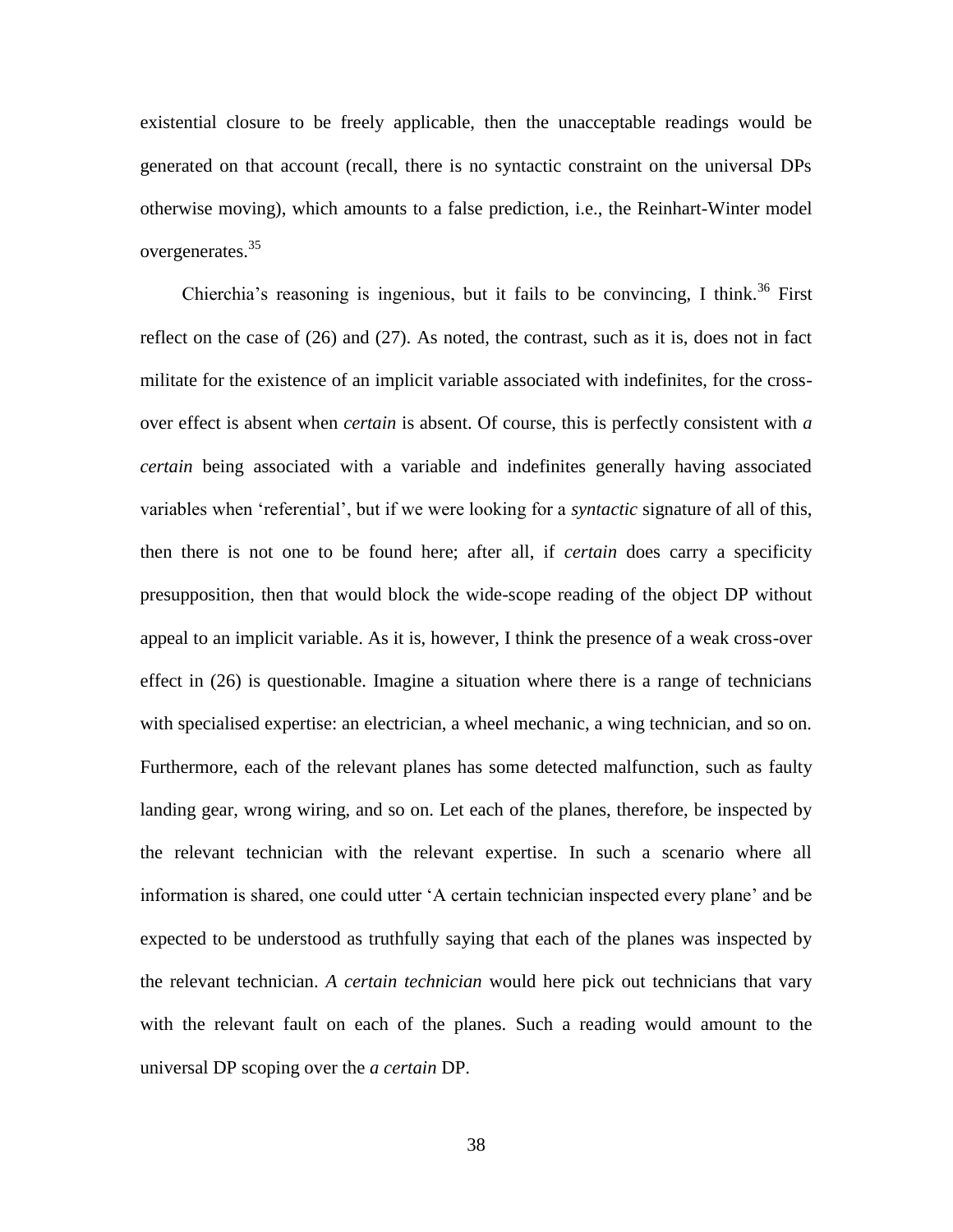existential closure to be freely applicable, then the unacceptable readings would be generated on that account (recall, there is no syntactic constraint on the universal DPs otherwise moving), which amounts to a false prediction, i.e., the Reinhart-Winter model overgenerates.[35]

Chierchia's reasoning is ingenious, but it fails to be convincing, I think.[36] First reflect on the case of (26) and (27). As noted, the contrast, such as it is, does not in fact militate for the existence of an implicit variable associated with indefinites, for the cross-over effect is absent when *certain* is absent. Of course, this is perfectly consistent with *a certain* being associated with a variable and indefinites generally having associated variables when 'referential', but if we were looking for a *syntactic* signature of all of this, then there is not one to be found here; after all, if *certain* does carry a specificity presupposition, then that would block the wide-scope reading of the object DP without appeal to an implicit variable. As it is, however, I think the presence of a weak cross-over effect in (26) is questionable. Imagine a situation where there is a range of technicians with specialised expertise: an electrician, a wheel mechanic, a wing technician, and so on. Furthermore, each of the relevant planes has some detected malfunction, such as faulty landing gear, wrong wiring, and so on. Let each of the planes, therefore, be inspected by the relevant technician with the relevant expertise. In such a scenario where all information is shared, one could utter 'A certain technician inspected every plane' and be expected to be understood as truthfully saying that each of the planes was inspected by the relevant technician. *A certain technician* would here pick out technicians that vary with the relevant fault on each of the planes. Such a reading would amount to the universal DP scoping over the *a certain* DP.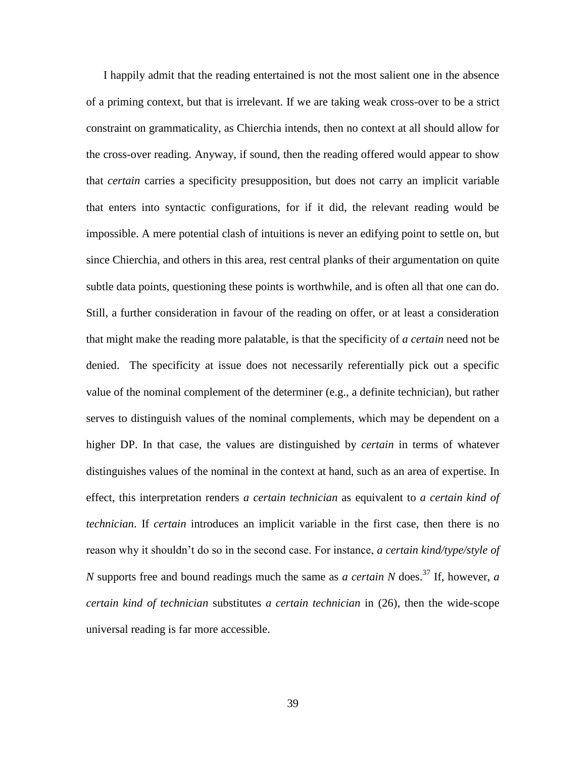I happily admit that the reading entertained is not the most salient one in the absence of a priming context, but that is irrelevant. If we are taking weak cross-over to be a strict constraint on grammaticality, as Chierchia intends, then no context at all should allow for the cross-over reading. Anyway, if sound, then the reading offered would appear to show that *certain* carries a specificity presupposition, but does not carry an implicit variable that enters into syntactic configurations, for if it did, the relevant reading would be impossible. A mere potential clash of intuitions is never an edifying point to settle on, but since Chierchia, and others in this area, rest central planks of their argumentation on quite subtle data points, questioning these points is worthwhile, and is often all that one can do. Still, a further consideration in favour of the reading on offer, or at least a consideration that might make the reading more palatable, is that the specificity of *a certain* need not be denied. The specificity at issue does not necessarily referentially pick out a specific value of the nominal complement of the determiner (e.g., a definite technician), but rather serves to distinguish values of the nominal complements, which may be dependent on a higher DP. In that case, the values are distinguished by *certain* in terms of whatever distinguishes values of the nominal in the context at hand, such as an area of expertise. In effect, this interpretation renders *a certain technician* as equivalent to *a certain kind of technician*. If *certain* introduces an implicit variable in the first case, then there is no reason why it shouldn't do so in the second case. For instance, *a certain kind/type/style of N* supports free and bound readings much the same as *a certain N* does.[37] If, however, *a certain kind of technician* substitutes *a certain technician* in (26), then the wide-scope universal reading is far more accessible.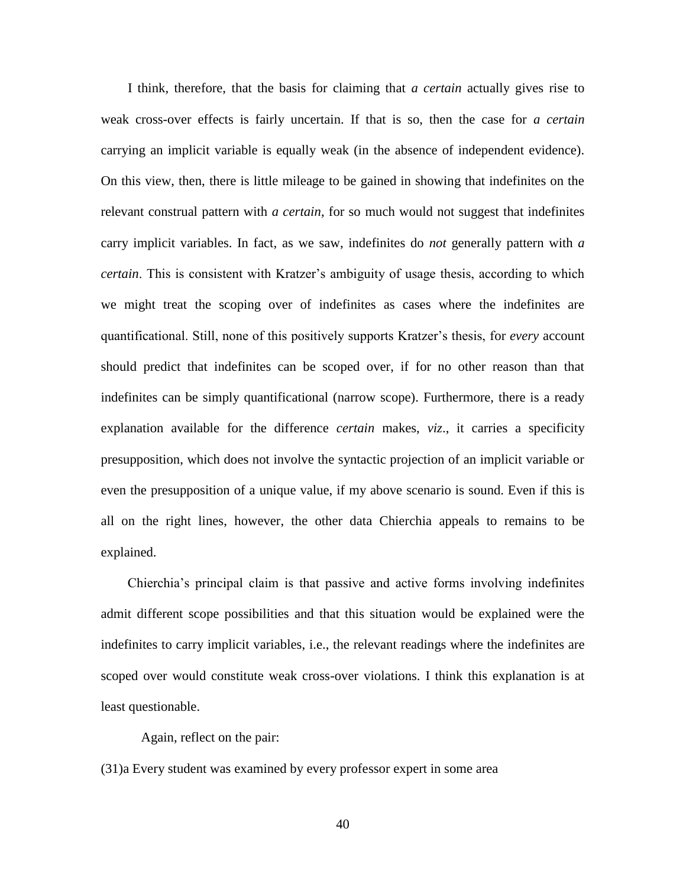I think, therefore, that the basis for claiming that *a certain* actually gives rise to weak cross-over effects is fairly uncertain. If that is so, then the case for *a certain* carrying an implicit variable is equally weak (in the absence of independent evidence). On this view, then, there is little mileage to be gained in showing that indefinites on the relevant construal pattern with *a certain*, for so much would not suggest that indefinites carry implicit variables. In fact, as we saw, indefinites do *not* generally pattern with *a certain*. This is consistent with Kratzer's ambiguity of usage thesis, according to which we might treat the scoping over of indefinites as cases where the indefinites are quantificational. Still, none of this positively supports Kratzer's thesis, for *every* account should predict that indefinites can be scoped over, if for no other reason than that indefinites can be simply quantificational (narrow scope). Furthermore, there is a ready explanation available for the difference *certain* makes, *viz*., it carries a specificity presupposition, which does not involve the syntactic projection of an implicit variable or even the presupposition of a unique value, if my above scenario is sound. Even if this is all on the right lines, however, the other data Chierchia appeals to remains to be explained.

Chierchia's principal claim is that passive and active forms involving indefinites admit different scope possibilities and that this situation would be explained were the indefinites to carry implicit variables, i.e., the relevant readings where the indefinites are scoped over would constitute weak cross-over violations. I think this explanation is at least questionable.

Again, reflect on the pair:

(31)a Every student was examined by every professor expert in some area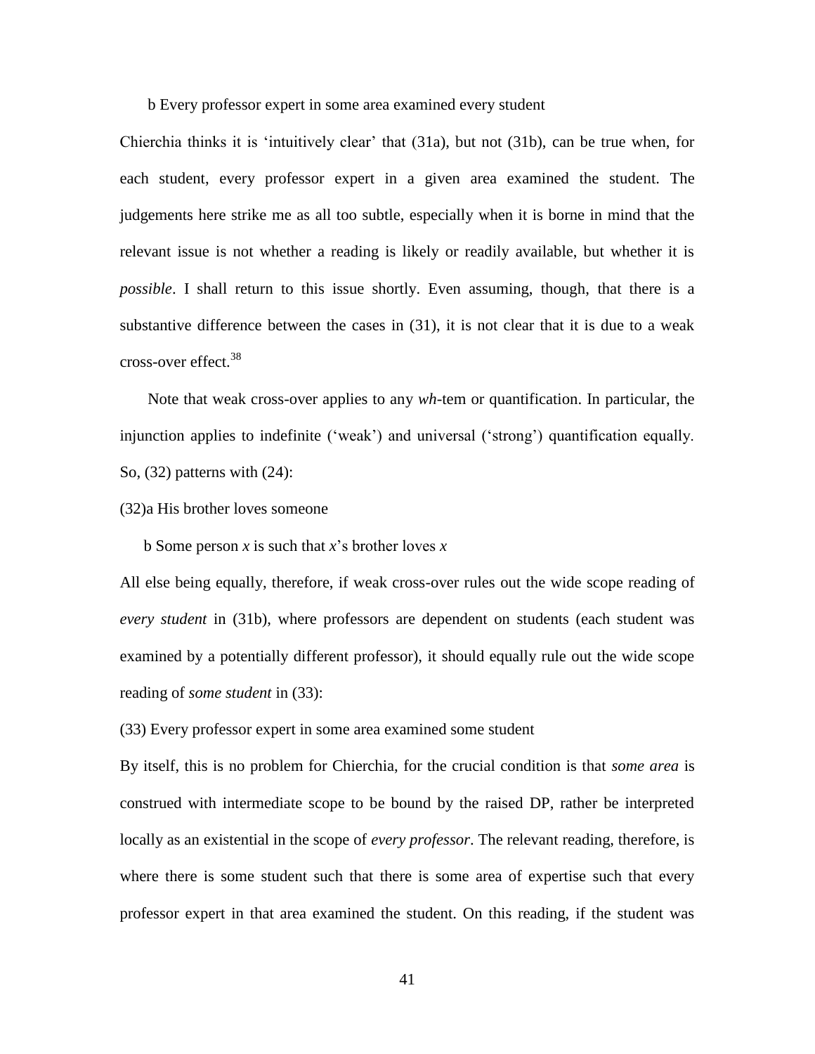b Every professor expert in some area examined every student

Chierchia thinks it is 'intuitively clear' that (31a), but not (31b), can be true when, for each student, every professor expert in a given area examined the student. The judgements here strike me as all too subtle, especially when it is borne in mind that the relevant issue is not whether a reading is likely or readily available, but whether it is *possible*. I shall return to this issue shortly. Even assuming, though, that there is a substantive difference between the cases in (31), it is not clear that it is due to a weak cross-over effect.[38]

Note that weak cross-over applies to any *wh*-tem or quantification. In particular, the injunction applies to indefinite ('weak') and universal ('strong') quantification equally. So, (32) patterns with (24):

(32)a His brother loves someone

b Some person *x* is such that *x*'s brother loves *x*

All else being equally, therefore, if weak cross-over rules out the wide scope reading of *every student* in (31b), where professors are dependent on students (each student was examined by a potentially different professor), it should equally rule out the wide scope reading of *some student* in (33):

(33) Every professor expert in some area examined some student

By itself, this is no problem for Chierchia, for the crucial condition is that *some area* is construed with intermediate scope to be bound by the raised DP, rather be interpreted locally as an existential in the scope of *every professor*. The relevant reading, therefore, is where there is some student such that there is some area of expertise such that every professor expert in that area examined the student. On this reading, if the student was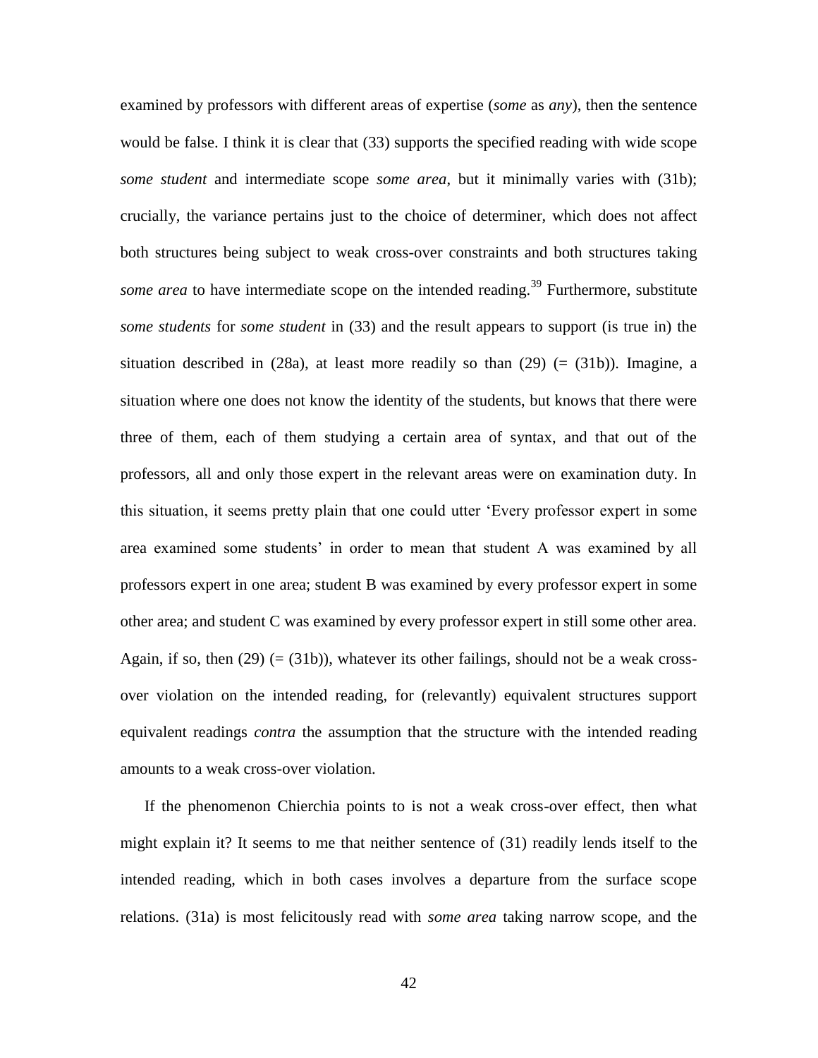examined by professors with different areas of expertise (*some* as *any*), then the sentence would be false. I think it is clear that (33) supports the specified reading with wide scope *some student* and intermediate scope *some area*, but it minimally varies with (31b); crucially, the variance pertains just to the choice of determiner, which does not affect both structures being subject to weak cross-over constraints and both structures taking *some area* to have intermediate scope on the intended reading.[39] Furthermore, substitute *some students* for *some student* in (33) and the result appears to support (is true in) the situation described in (28a), at least more readily so than (29) (= (31b)). Imagine, a situation where one does not know the identity of the students, but knows that there were three of them, each of them studying a certain area of syntax, and that out of the professors, all and only those expert in the relevant areas were on examination duty. In this situation, it seems pretty plain that one could utter 'Every professor expert in some area examined some students' in order to mean that student A was examined by all professors expert in one area; student B was examined by every professor expert in some other area; and student C was examined by every professor expert in still some other area. Again, if so, then (29) (= (31b)), whatever its other failings, should not be a weak cross-over violation on the intended reading, for (relevantly) equivalent structures support equivalent readings *contra* the assumption that the structure with the intended reading amounts to a weak cross-over violation.

If the phenomenon Chierchia points to is not a weak cross-over effect, then what might explain it? It seems to me that neither sentence of (31) readily lends itself to the intended reading, which in both cases involves a departure from the surface scope relations. (31a) is most felicitously read with *some area* taking narrow scope, and the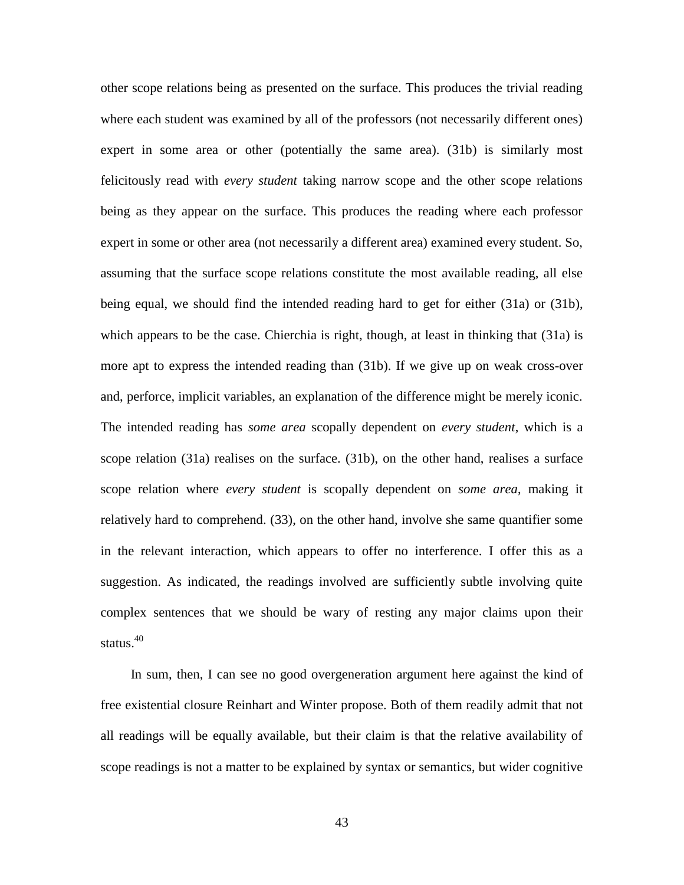other scope relations being as presented on the surface. This produces the trivial reading where each student was examined by all of the professors (not necessarily different ones) expert in some area or other (potentially the same area). (31b) is similarly most felicitously read with *every student* taking narrow scope and the other scope relations being as they appear on the surface. This produces the reading where each professor expert in some or other area (not necessarily a different area) examined every student. So, assuming that the surface scope relations constitute the most available reading, all else being equal, we should find the intended reading hard to get for either (31a) or (31b), which appears to be the case. Chierchia is right, though, at least in thinking that (31a) is more apt to express the intended reading than (31b). If we give up on weak cross-over and, perforce, implicit variables, an explanation of the difference might be merely iconic. The intended reading has *some area* scopally dependent on *every student*, which is a scope relation (31a) realises on the surface. (31b), on the other hand, realises a surface scope relation where *every student* is scopally dependent on *some area*, making it relatively hard to comprehend. (33), on the other hand, involve she same quantifier some in the relevant interaction, which appears to offer no interference. I offer this as a suggestion. As indicated, the readings involved are sufficiently subtle involving quite complex sentences that we should be wary of resting any major claims upon their status.[40]

In sum, then, I can see no good overgeneration argument here against the kind of free existential closure Reinhart and Winter propose. Both of them readily admit that not all readings will be equally available, but their claim is that the relative availability of scope readings is not a matter to be explained by syntax or semantics, but wider cognitive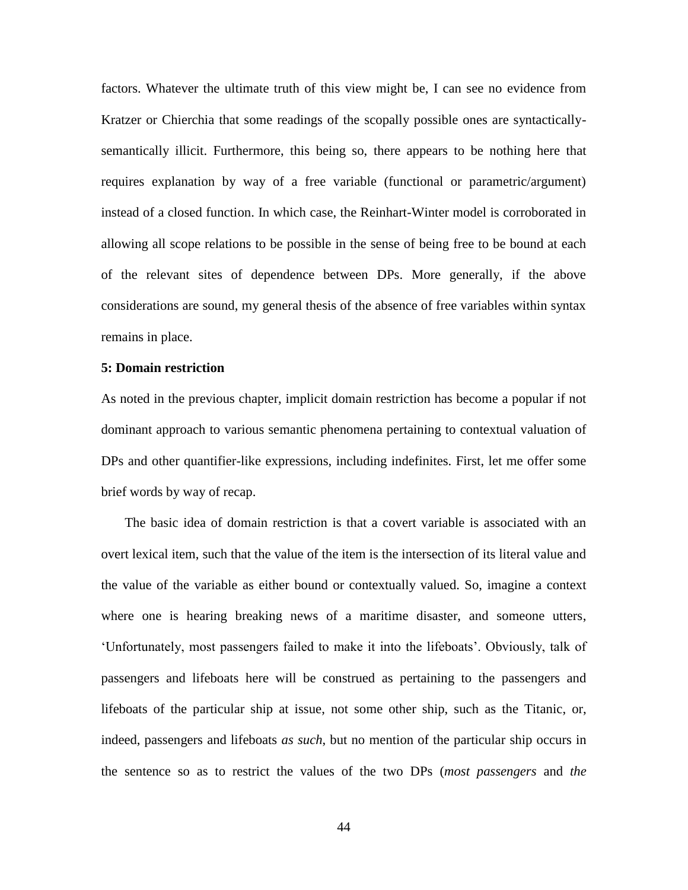factors. Whatever the ultimate truth of this view might be, I can see no evidence from Kratzer or Chierchia that some readings of the scopally possible ones are syntactically-semantically illicit. Furthermore, this being so, there appears to be nothing here that requires explanation by way of a free variable (functional or parametric/argument) instead of a closed function. In which case, the Reinhart-Winter model is corroborated in allowing all scope relations to be possible in the sense of being free to be bound at each of the relevant sites of dependence between DPs. More generally, if the above considerations are sound, my general thesis of the absence of free variables within syntax remains in place.

**5: Domain restriction**

As noted in the previous chapter, implicit domain restriction has become a popular if not dominant approach to various semantic phenomena pertaining to contextual valuation of DPs and other quantifier-like expressions, including indefinites. First, let me offer some brief words by way of recap.

The basic idea of domain restriction is that a covert variable is associated with an overt lexical item, such that the value of the item is the intersection of its literal value and the value of the variable as either bound or contextually valued. So, imagine a context where one is hearing breaking news of a maritime disaster, and someone utters, 'Unfortunately, most passengers failed to make it into the lifeboats'. Obviously, talk of passengers and lifeboats here will be construed as pertaining to the passengers and lifeboats of the particular ship at issue, not some other ship, such as the Titanic, or, indeed, passengers and lifeboats *as such*, but no mention of the particular ship occurs in the sentence so as to restrict the values of the two DPs (*most passengers* and *the*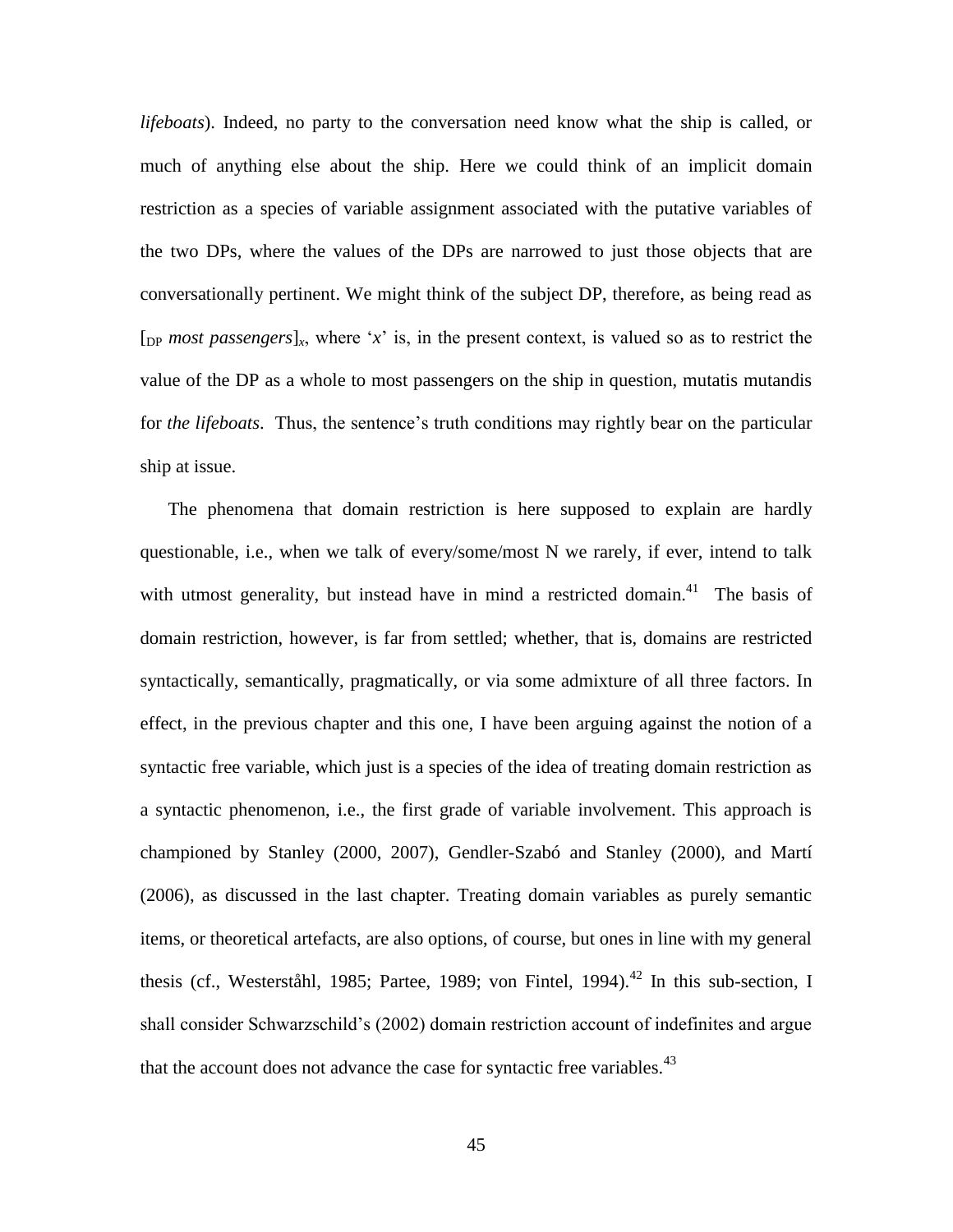*lifeboats*). Indeed, no party to the conversation need know what the ship is called, or much of anything else about the ship. Here we could think of an implicit domain restriction as a species of variable assignment associated with the putative variables of the two DPs, where the values of the DPs are narrowed to just those objects that are conversationally pertinent. We might think of the subject DP, therefore, as being read as $[_{\text{DP}}$ *most passengers*$]_x$, where '$x$' is, in the present context, is valued so as to restrict the value of the DP as a whole to most passengers on the ship in question, mutatis mutandis for *the lifeboats*. Thus, the sentence's truth conditions may rightly bear on the particular ship at issue.

The phenomena that domain restriction is here supposed to explain are hardly questionable, i.e., when we talk of every/some/most N we rarely, if ever, intend to talk with utmost generality, but instead have in mind a restricted domain.[41] The basis of domain restriction, however, is far from settled; whether, that is, domains are restricted syntactically, semantically, pragmatically, or via some admixture of all three factors. In effect, in the previous chapter and this one, I have been arguing against the notion of a syntactic free variable, which just is a species of the idea of treating domain restriction as a syntactic phenomenon, i.e., the first grade of variable involvement. This approach is championed by Stanley (2000, 2007), Gendler-Szabó and Stanley (2000), and Martí (2006), as discussed in the last chapter. Treating domain variables as purely semantic items, or theoretical artefacts, are also options, of course, but ones in line with my general thesis (cf., Westerståhl, 1985; Partee, 1989; von Fintel, 1994).[42] In this sub-section, I shall consider Schwarzschild's (2002) domain restriction account of indefinites and argue that the account does not advance the case for syntactic free variables.[43]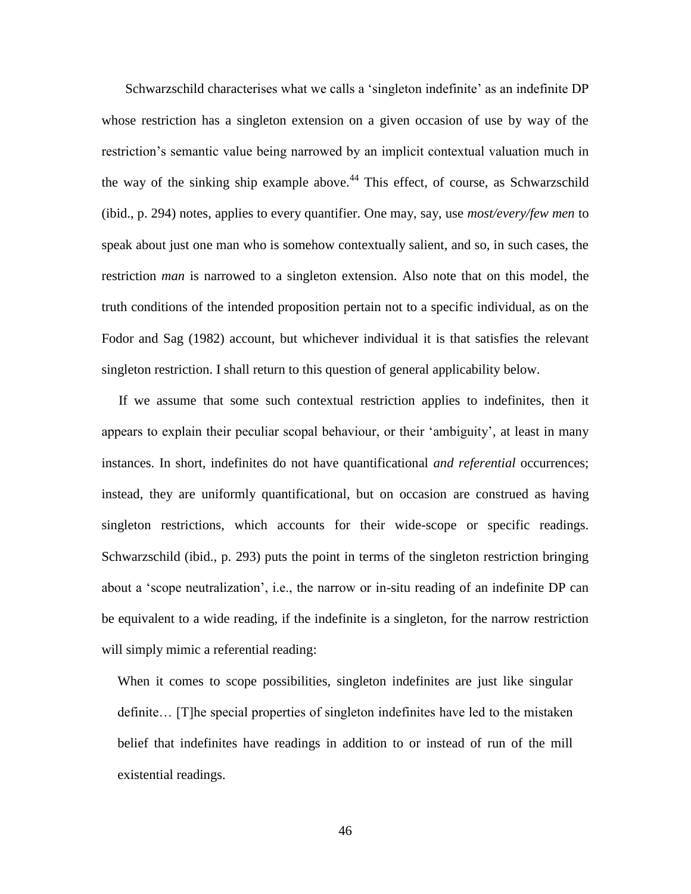Schwarzschild characterises what we calls a 'singleton indefinite' as an indefinite DP whose restriction has a singleton extension on a given occasion of use by way of the restriction's semantic value being narrowed by an implicit contextual valuation much in the way of the sinking ship example above.[44] This effect, of course, as Schwarzschild (ibid., p. 294) notes, applies to every quantifier. One may, say, use *most/every/few men* to speak about just one man who is somehow contextually salient, and so, in such cases, the restriction *man* is narrowed to a singleton extension. Also note that on this model, the truth conditions of the intended proposition pertain not to a specific individual, as on the Fodor and Sag (1982) account, but whichever individual it is that satisfies the relevant singleton restriction. I shall return to this question of general applicability below.

If we assume that some such contextual restriction applies to indefinites, then it appears to explain their peculiar scopal behaviour, or their 'ambiguity', at least in many instances. In short, indefinites do not have quantificational *and referential* occurrences; instead, they are uniformly quantificational, but on occasion are construed as having singleton restrictions, which accounts for their wide-scope or specific readings. Schwarzschild (ibid., p. 293) puts the point in terms of the singleton restriction bringing about a 'scope neutralization', i.e., the narrow or in-situ reading of an indefinite DP can be equivalent to a wide reading, if the indefinite is a singleton, for the narrow restriction will simply mimic a referential reading:

> When it comes to scope possibilities, singleton indefinites are just like singular definite… [T]he special properties of singleton indefinites have led to the mistaken belief that indefinites have readings in addition to or instead of run of the mill existential readings.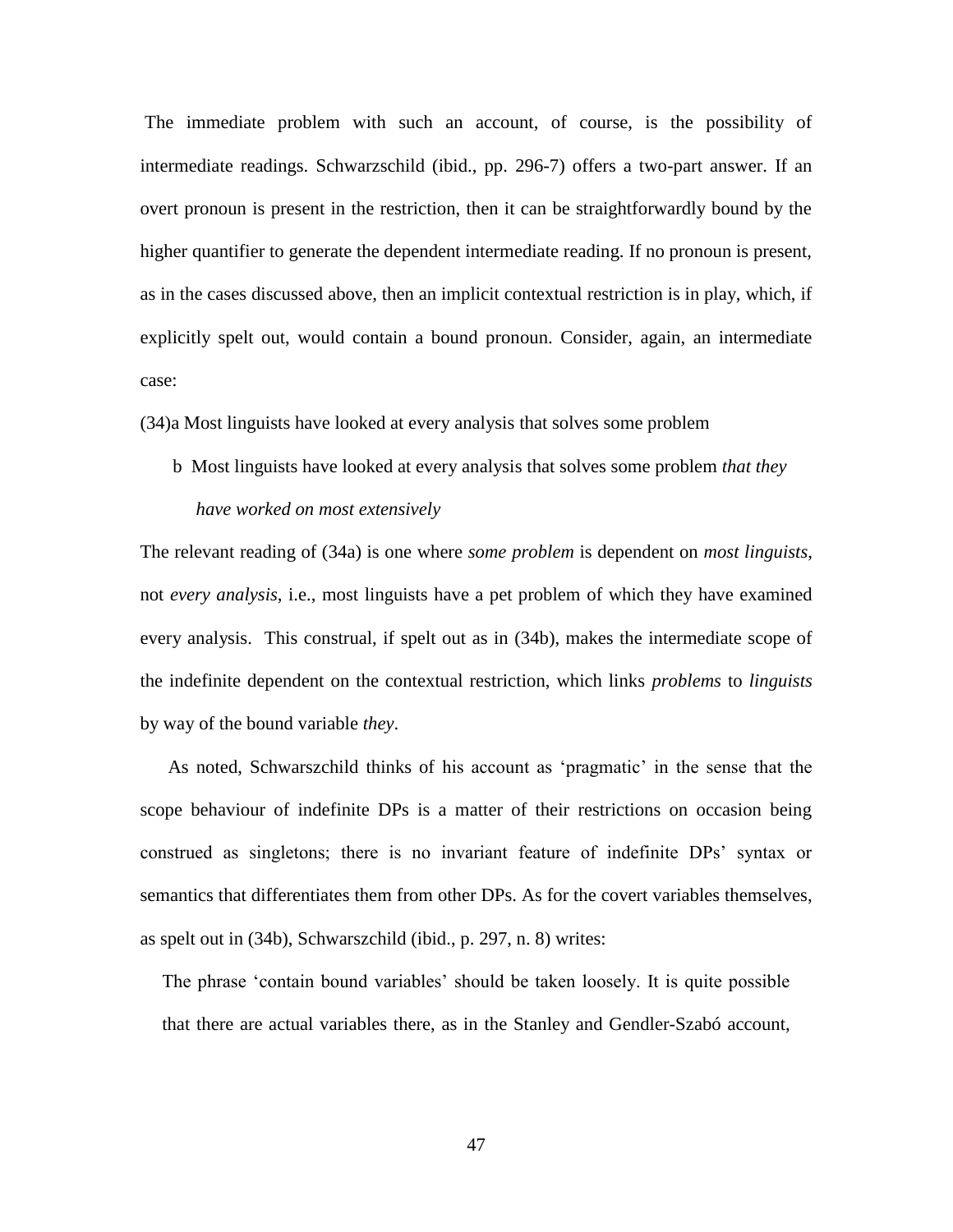The immediate problem with such an account, of course, is the possibility of intermediate readings. Schwarzschild (ibid., pp. 296-7) offers a two-part answer. If an overt pronoun is present in the restriction, then it can be straightforwardly bound by the higher quantifier to generate the dependent intermediate reading. If no pronoun is present, as in the cases discussed above, then an implicit contextual restriction is in play, which, if explicitly spelt out, would contain a bound pronoun. Consider, again, an intermediate case:

(34)a Most linguists have looked at every analysis that solves some problem

b Most linguists have looked at every analysis that solves some problem *that they have worked on most extensively*

The relevant reading of (34a) is one where *some problem* is dependent on *most linguists*, not *every analysis*, i.e., most linguists have a pet problem of which they have examined every analysis. This construal, if spelt out as in (34b), makes the intermediate scope of the indefinite dependent on the contextual restriction, which links *problems* to *linguists* by way of the bound variable *they*.

As noted, Schwarszchild thinks of his account as 'pragmatic' in the sense that the scope behaviour of indefinite DPs is a matter of their restrictions on occasion being construed as singletons; there is no invariant feature of indefinite DPs' syntax or semantics that differentiates them from other DPs. As for the covert variables themselves, as spelt out in (34b), Schwarszchild (ibid., p. 297, n. 8) writes:

> The phrase 'contain bound variables' should be taken loosely. It is quite possible that there are actual variables there, as in the Stanley and Gendler-Szabó account,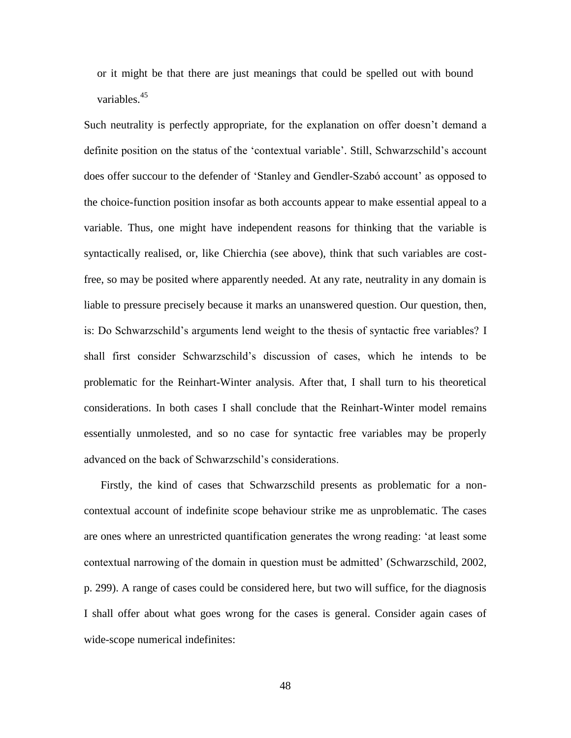or it might be that there are just meanings that could be spelled out with bound variables.[45]

Such neutrality is perfectly appropriate, for the explanation on offer doesn't demand a definite position on the status of the 'contextual variable'. Still, Schwarzschild's account does offer succour to the defender of 'Stanley and Gendler-Szabó account' as opposed to the choice-function position insofar as both accounts appear to make essential appeal to a variable. Thus, one might have independent reasons for thinking that the variable is syntactically realised, or, like Chierchia (see above), think that such variables are cost-free, so may be posited where apparently needed. At any rate, neutrality in any domain is liable to pressure precisely because it marks an unanswered question. Our question, then, is: Do Schwarzschild's arguments lend weight to the thesis of syntactic free variables? I shall first consider Schwarzschild's discussion of cases, which he intends to be problematic for the Reinhart-Winter analysis. After that, I shall turn to his theoretical considerations. In both cases I shall conclude that the Reinhart-Winter model remains essentially unmolested, and so no case for syntactic free variables may be properly advanced on the back of Schwarzschild's considerations.

Firstly, the kind of cases that Schwarzschild presents as problematic for a non-contextual account of indefinite scope behaviour strike me as unproblematic. The cases are ones where an unrestricted quantification generates the wrong reading: 'at least some contextual narrowing of the domain in question must be admitted' (Schwarzschild, 2002, p. 299). A range of cases could be considered here, but two will suffice, for the diagnosis I shall offer about what goes wrong for the cases is general. Consider again cases of wide-scope numerical indefinites: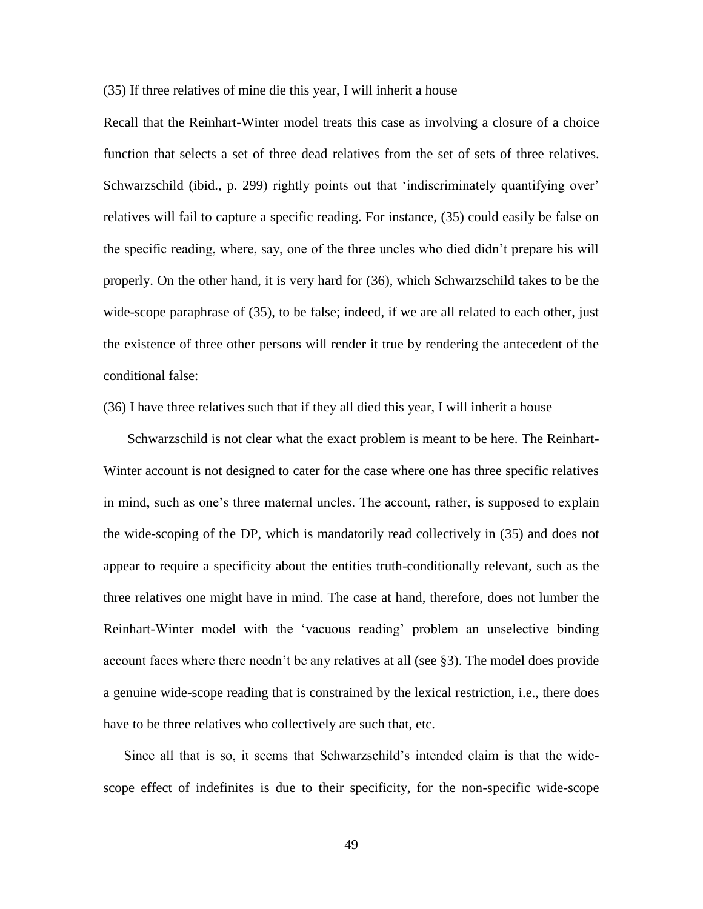(35) If three relatives of mine die this year, I will inherit a house

Recall that the Reinhart-Winter model treats this case as involving a closure of a choice function that selects a set of three dead relatives from the set of sets of three relatives. Schwarzschild (ibid., p. 299) rightly points out that 'indiscriminately quantifying over' relatives will fail to capture a specific reading. For instance, (35) could easily be false on the specific reading, where, say, one of the three uncles who died didn't prepare his will properly. On the other hand, it is very hard for (36), which Schwarzschild takes to be the wide-scope paraphrase of (35), to be false; indeed, if we are all related to each other, just the existence of three other persons will render it true by rendering the antecedent of the conditional false:

(36) I have three relatives such that if they all died this year, I will inherit a house

Schwarzschild is not clear what the exact problem is meant to be here. The Reinhart-Winter account is not designed to cater for the case where one has three specific relatives in mind, such as one's three maternal uncles. The account, rather, is supposed to explain the wide-scoping of the DP, which is mandatorily read collectively in (35) and does not appear to require a specificity about the entities truth-conditionally relevant, such as the three relatives one might have in mind. The case at hand, therefore, does not lumber the Reinhart-Winter model with the 'vacuous reading' problem an unselective binding account faces where there needn't be any relatives at all (see §3). The model does provide a genuine wide-scope reading that is constrained by the lexical restriction, i.e., there does have to be three relatives who collectively are such that, etc.

Since all that is so, it seems that Schwarzschild's intended claim is that the wide-scope effect of indefinites is due to their specificity, for the non-specific wide-scope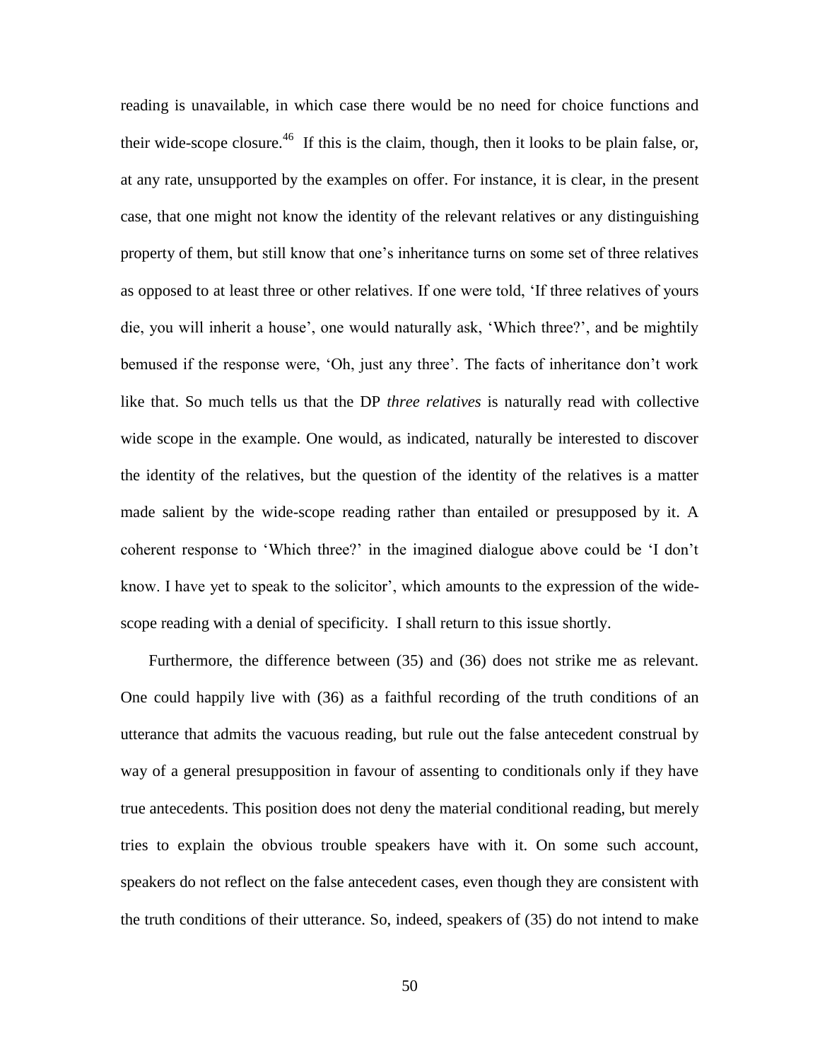reading is unavailable, in which case there would be no need for choice functions and their wide-scope closure.[46] If this is the claim, though, then it looks to be plain false, or, at any rate, unsupported by the examples on offer. For instance, it is clear, in the present case, that one might not know the identity of the relevant relatives or any distinguishing property of them, but still know that one's inheritance turns on some set of three relatives as opposed to at least three or other relatives. If one were told, 'If three relatives of yours die, you will inherit a house', one would naturally ask, 'Which three?', and be mightily bemused if the response were, 'Oh, just any three'. The facts of inheritance don't work like that. So much tells us that the DP *three relatives* is naturally read with collective wide scope in the example. One would, as indicated, naturally be interested to discover the identity of the relatives, but the question of the identity of the relatives is a matter made salient by the wide-scope reading rather than entailed or presupposed by it. A coherent response to 'Which three?' in the imagined dialogue above could be 'I don't know. I have yet to speak to the solicitor', which amounts to the expression of the wide-scope reading with a denial of specificity. I shall return to this issue shortly.

Furthermore, the difference between (35) and (36) does not strike me as relevant. One could happily live with (36) as a faithful recording of the truth conditions of an utterance that admits the vacuous reading, but rule out the false antecedent construal by way of a general presupposition in favour of assenting to conditionals only if they have true antecedents. This position does not deny the material conditional reading, but merely tries to explain the obvious trouble speakers have with it. On some such account, speakers do not reflect on the false antecedent cases, even though they are consistent with the truth conditions of their utterance. So, indeed, speakers of (35) do not intend to make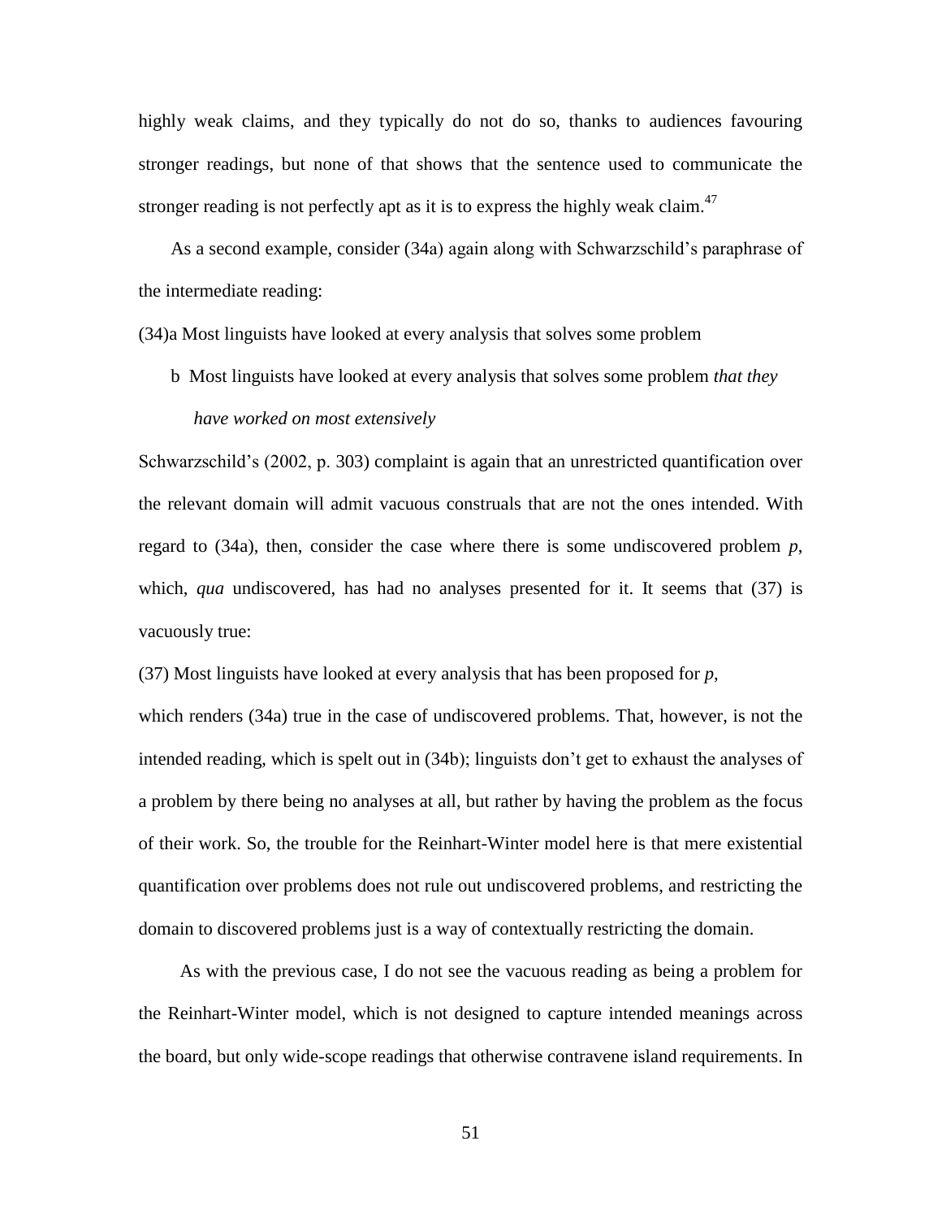highly weak claims, and they typically do not do so, thanks to audiences favouring stronger readings, but none of that shows that the sentence used to communicate the stronger reading is not perfectly apt as it is to express the highly weak claim.[47]

As a second example, consider (34a) again along with Schwarzschild's paraphrase of the intermediate reading:

(34)a Most linguists have looked at every analysis that solves some problem

b Most linguists have looked at every analysis that solves some problem *that they have worked on most extensively*

Schwarzschild's (2002, p. 303) complaint is again that an unrestricted quantification over the relevant domain will admit vacuous construals that are not the ones intended. With regard to (34a), then, consider the case where there is some undiscovered problem *p*, which, *qua* undiscovered, has had no analyses presented for it. It seems that (37) is vacuously true:

(37) Most linguists have looked at every analysis that has been proposed for *p*,

which renders (34a) true in the case of undiscovered problems. That, however, is not the intended reading, which is spelt out in (34b); linguists don't get to exhaust the analyses of a problem by there being no analyses at all, but rather by having the problem as the focus of their work. So, the trouble for the Reinhart-Winter model here is that mere existential quantification over problems does not rule out undiscovered problems, and restricting the domain to discovered problems just is a way of contextually restricting the domain.

As with the previous case, I do not see the vacuous reading as being a problem for the Reinhart-Winter model, which is not designed to capture intended meanings across the board, but only wide-scope readings that otherwise contravene island requirements. In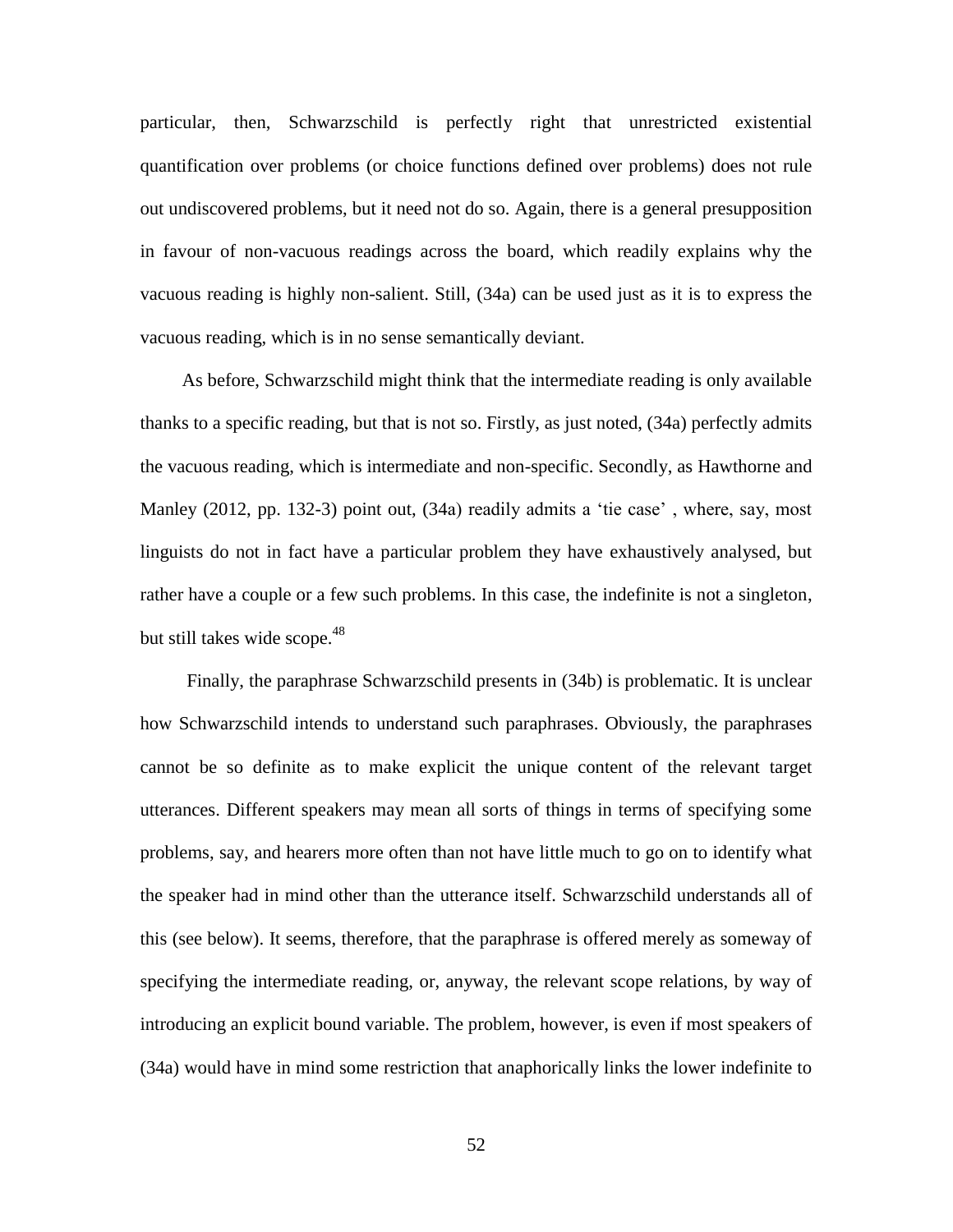particular, then, Schwarzschild is perfectly right that unrestricted existential quantification over problems (or choice functions defined over problems) does not rule out undiscovered problems, but it need not do so. Again, there is a general presupposition in favour of non-vacuous readings across the board, which readily explains why the vacuous reading is highly non-salient. Still, (34a) can be used just as it is to express the vacuous reading, which is in no sense semantically deviant.

As before, Schwarzschild might think that the intermediate reading is only available thanks to a specific reading, but that is not so. Firstly, as just noted, (34a) perfectly admits the vacuous reading, which is intermediate and non-specific. Secondly, as Hawthorne and Manley (2012, pp. 132-3) point out, (34a) readily admits a 'tie case' , where, say, most linguists do not in fact have a particular problem they have exhaustively analysed, but rather have a couple or a few such problems. In this case, the indefinite is not a singleton, but still takes wide scope.[48]

Finally, the paraphrase Schwarzschild presents in (34b) is problematic. It is unclear how Schwarzschild intends to understand such paraphrases. Obviously, the paraphrases cannot be so definite as to make explicit the unique content of the relevant target utterances. Different speakers may mean all sorts of things in terms of specifying some problems, say, and hearers more often than not have little much to go on to identify what the speaker had in mind other than the utterance itself. Schwarzschild understands all of this (see below). It seems, therefore, that the paraphrase is offered merely as someway of specifying the intermediate reading, or, anyway, the relevant scope relations, by way of introducing an explicit bound variable. The problem, however, is even if most speakers of (34a) would have in mind some restriction that anaphorically links the lower indefinite to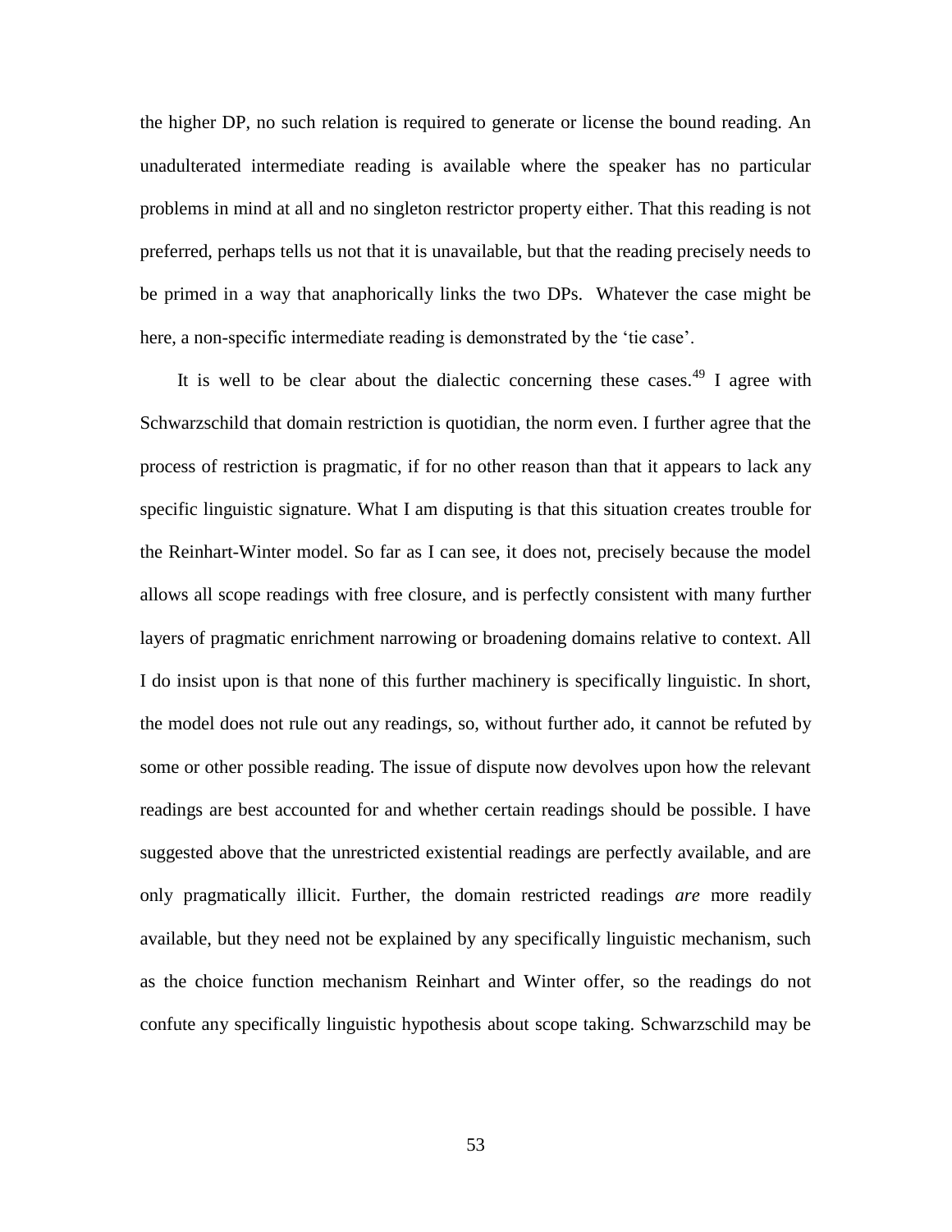the higher DP, no such relation is required to generate or license the bound reading. An unadulterated intermediate reading is available where the speaker has no particular problems in mind at all and no singleton restrictor property either. That this reading is not preferred, perhaps tells us not that it is unavailable, but that the reading precisely needs to be primed in a way that anaphorically links the two DPs. Whatever the case might be here, a non-specific intermediate reading is demonstrated by the 'tie case'.

It is well to be clear about the dialectic concerning these cases.[49] I agree with Schwarzschild that domain restriction is quotidian, the norm even. I further agree that the process of restriction is pragmatic, if for no other reason than that it appears to lack any specific linguistic signature. What I am disputing is that this situation creates trouble for the Reinhart-Winter model. So far as I can see, it does not, precisely because the model allows all scope readings with free closure, and is perfectly consistent with many further layers of pragmatic enrichment narrowing or broadening domains relative to context. All I do insist upon is that none of this further machinery is specifically linguistic. In short, the model does not rule out any readings, so, without further ado, it cannot be refuted by some or other possible reading. The issue of dispute now devolves upon how the relevant readings are best accounted for and whether certain readings should be possible. I have suggested above that the unrestricted existential readings are perfectly available, and are only pragmatically illicit. Further, the domain restricted readings *are* more readily available, but they need not be explained by any specifically linguistic mechanism, such as the choice function mechanism Reinhart and Winter offer, so the readings do not confute any specifically linguistic hypothesis about scope taking. Schwarzschild may be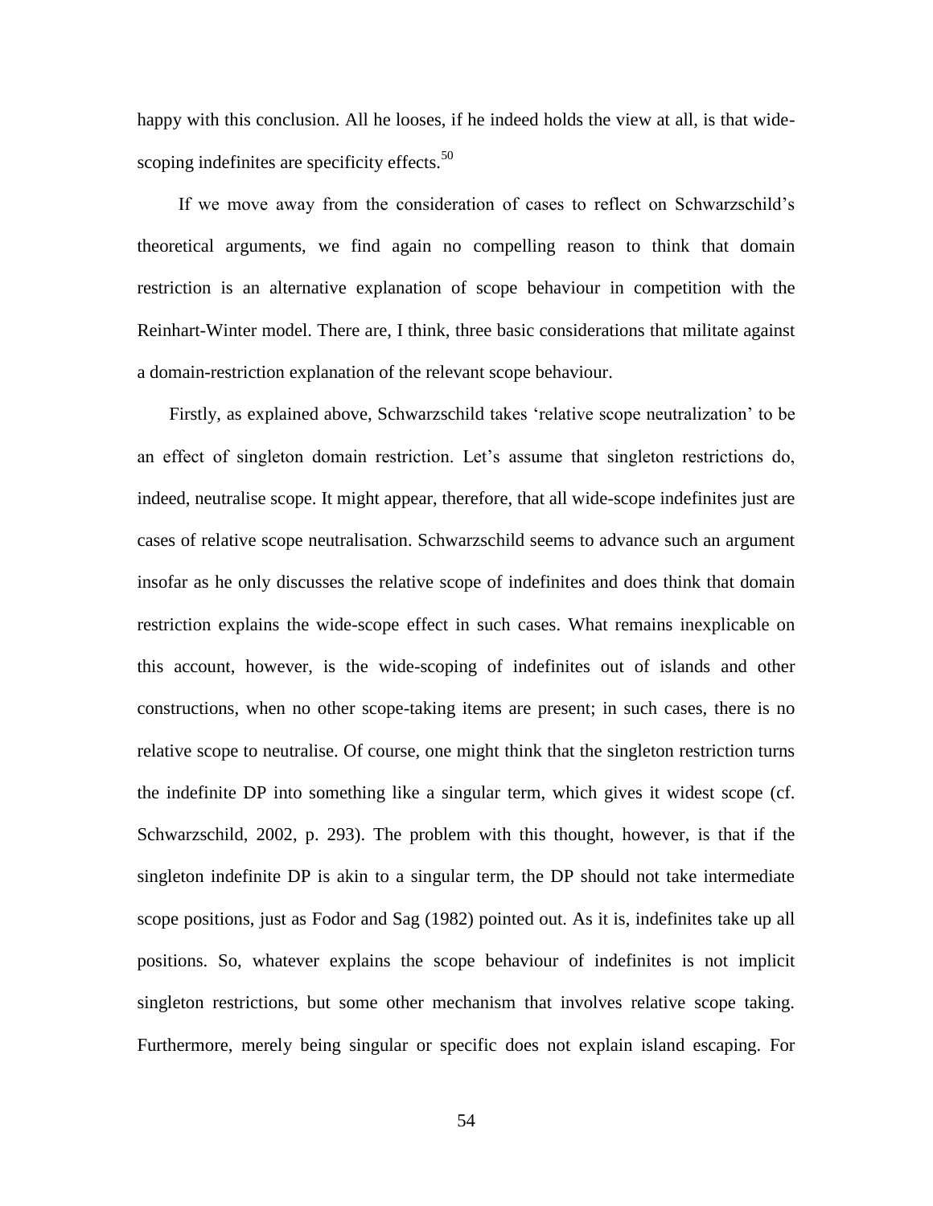happy with this conclusion. All he looses, if he indeed holds the view at all, is that wide-scoping indefinites are specificity effects.[50]

If we move away from the consideration of cases to reflect on Schwarzschild's theoretical arguments, we find again no compelling reason to think that domain restriction is an alternative explanation of scope behaviour in competition with the Reinhart-Winter model. There are, I think, three basic considerations that militate against a domain-restriction explanation of the relevant scope behaviour.

Firstly, as explained above, Schwarzschild takes 'relative scope neutralization' to be an effect of singleton domain restriction. Let's assume that singleton restrictions do, indeed, neutralise scope. It might appear, therefore, that all wide-scope indefinites just are cases of relative scope neutralisation. Schwarzschild seems to advance such an argument insofar as he only discusses the relative scope of indefinites and does think that domain restriction explains the wide-scope effect in such cases. What remains inexplicable on this account, however, is the wide-scoping of indefinites out of islands and other constructions, when no other scope-taking items are present; in such cases, there is no relative scope to neutralise. Of course, one might think that the singleton restriction turns the indefinite DP into something like a singular term, which gives it widest scope (cf. Schwarzschild, 2002, p. 293). The problem with this thought, however, is that if the singleton indefinite DP is akin to a singular term, the DP should not take intermediate scope positions, just as Fodor and Sag (1982) pointed out. As it is, indefinites take up all positions. So, whatever explains the scope behaviour of indefinites is not implicit singleton restrictions, but some other mechanism that involves relative scope taking. Furthermore, merely being singular or specific does not explain island escaping. For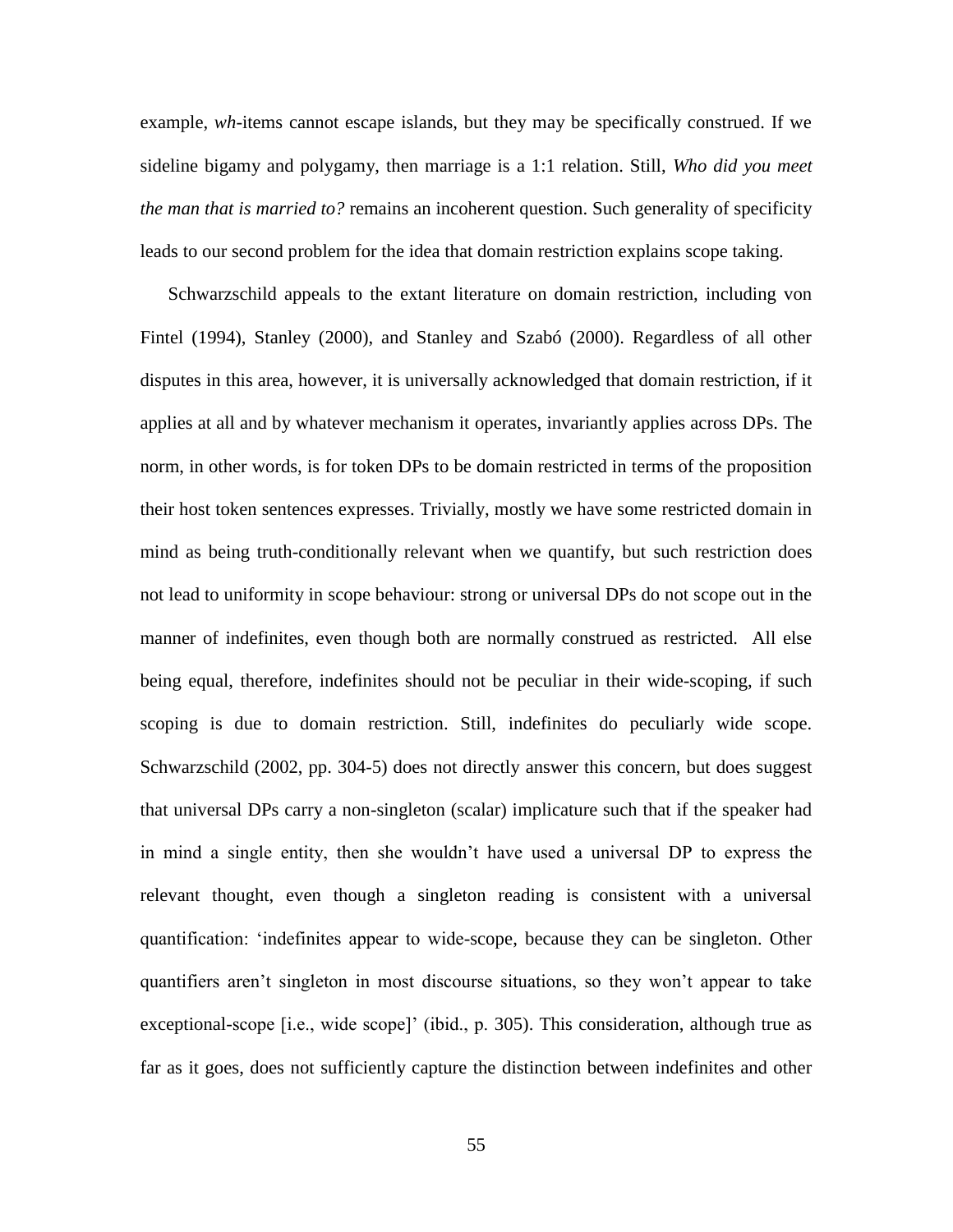example, *wh*-items cannot escape islands, but they may be specifically construed. If we sideline bigamy and polygamy, then marriage is a 1:1 relation. Still, *Who did you meet the man that is married to?* remains an incoherent question. Such generality of specificity leads to our second problem for the idea that domain restriction explains scope taking.

Schwarzschild appeals to the extant literature on domain restriction, including von Fintel (1994), Stanley (2000), and Stanley and Szabó (2000). Regardless of all other disputes in this area, however, it is universally acknowledged that domain restriction, if it applies at all and by whatever mechanism it operates, invariantly applies across DPs. The norm, in other words, is for token DPs to be domain restricted in terms of the proposition their host token sentences expresses. Trivially, mostly we have some restricted domain in mind as being truth-conditionally relevant when we quantify, but such restriction does not lead to uniformity in scope behaviour: strong or universal DPs do not scope out in the manner of indefinites, even though both are normally construed as restricted. All else being equal, therefore, indefinites should not be peculiar in their wide-scoping, if such scoping is due to domain restriction. Still, indefinites do peculiarly wide scope. Schwarzschild (2002, pp. 304-5) does not directly answer this concern, but does suggest that universal DPs carry a non-singleton (scalar) implicature such that if the speaker had in mind a single entity, then she wouldn't have used a universal DP to express the relevant thought, even though a singleton reading is consistent with a universal quantification: 'indefinites appear to wide-scope, because they can be singleton. Other quantifiers aren't singleton in most discourse situations, so they won't appear to take exceptional-scope [i.e., wide scope]' (ibid., p. 305). This consideration, although true as far as it goes, does not sufficiently capture the distinction between indefinites and other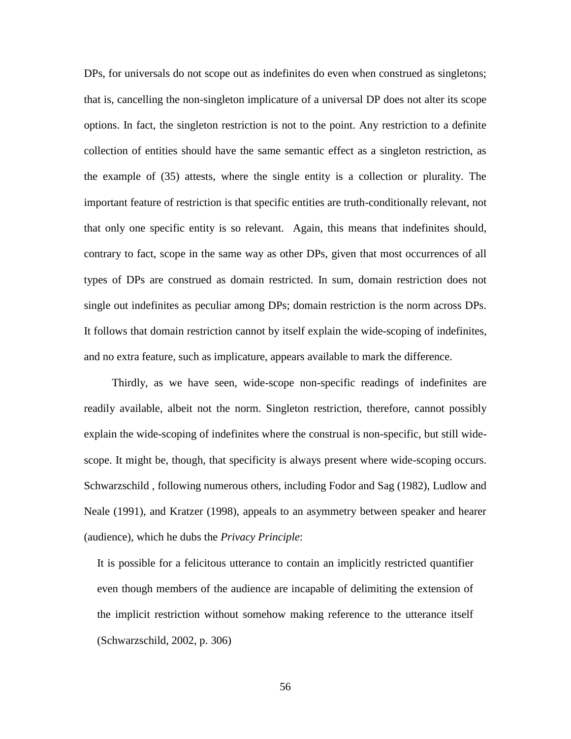DPs, for universals do not scope out as indefinites do even when construed as singletons; that is, cancelling the non-singleton implicature of a universal DP does not alter its scope options. In fact, the singleton restriction is not to the point. Any restriction to a definite collection of entities should have the same semantic effect as a singleton restriction, as the example of (35) attests, where the single entity is a collection or plurality. The important feature of restriction is that specific entities are truth-conditionally relevant, not that only one specific entity is so relevant. Again, this means that indefinites should, contrary to fact, scope in the same way as other DPs, given that most occurrences of all types of DPs are construed as domain restricted. In sum, domain restriction does not single out indefinites as peculiar among DPs; domain restriction is the norm across DPs. It follows that domain restriction cannot by itself explain the wide-scoping of indefinites, and no extra feature, such as implicature, appears available to mark the difference.

Thirdly, as we have seen, wide-scope non-specific readings of indefinites are readily available, albeit not the norm. Singleton restriction, therefore, cannot possibly explain the wide-scoping of indefinites where the construal is non-specific, but still wide-scope. It might be, though, that specificity is always present where wide-scoping occurs. Schwarzschild , following numerous others, including Fodor and Sag (1982), Ludlow and Neale (1991), and Kratzer (1998), appeals to an asymmetry between speaker and hearer (audience), which he dubs the *Privacy Principle*:

> It is possible for a felicitous utterance to contain an implicitly restricted quantifier even though members of the audience are incapable of delimiting the extension of the implicit restriction without somehow making reference to the utterance itself (Schwarzschild, 2002, p. 306)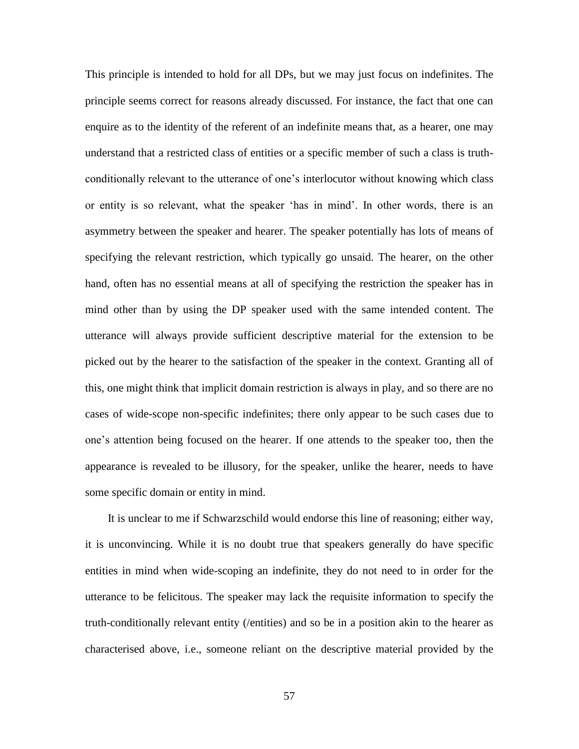This principle is intended to hold for all DPs, but we may just focus on indefinites. The principle seems correct for reasons already discussed. For instance, the fact that one can enquire as to the identity of the referent of an indefinite means that, as a hearer, one may understand that a restricted class of entities or a specific member of such a class is truth-conditionally relevant to the utterance of one's interlocutor without knowing which class or entity is so relevant, what the speaker 'has in mind'. In other words, there is an asymmetry between the speaker and hearer. The speaker potentially has lots of means of specifying the relevant restriction, which typically go unsaid. The hearer, on the other hand, often has no essential means at all of specifying the restriction the speaker has in mind other than by using the DP speaker used with the same intended content. The utterance will always provide sufficient descriptive material for the extension to be picked out by the hearer to the satisfaction of the speaker in the context. Granting all of this, one might think that implicit domain restriction is always in play, and so there are no cases of wide-scope non-specific indefinites; there only appear to be such cases due to one's attention being focused on the hearer. If one attends to the speaker too, then the appearance is revealed to be illusory, for the speaker, unlike the hearer, needs to have some specific domain or entity in mind.

It is unclear to me if Schwarzschild would endorse this line of reasoning; either way, it is unconvincing. While it is no doubt true that speakers generally do have specific entities in mind when wide-scoping an indefinite, they do not need to in order for the utterance to be felicitous. The speaker may lack the requisite information to specify the truth-conditionally relevant entity (/entities) and so be in a position akin to the hearer as characterised above, i.e., someone reliant on the descriptive material provided by the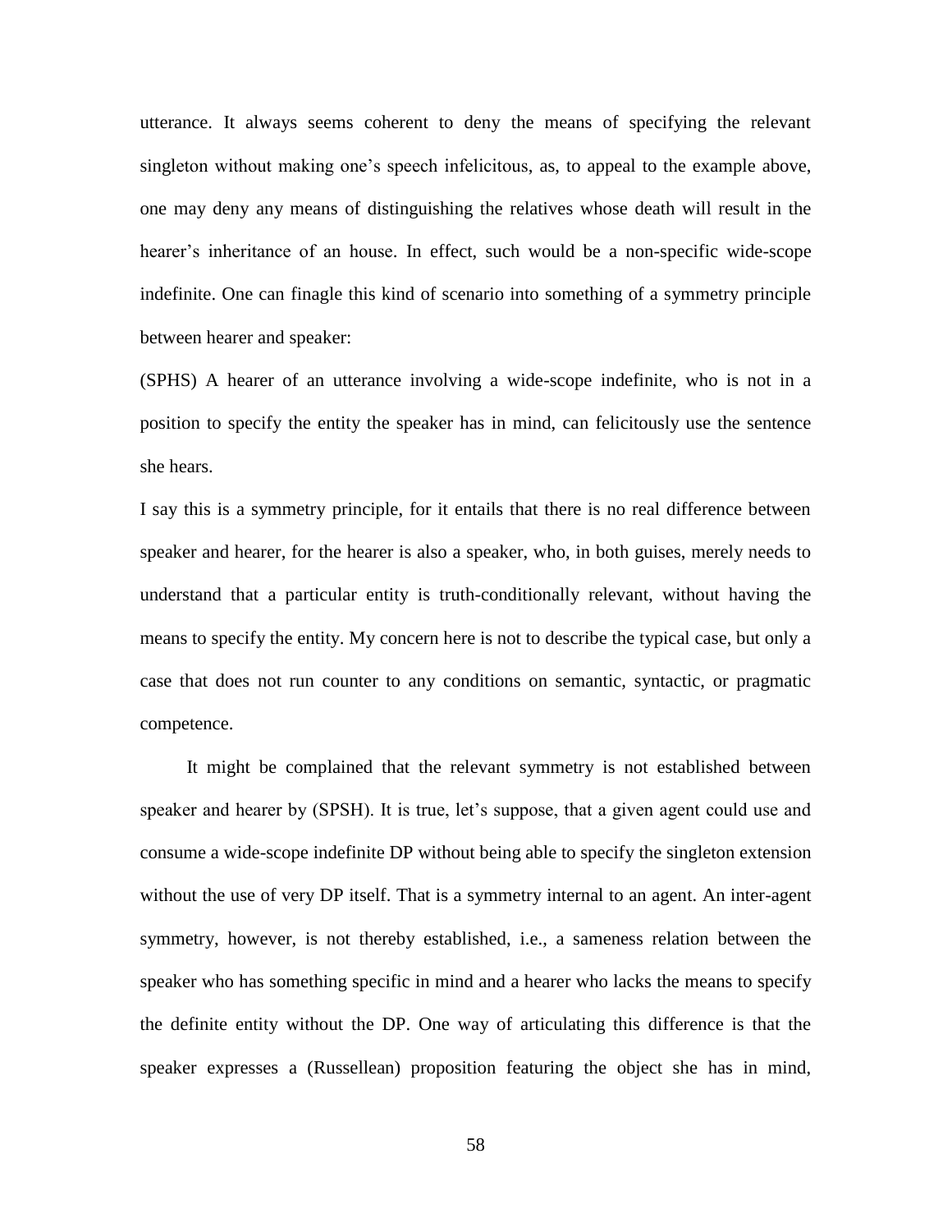utterance. It always seems coherent to deny the means of specifying the relevant singleton without making one's speech infelicitous, as, to appeal to the example above, one may deny any means of distinguishing the relatives whose death will result in the hearer's inheritance of an house. In effect, such would be a non-specific wide-scope indefinite. One can finagle this kind of scenario into something of a symmetry principle between hearer and speaker:

(SPHS) A hearer of an utterance involving a wide-scope indefinite, who is not in a position to specify the entity the speaker has in mind, can felicitously use the sentence she hears.

I say this is a symmetry principle, for it entails that there is no real difference between speaker and hearer, for the hearer is also a speaker, who, in both guises, merely needs to understand that a particular entity is truth-conditionally relevant, without having the means to specify the entity. My concern here is not to describe the typical case, but only a case that does not run counter to any conditions on semantic, syntactic, or pragmatic competence.

It might be complained that the relevant symmetry is not established between speaker and hearer by (SPSH). It is true, let's suppose, that a given agent could use and consume a wide-scope indefinite DP without being able to specify the singleton extension without the use of very DP itself. That is a symmetry internal to an agent. An inter-agent symmetry, however, is not thereby established, i.e., a sameness relation between the speaker who has something specific in mind and a hearer who lacks the means to specify the definite entity without the DP. One way of articulating this difference is that the speaker expresses a (Russellean) proposition featuring the object she has in mind,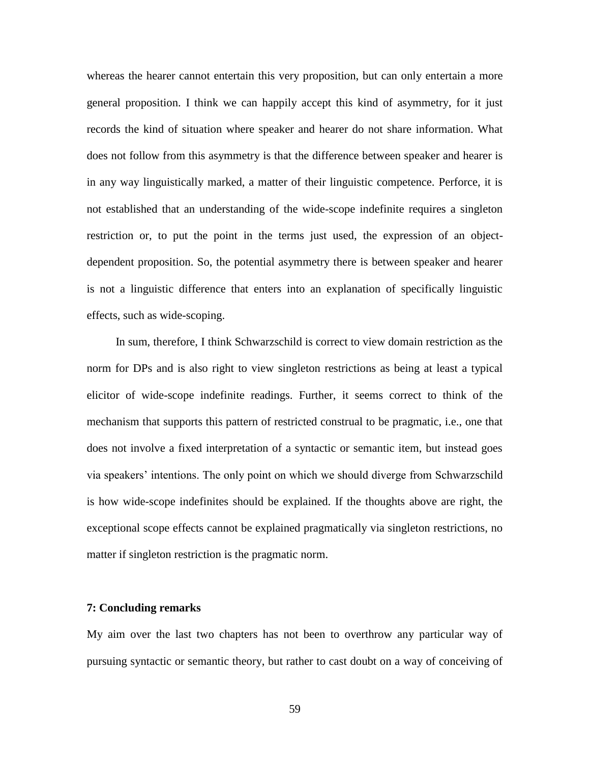whereas the hearer cannot entertain this very proposition, but can only entertain a more general proposition. I think we can happily accept this kind of asymmetry, for it just records the kind of situation where speaker and hearer do not share information. What does not follow from this asymmetry is that the difference between speaker and hearer is in any way linguistically marked, a matter of their linguistic competence. Perforce, it is not established that an understanding of the wide-scope indefinite requires a singleton restriction or, to put the point in the terms just used, the expression of an object-dependent proposition. So, the potential asymmetry there is between speaker and hearer is not a linguistic difference that enters into an explanation of specifically linguistic effects, such as wide-scoping.

In sum, therefore, I think Schwarzschild is correct to view domain restriction as the norm for DPs and is also right to view singleton restrictions as being at least a typical elicitor of wide-scope indefinite readings. Further, it seems correct to think of the mechanism that supports this pattern of restricted construal to be pragmatic, i.e., one that does not involve a fixed interpretation of a syntactic or semantic item, but instead goes via speakers' intentions. The only point on which we should diverge from Schwarzschild is how wide-scope indefinites should be explained. If the thoughts above are right, the exceptional scope effects cannot be explained pragmatically via singleton restrictions, no matter if singleton restriction is the pragmatic norm.

## 7: Concluding remarks

My aim over the last two chapters has not been to overthrow any particular way of pursuing syntactic or semantic theory, but rather to cast doubt on a way of conceiving of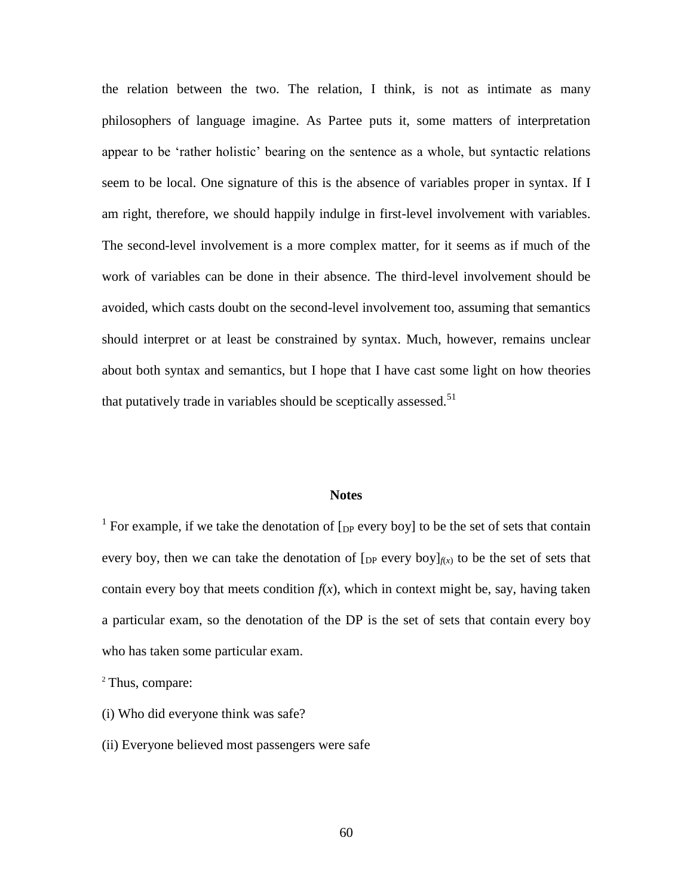the relation between the two. The relation, I think, is not as intimate as many philosophers of language imagine. As Partee puts it, some matters of interpretation appear to be 'rather holistic' bearing on the sentence as a whole, but syntactic relations seem to be local. One signature of this is the absence of variables proper in syntax. If I am right, therefore, we should happily indulge in first-level involvement with variables. The second-level involvement is a more complex matter, for it seems as if much of the work of variables can be done in their absence. The third-level involvement should be avoided, which casts doubt on the second-level involvement too, assuming that semantics should interpret or at least be constrained by syntax. Much, however, remains unclear about both syntax and semantics, but I hope that I have cast some light on how theories that putatively trade in variables should be sceptically assessed.[51]

## Notes

[1] For example, if we take the denotation of $[_{\text{DP}}$ every boy$]$ to be the set of sets that contain every boy, then we can take the denotation of $[_{\text{DP}}$ every boy$]_{f(x)}$ to be the set of sets that contain every boy that meets condition $f(x)$, which in context might be, say, having taken a particular exam, so the denotation of the DP is the set of sets that contain every boy who has taken some particular exam.

[2] Thus, compare:

(i) Who did everyone think was safe?

(ii) Everyone believed most passengers were safe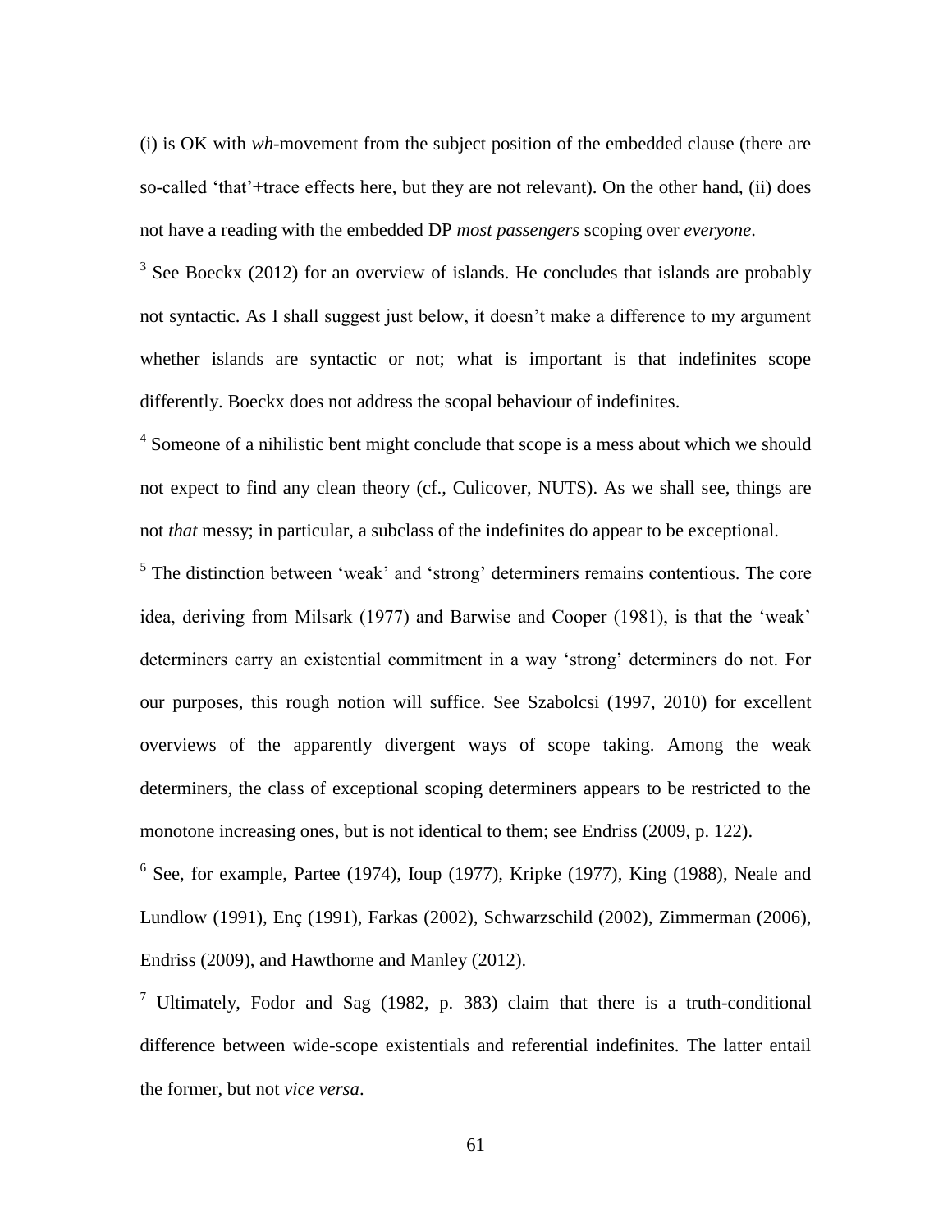(i) is OK with *wh*-movement from the subject position of the embedded clause (there are so-called 'that'+trace effects here, but they are not relevant). On the other hand, (ii) does not have a reading with the embedded DP *most passengers* scoping over *everyone*.

[3] See Boeckx (2012) for an overview of islands. He concludes that islands are probably not syntactic. As I shall suggest just below, it doesn't make a difference to my argument whether islands are syntactic or not; what is important is that indefinites scope differently. Boeckx does not address the scopal behaviour of indefinites.

[4] Someone of a nihilistic bent might conclude that scope is a mess about which we should not expect to find any clean theory (cf., Culicover, NUTS). As we shall see, things are not *that* messy; in particular, a subclass of the indefinites do appear to be exceptional.

[5] The distinction between 'weak' and 'strong' determiners remains contentious. The core idea, deriving from Milsark (1977) and Barwise and Cooper (1981), is that the 'weak' determiners carry an existential commitment in a way 'strong' determiners do not. For our purposes, this rough notion will suffice. See Szabolcsi (1997, 2010) for excellent overviews of the apparently divergent ways of scope taking. Among the weak determiners, the class of exceptional scoping determiners appears to be restricted to the monotone increasing ones, but is not identical to them; see Endriss (2009, p. 122).

[6] See, for example, Partee (1974), Ioup (1977), Kripke (1977), King (1988), Neale and Lundlow (1991), Enç (1991), Farkas (2002), Schwarzschild (2002), Zimmerman (2006), Endriss (2009), and Hawthorne and Manley (2012).

[7] Ultimately, Fodor and Sag (1982, p. 383) claim that there is a truth-conditional difference between wide-scope existentials and referential indefinites. The latter entail the former, but not *vice versa*.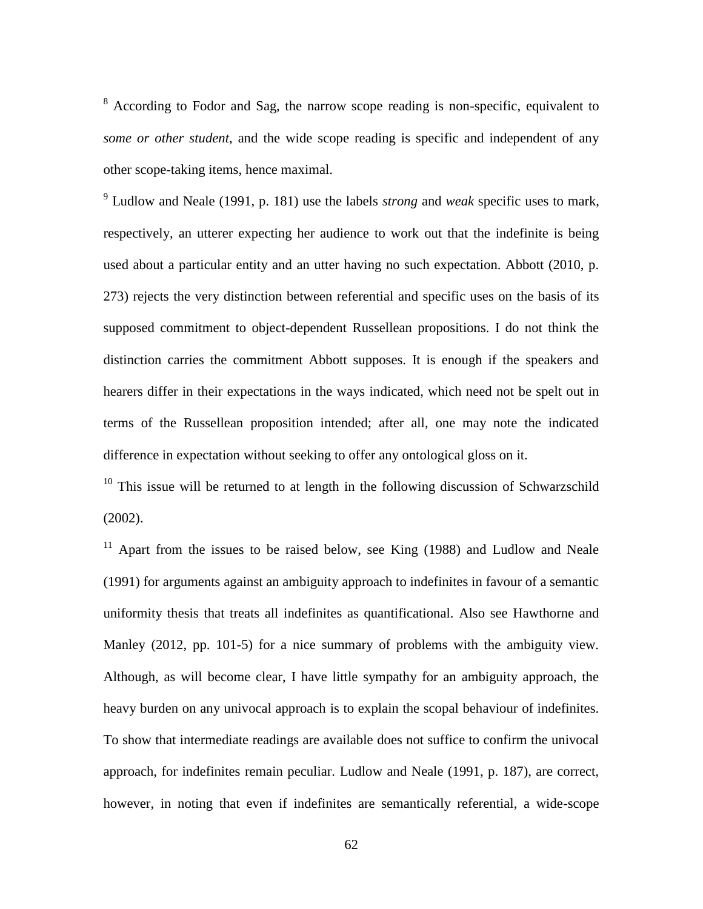[8] According to Fodor and Sag, the narrow scope reading is non-specific, equivalent to *some or other student*, and the wide scope reading is specific and independent of any other scope-taking items, hence maximal.

[9] Ludlow and Neale (1991, p. 181) use the labels *strong* and *weak* specific uses to mark, respectively, an utterer expecting her audience to work out that the indefinite is being used about a particular entity and an utter having no such expectation. Abbott (2010, p. 273) rejects the very distinction between referential and specific uses on the basis of its supposed commitment to object-dependent Russellean propositions. I do not think the distinction carries the commitment Abbott supposes. It is enough if the speakers and hearers differ in their expectations in the ways indicated, which need not be spelt out in terms of the Russellean proposition intended; after all, one may note the indicated difference in expectation without seeking to offer any ontological gloss on it.

[10] This issue will be returned to at length in the following discussion of Schwarzschild (2002).

[11] Apart from the issues to be raised below, see King (1988) and Ludlow and Neale (1991) for arguments against an ambiguity approach to indefinites in favour of a semantic uniformity thesis that treats all indefinites as quantificational. Also see Hawthorne and Manley (2012, pp. 101-5) for a nice summary of problems with the ambiguity view. Although, as will become clear, I have little sympathy for an ambiguity approach, the heavy burden on any univocal approach is to explain the scopal behaviour of indefinites. To show that intermediate readings are available does not suffice to confirm the univocal approach, for indefinites remain peculiar. Ludlow and Neale (1991, p. 187), are correct, however, in noting that even if indefinites are semantically referential, a wide-scope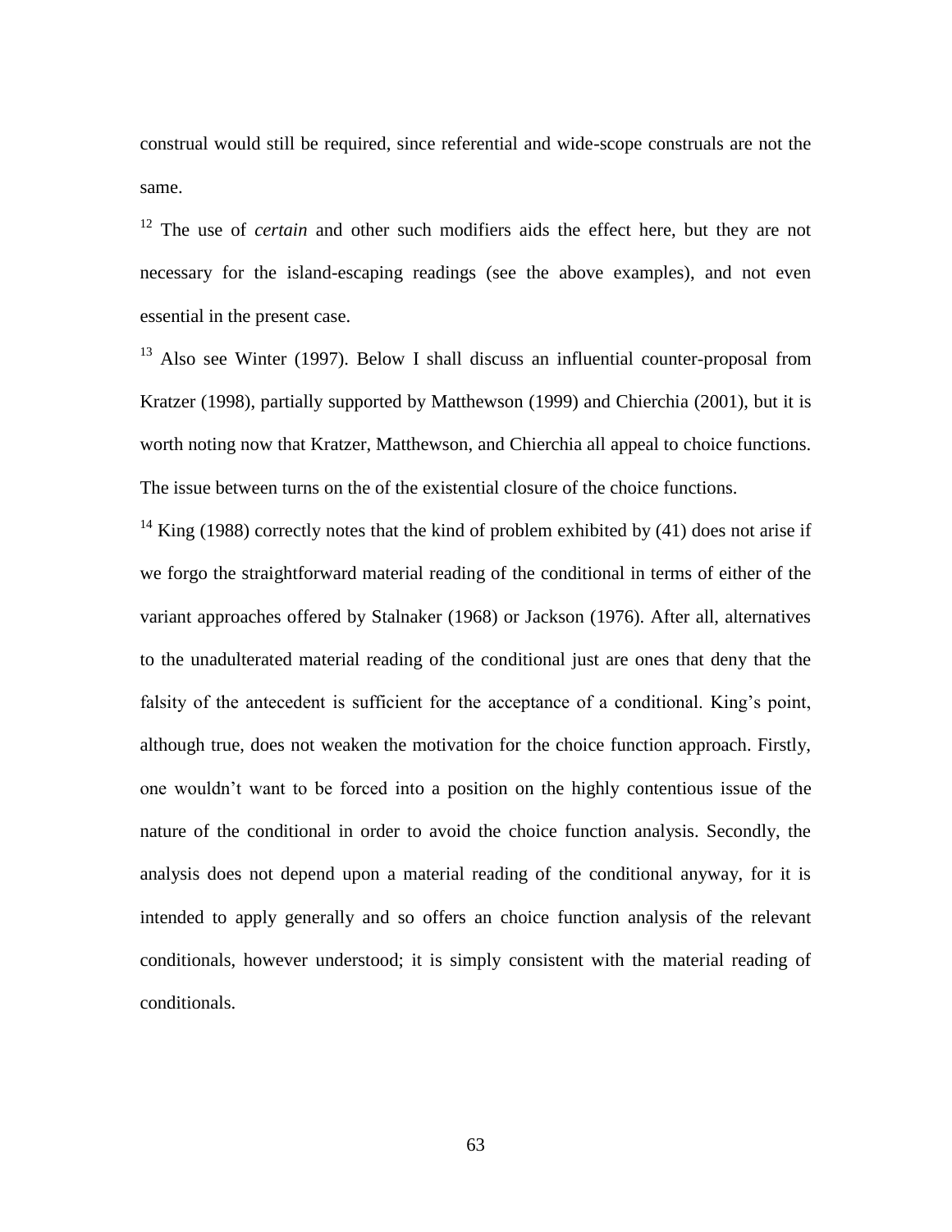construal would still be required, since referential and wide-scope construals are not the same.

[12] The use of *certain* and other such modifiers aids the effect here, but they are not necessary for the island-escaping readings (see the above examples), and not even essential in the present case.

[13] Also see Winter (1997). Below I shall discuss an influential counter-proposal from Kratzer (1998), partially supported by Matthewson (1999) and Chierchia (2001), but it is worth noting now that Kratzer, Matthewson, and Chierchia all appeal to choice functions. The issue between turns on the of the existential closure of the choice functions.

[14] King (1988) correctly notes that the kind of problem exhibited by (41) does not arise if we forgo the straightforward material reading of the conditional in terms of either of the variant approaches offered by Stalnaker (1968) or Jackson (1976). After all, alternatives to the unadulterated material reading of the conditional just are ones that deny that the falsity of the antecedent is sufficient for the acceptance of a conditional. King's point, although true, does not weaken the motivation for the choice function approach. Firstly, one wouldn't want to be forced into a position on the highly contentious issue of the nature of the conditional in order to avoid the choice function analysis. Secondly, the analysis does not depend upon a material reading of the conditional anyway, for it is intended to apply generally and so offers an choice function analysis of the relevant conditionals, however understood; it is simply consistent with the material reading of conditionals.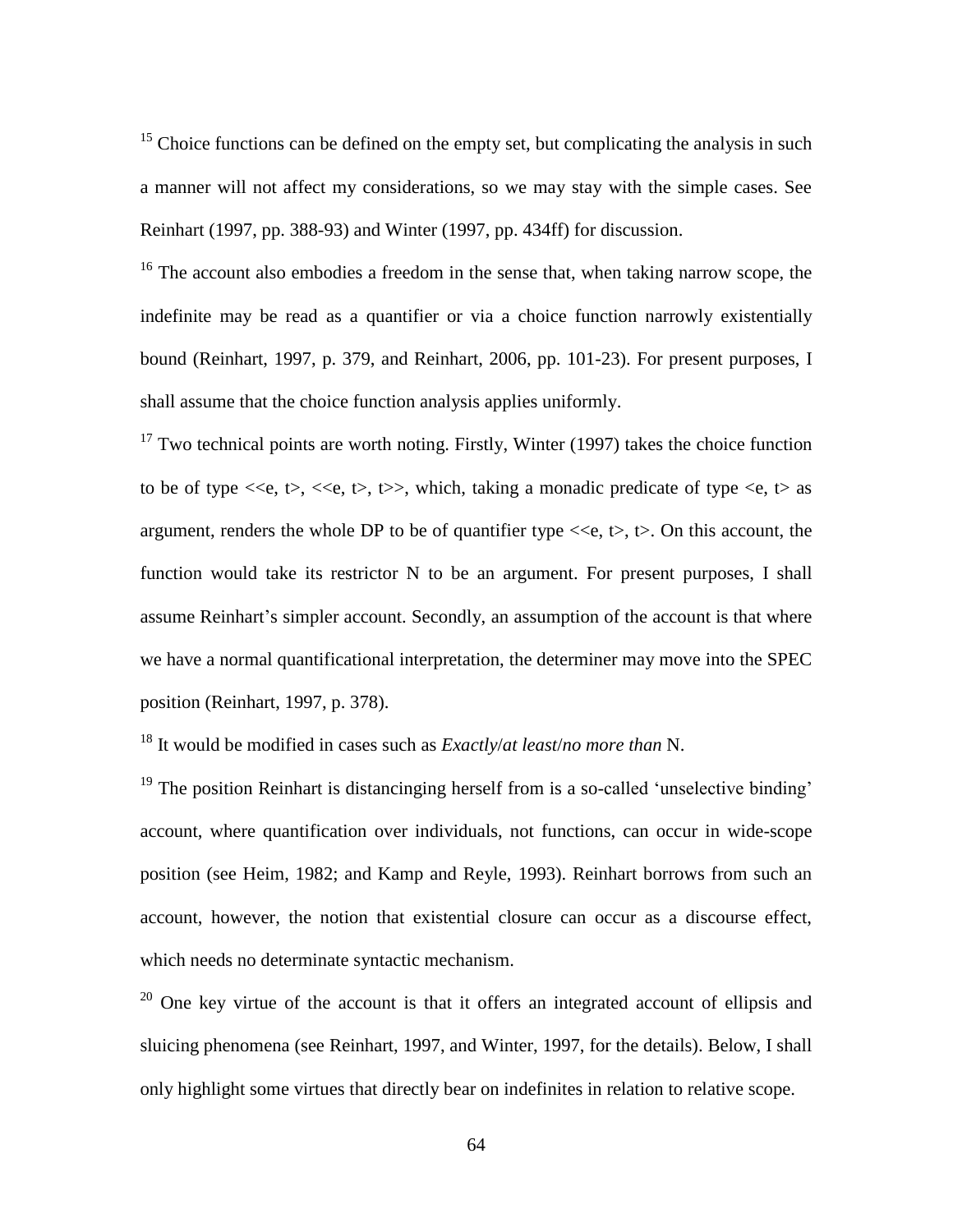[15] Choice functions can be defined on the empty set, but complicating the analysis in such a manner will not affect my considerations, so we may stay with the simple cases. See Reinhart (1997, pp. 388-93) and Winter (1997, pp. 434ff) for discussion.

[16] The account also embodies a freedom in the sense that, when taking narrow scope, the indefinite may be read as a quantifier or via a choice function narrowly existentially bound (Reinhart, 1997, p. 379, and Reinhart, 2006, pp. 101-23). For present purposes, I shall assume that the choice function analysis applies uniformly.

[17] Two technical points are worth noting. Firstly, Winter (1997) takes the choice function to be of type $\langle\langle e, t\rangle, \langle\langle e, t\rangle, t\rangle\rangle$, which, taking a monadic predicate of type $\langle e, t\rangle$ as argument, renders the whole DP to be of quantifier type $\langle\langle e, t\rangle, t\rangle$. On this account, the function would take its restrictor N to be an argument. For present purposes, I shall assume Reinhart's simpler account. Secondly, an assumption of the account is that where we have a normal quantificational interpretation, the determiner may move into the SPEC position (Reinhart, 1997, p. 378).

[18] It would be modified in cases such as *Exactly*/*at least*/*no more than* N.

[19] The position Reinhart is distancinging herself from is a so-called 'unselective binding' account, where quantification over individuals, not functions, can occur in wide-scope position (see Heim, 1982; and Kamp and Reyle, 1993). Reinhart borrows from such an account, however, the notion that existential closure can occur as a discourse effect, which needs no determinate syntactic mechanism.

[20] One key virtue of the account is that it offers an integrated account of ellipsis and sluicing phenomena (see Reinhart, 1997, and Winter, 1997, for the details). Below, I shall only highlight some virtues that directly bear on indefinites in relation to relative scope.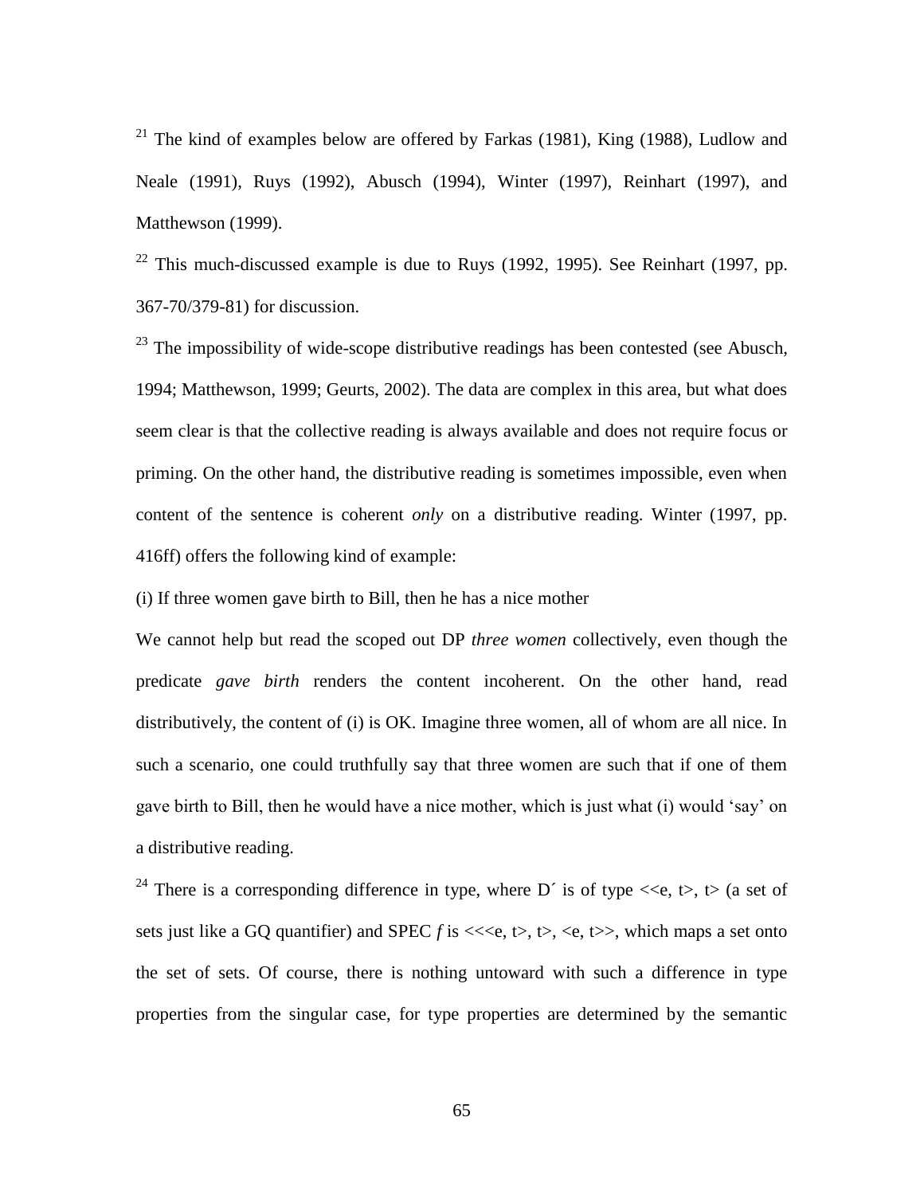[21] The kind of examples below are offered by Farkas (1981), King (1988), Ludlow and Neale (1991), Ruys (1992), Abusch (1994), Winter (1997), Reinhart (1997), and Matthewson (1999).

[22] This much-discussed example is due to Ruys (1992, 1995). See Reinhart (1997, pp. 367-70/379-81) for discussion.

[23] The impossibility of wide-scope distributive readings has been contested (see Abusch, 1994; Matthewson, 1999; Geurts, 2002). The data are complex in this area, but what does seem clear is that the collective reading is always available and does not require focus or priming. On the other hand, the distributive reading is sometimes impossible, even when content of the sentence is coherent *only* on a distributive reading. Winter (1997, pp. 416ff) offers the following kind of example:

(i) If three women gave birth to Bill, then he has a nice mother

We cannot help but read the scoped out DP *three women* collectively, even though the predicate *gave birth* renders the content incoherent. On the other hand, read distributively, the content of (i) is OK. Imagine three women, all of whom are all nice. In such a scenario, one could truthfully say that three women are such that if one of them gave birth to Bill, then he would have a nice mother, which is just what (i) would 'say' on a distributive reading.

[24] There is a corresponding difference in type, where D´ is of type <<e, t>, t> (a set of sets just like a GQ quantifier) and SPEC *f* is <<<e, t>, t>, <e, t>>, which maps a set onto the set of sets. Of course, there is nothing untoward with such a difference in type properties from the singular case, for type properties are determined by the semantic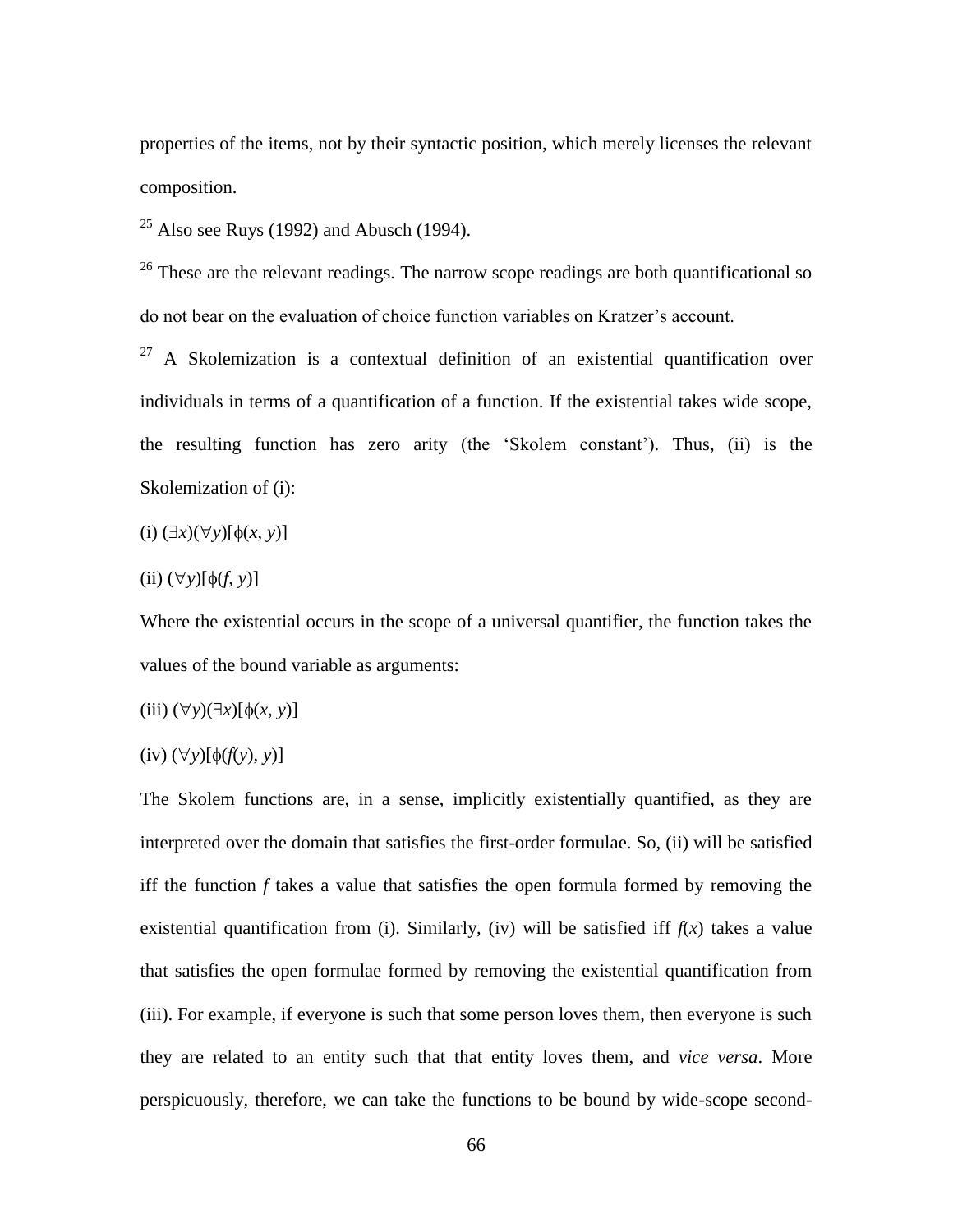properties of the items, not by their syntactic position, which merely licenses the relevant composition.

[25] Also see Ruys (1992) and Abusch (1994).

[26] These are the relevant readings. The narrow scope readings are both quantificational so do not bear on the evaluation of choice function variables on Kratzer's account.

[27] A Skolemization is a contextual definition of an existential quantification over individuals in terms of a quantification of a function. If the existential takes wide scope, the resulting function has zero arity (the 'Skolem constant'). Thus, (ii) is the Skolemization of (i):

(i) $(\exists x)(\forall y)[\phi(x, y)]$

(ii) $(\forall y)[\phi(f, y)]$

Where the existential occurs in the scope of a universal quantifier, the function takes the values of the bound variable as arguments:

(iii) $(\forall y)(\exists x)[\phi(x, y)]$

(iv) $(\forall y)[\phi(f(y), y)]$

The Skolem functions are, in a sense, implicitly existentially quantified, as they are interpreted over the domain that satisfies the first-order formulae. So, (ii) will be satisfied iff the function $f$ takes a value that satisfies the open formula formed by removing the existential quantification from (i). Similarly, (iv) will be satisfied iff $f(x)$ takes a value that satisfies the open formulae formed by removing the existential quantification from (iii). For example, if everyone is such that some person loves them, then everyone is such they are related to an entity such that that entity loves them, and *vice versa*. More perspicuously, therefore, we can take the functions to be bound by wide-scope second-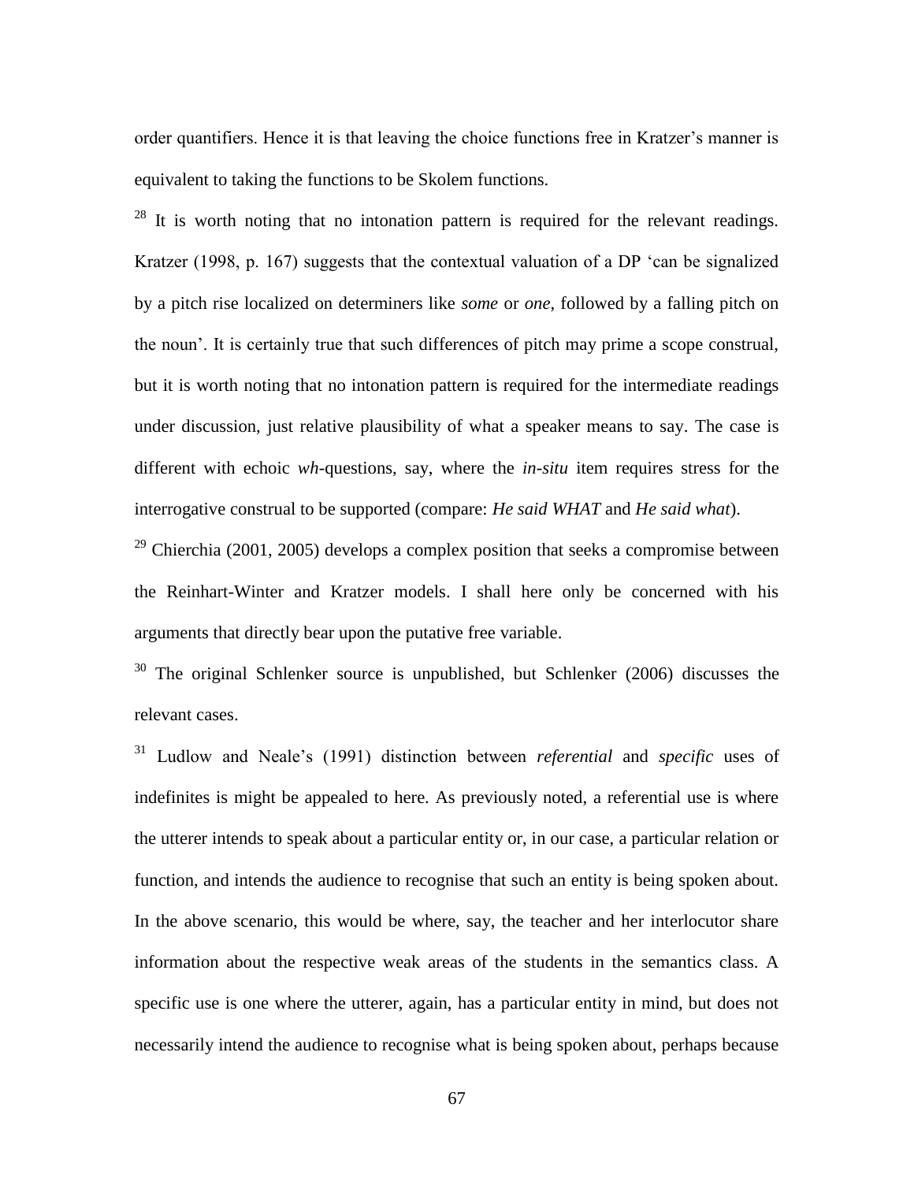order quantifiers. Hence it is that leaving the choice functions free in Kratzer's manner is equivalent to taking the functions to be Skolem functions.

[28] It is worth noting that no intonation pattern is required for the relevant readings. Kratzer (1998, p. 167) suggests that the contextual valuation of a DP 'can be signalized by a pitch rise localized on determiners like *some* or *one*, followed by a falling pitch on the noun'. It is certainly true that such differences of pitch may prime a scope construal, but it is worth noting that no intonation pattern is required for the intermediate readings under discussion, just relative plausibility of what a speaker means to say. The case is different with echoic *wh*-questions, say, where the *in-situ* item requires stress for the interrogative construal to be supported (compare: *He said WHAT* and *He said what*).

[29] Chierchia (2001, 2005) develops a complex position that seeks a compromise between the Reinhart-Winter and Kratzer models. I shall here only be concerned with his arguments that directly bear upon the putative free variable.

[30] The original Schlenker source is unpublished, but Schlenker (2006) discusses the relevant cases.

[31] Ludlow and Neale's (1991) distinction between *referential* and *specific* uses of indefinites is might be appealed to here. As previously noted, a referential use is where the utterer intends to speak about a particular entity or, in our case, a particular relation or function, and intends the audience to recognise that such an entity is being spoken about. In the above scenario, this would be where, say, the teacher and her interlocutor share information about the respective weak areas of the students in the semantics class. A specific use is one where the utterer, again, has a particular entity in mind, but does not necessarily intend the audience to recognise what is being spoken about, perhaps because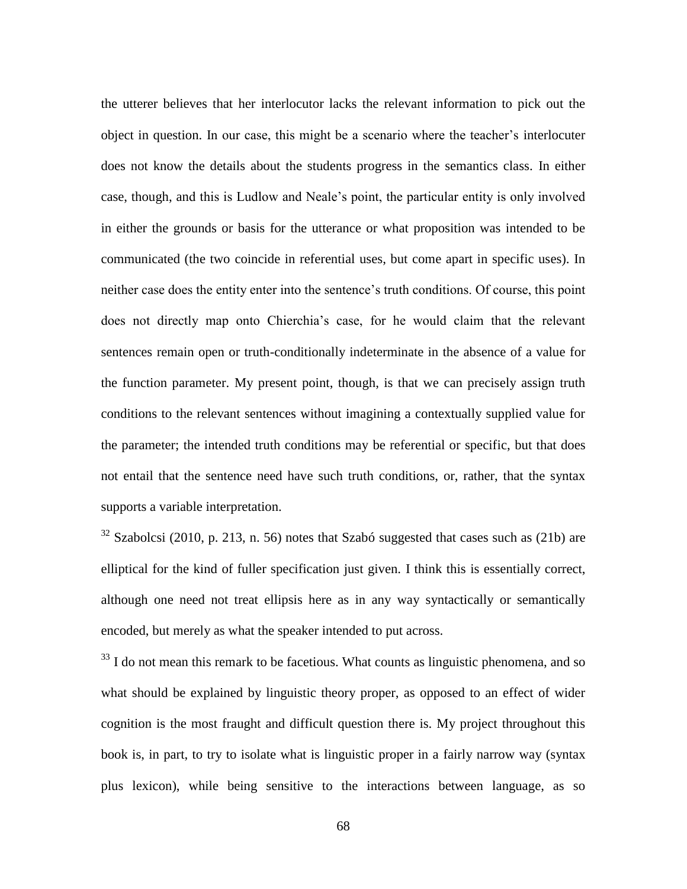the utterer believes that her interlocutor lacks the relevant information to pick out the object in question. In our case, this might be a scenario where the teacher's interlocuter does not know the details about the students progress in the semantics class. In either case, though, and this is Ludlow and Neale's point, the particular entity is only involved in either the grounds or basis for the utterance or what proposition was intended to be communicated (the two coincide in referential uses, but come apart in specific uses). In neither case does the entity enter into the sentence's truth conditions. Of course, this point does not directly map onto Chierchia's case, for he would claim that the relevant sentences remain open or truth-conditionally indeterminate in the absence of a value for the function parameter. My present point, though, is that we can precisely assign truth conditions to the relevant sentences without imagining a contextually supplied value for the parameter; the intended truth conditions may be referential or specific, but that does not entail that the sentence need have such truth conditions, or, rather, that the syntax supports a variable interpretation.

[32] Szabolcsi (2010, p. 213, n. 56) notes that Szabó suggested that cases such as (21b) are elliptical for the kind of fuller specification just given. I think this is essentially correct, although one need not treat ellipsis here as in any way syntactically or semantically encoded, but merely as what the speaker intended to put across.

[33] I do not mean this remark to be facetious. What counts as linguistic phenomena, and so what should be explained by linguistic theory proper, as opposed to an effect of wider cognition is the most fraught and difficult question there is. My project throughout this book is, in part, to try to isolate what is linguistic proper in a fairly narrow way (syntax plus lexicon), while being sensitive to the interactions between language, as so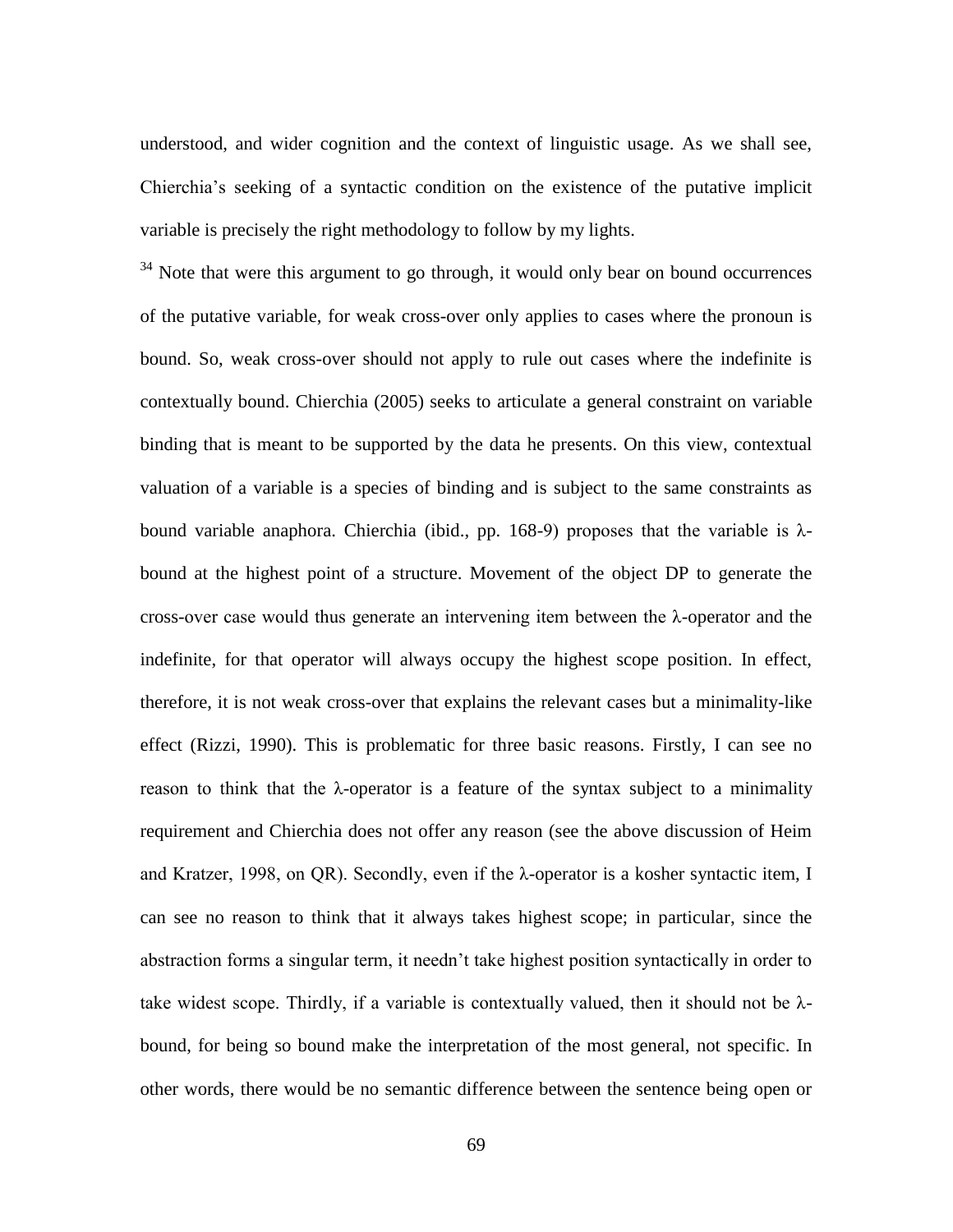understood, and wider cognition and the context of linguistic usage. As we shall see, Chierchia's seeking of a syntactic condition on the existence of the putative implicit variable is precisely the right methodology to follow by my lights.

[34] Note that were this argument to go through, it would only bear on bound occurrences of the putative variable, for weak cross-over only applies to cases where the pronoun is bound. So, weak cross-over should not apply to rule out cases where the indefinite is contextually bound. Chierchia (2005) seeks to articulate a general constraint on variable binding that is meant to be supported by the data he presents. On this view, contextual valuation of a variable is a species of binding and is subject to the same constraints as bound variable anaphora. Chierchia (ibid., pp. 168-9) proposes that the variable is λ-bound at the highest point of a structure. Movement of the object DP to generate the cross-over case would thus generate an intervening item between the λ-operator and the indefinite, for that operator will always occupy the highest scope position. In effect, therefore, it is not weak cross-over that explains the relevant cases but a minimality-like effect (Rizzi, 1990). This is problematic for three basic reasons. Firstly, I can see no reason to think that the λ-operator is a feature of the syntax subject to a minimality requirement and Chierchia does not offer any reason (see the above discussion of Heim and Kratzer, 1998, on QR). Secondly, even if the λ-operator is a kosher syntactic item, I can see no reason to think that it always takes highest scope; in particular, since the abstraction forms a singular term, it needn't take highest position syntactically in order to take widest scope. Thirdly, if a variable is contextually valued, then it should not be λ-bound, for being so bound make the interpretation of the most general, not specific. In other words, there would be no semantic difference between the sentence being open or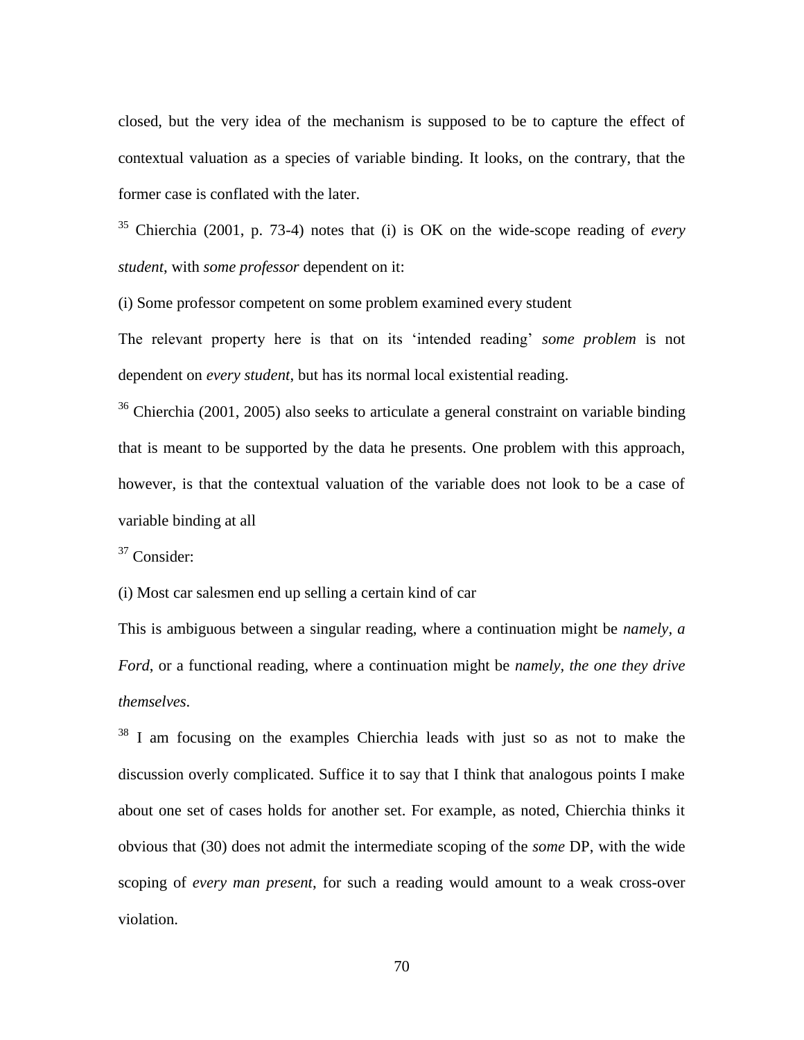closed, but the very idea of the mechanism is supposed to be to capture the effect of contextual valuation as a species of variable binding. It looks, on the contrary, that the former case is conflated with the later.

[35] Chierchia (2001, p. 73-4) notes that (i) is OK on the wide-scope reading of *every student*, with *some professor* dependent on it:

(i) Some professor competent on some problem examined every student

The relevant property here is that on its 'intended reading' *some problem* is not dependent on *every student*, but has its normal local existential reading.

[36] Chierchia (2001, 2005) also seeks to articulate a general constraint on variable binding that is meant to be supported by the data he presents. One problem with this approach, however, is that the contextual valuation of the variable does not look to be a case of variable binding at all

[37] Consider:

(i) Most car salesmen end up selling a certain kind of car

This is ambiguous between a singular reading, where a continuation might be *namely, a Ford*, or a functional reading, where a continuation might be *namely, the one they drive themselves*.

[38] I am focusing on the examples Chierchia leads with just so as not to make the discussion overly complicated. Suffice it to say that I think that analogous points I make about one set of cases holds for another set. For example, as noted, Chierchia thinks it obvious that (30) does not admit the intermediate scoping of the *some* DP, with the wide scoping of *every man present*, for such a reading would amount to a weak cross-over violation.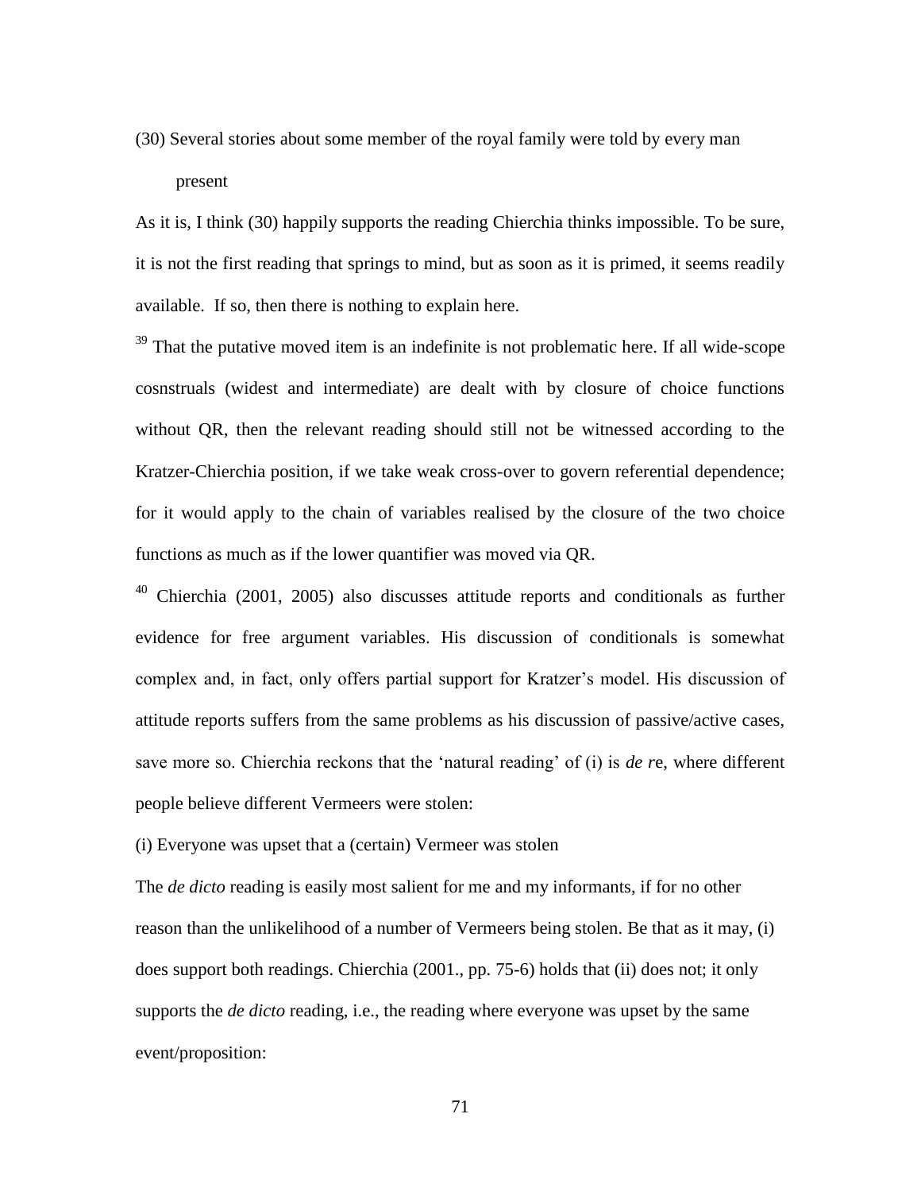(30) Several stories about some member of the royal family were told by every man present

As it is, I think (30) happily supports the reading Chierchia thinks impossible. To be sure, it is not the first reading that springs to mind, but as soon as it is primed, it seems readily available. If so, then there is nothing to explain here.

[39] That the putative moved item is an indefinite is not problematic here. If all wide-scope cosnstruals (widest and intermediate) are dealt with by closure of choice functions without QR, then the relevant reading should still not be witnessed according to the Kratzer-Chierchia position, if we take weak cross-over to govern referential dependence; for it would apply to the chain of variables realised by the closure of the two choice functions as much as if the lower quantifier was moved via QR.

[40] Chierchia (2001, 2005) also discusses attitude reports and conditionals as further evidence for free argument variables. His discussion of conditionals is somewhat complex and, in fact, only offers partial support for Kratzer's model. His discussion of attitude reports suffers from the same problems as his discussion of passive/active cases, save more so. Chierchia reckons that the 'natural reading' of (i) is *de r*e, where different people believe different Vermeers were stolen:

(i) Everyone was upset that a (certain) Vermeer was stolen

The *de dicto* reading is easily most salient for me and my informants, if for no other reason than the unlikelihood of a number of Vermeers being stolen. Be that as it may, (i) does support both readings. Chierchia (2001., pp. 75-6) holds that (ii) does not; it only supports the *de dicto* reading, i.e., the reading where everyone was upset by the same event/proposition: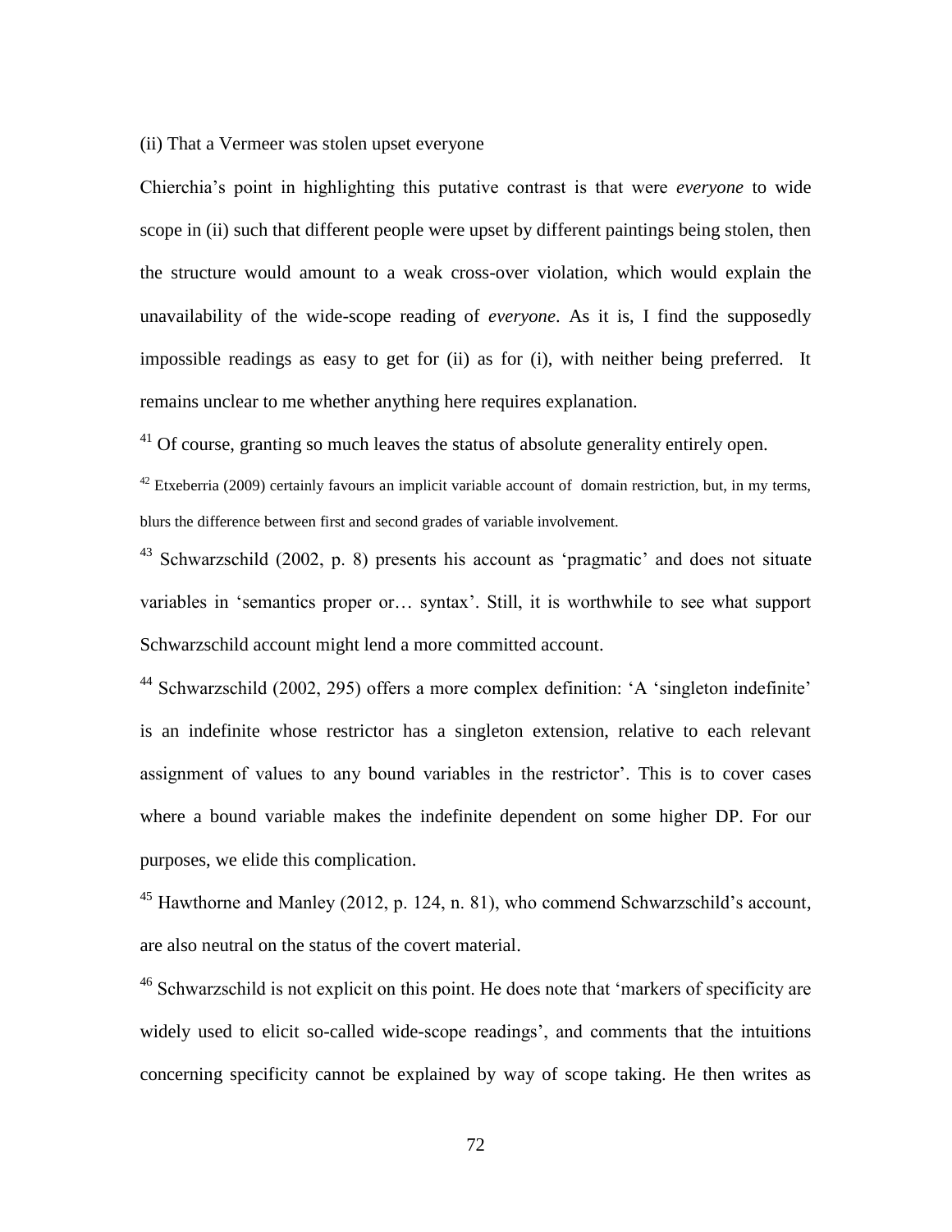(ii) That a Vermeer was stolen upset everyone

Chierchia's point in highlighting this putative contrast is that were *everyone* to wide scope in (ii) such that different people were upset by different paintings being stolen, then the structure would amount to a weak cross-over violation, which would explain the unavailability of the wide-scope reading of *everyone*. As it is, I find the supposedly impossible readings as easy to get for (ii) as for (i), with neither being preferred. It remains unclear to me whether anything here requires explanation.

[41] Of course, granting so much leaves the status of absolute generality entirely open.

[42] Etxeberria (2009) certainly favours an implicit variable account of domain restriction, but, in my terms, blurs the difference between first and second grades of variable involvement.

[43] Schwarzschild (2002, p. 8) presents his account as 'pragmatic' and does not situate variables in 'semantics proper or… syntax'. Still, it is worthwhile to see what support Schwarzschild account might lend a more committed account.

[44] Schwarzschild (2002, 295) offers a more complex definition: 'A 'singleton indefinite' is an indefinite whose restrictor has a singleton extension, relative to each relevant assignment of values to any bound variables in the restrictor'. This is to cover cases where a bound variable makes the indefinite dependent on some higher DP. For our purposes, we elide this complication.

[45] Hawthorne and Manley (2012, p. 124, n. 81), who commend Schwarzschild's account, are also neutral on the status of the covert material.

[46] Schwarzschild is not explicit on this point. He does note that 'markers of specificity are widely used to elicit so-called wide-scope readings', and comments that the intuitions concerning specificity cannot be explained by way of scope taking. He then writes as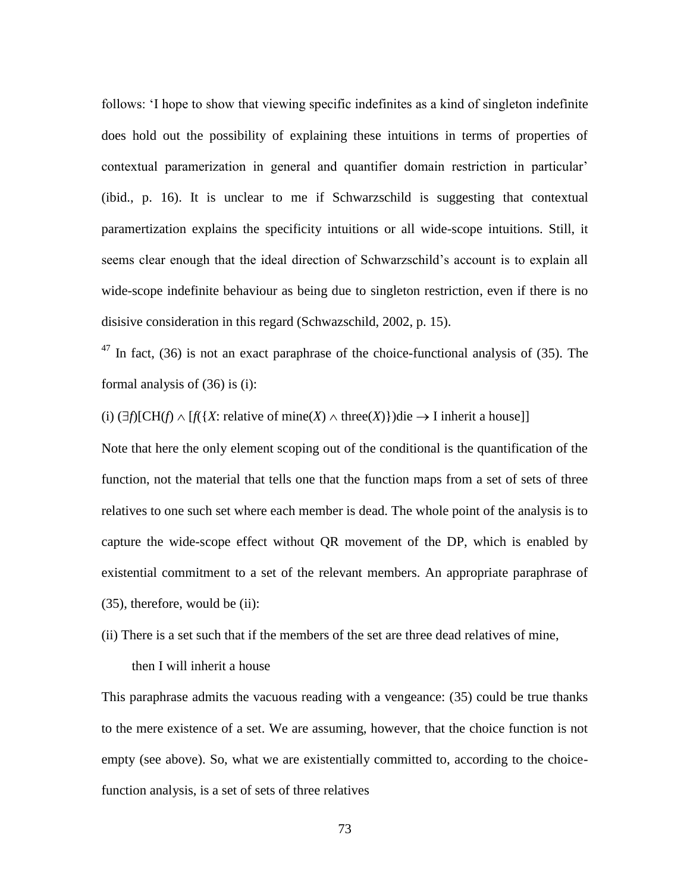follows: 'I hope to show that viewing specific indefinites as a kind of singleton indefinite does hold out the possibility of explaining these intuitions in terms of properties of contextual paramerization in general and quantifier domain restriction in particular' (ibid., p. 16). It is unclear to me if Schwarzschild is suggesting that contextual paramertization explains the specificity intuitions or all wide-scope intuitions. Still, it seems clear enough that the ideal direction of Schwarzschild's account is to explain all wide-scope indefinite behaviour as being due to singleton restriction, even if there is no disisive consideration in this regard (Schwazschild, 2002, p. 15).

[47] In fact, (36) is not an exact paraphrase of the choice-functional analysis of (35). The formal analysis of (36) is (i):

(i) $(\exists f)[\mathrm{CH}(f) \wedge [f(\{X\text{: relative of mine}(X) \wedge \text{three}(X)\})\text{die} \rightarrow \text{I inherit a house}]]$

Note that here the only element scoping out of the conditional is the quantification of the function, not the material that tells one that the function maps from a set of sets of three relatives to one such set where each member is dead. The whole point of the analysis is to capture the wide-scope effect without QR movement of the DP, which is enabled by existential commitment to a set of the relevant members. An appropriate paraphrase of (35), therefore, would be (ii):

(ii) There is a set such that if the members of the set are three dead relatives of mine, then I will inherit a house

This paraphrase admits the vacuous reading with a vengeance: (35) could be true thanks to the mere existence of a set. We are assuming, however, that the choice function is not empty (see above). So, what we are existentially committed to, according to the choice-function analysis, is a set of sets of three relatives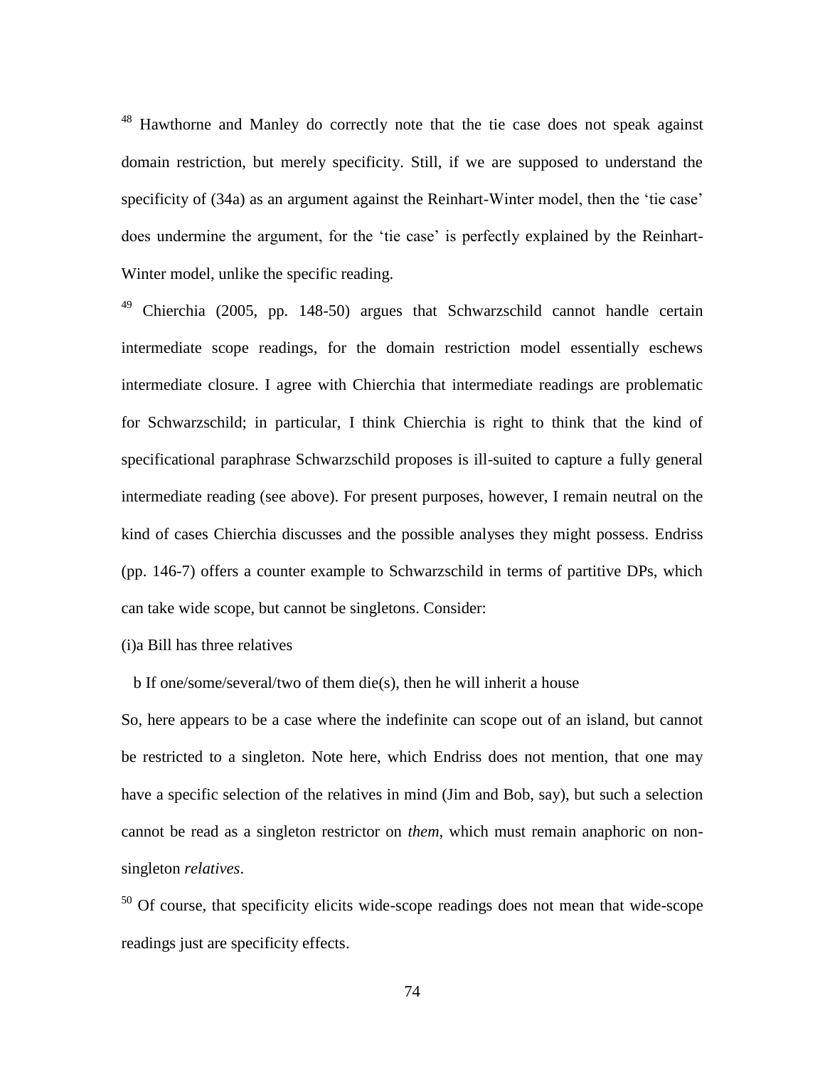[48] Hawthorne and Manley do correctly note that the tie case does not speak against domain restriction, but merely specificity. Still, if we are supposed to understand the specificity of (34a) as an argument against the Reinhart-Winter model, then the 'tie case' does undermine the argument, for the 'tie case' is perfectly explained by the Reinhart-Winter model, unlike the specific reading.

[49] Chierchia (2005, pp. 148-50) argues that Schwarzschild cannot handle certain intermediate scope readings, for the domain restriction model essentially eschews intermediate closure. I agree with Chierchia that intermediate readings are problematic for Schwarzschild; in particular, I think Chierchia is right to think that the kind of specificational paraphrase Schwarzschild proposes is ill-suited to capture a fully general intermediate reading (see above). For present purposes, however, I remain neutral on the kind of cases Chierchia discusses and the possible analyses they might possess. Endriss (pp. 146-7) offers a counter example to Schwarzschild in terms of partitive DPs, which can take wide scope, but cannot be singletons. Consider:

(i)a Bill has three relatives

b If one/some/several/two of them die(s), then he will inherit a house

So, here appears to be a case where the indefinite can scope out of an island, but cannot be restricted to a singleton. Note here, which Endriss does not mention, that one may have a specific selection of the relatives in mind (Jim and Bob, say), but such a selection cannot be read as a singleton restrictor on *them*, which must remain anaphoric on non-singleton *relatives*.

[50] Of course, that specificity elicits wide-scope readings does not mean that wide-scope readings just are specificity effects.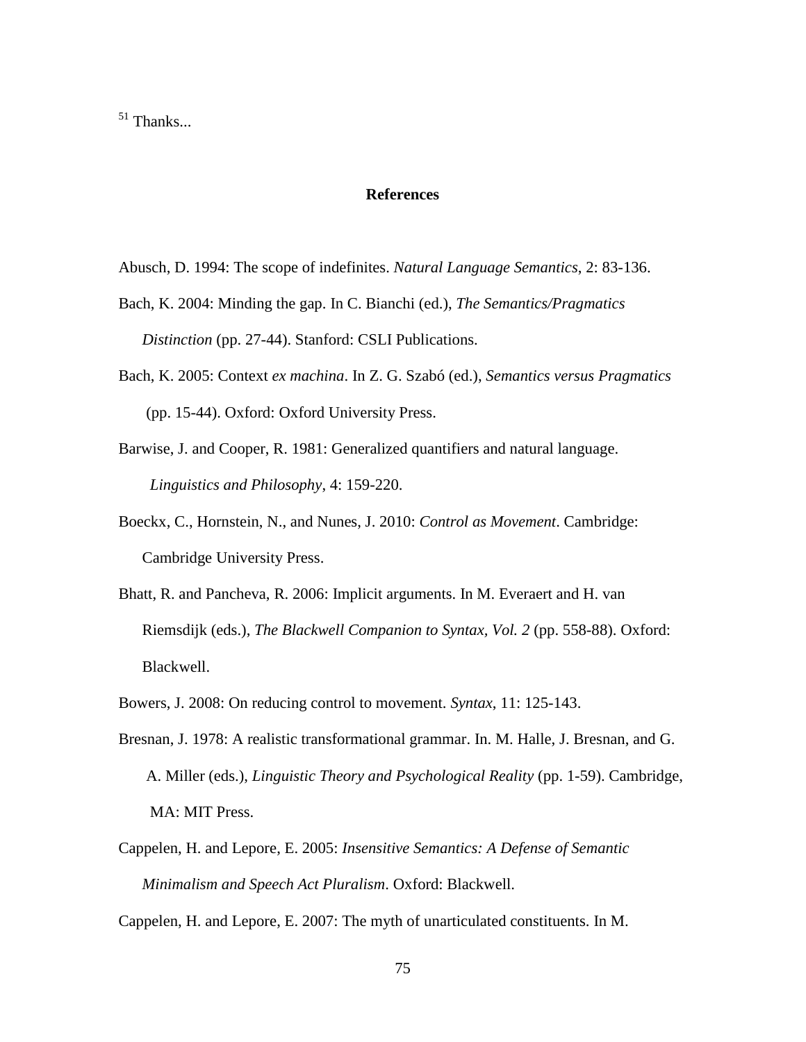[51] Thanks...

## References

Abusch, D. 1994: The scope of indefinites. *Natural Language Semantics*, 2: 83-136.

Bach, K. 2004: Minding the gap. In C. Bianchi (ed.), *The Semantics/Pragmatics Distinction* (pp. 27-44). Stanford: CSLI Publications.

Bach, K. 2005: Context *ex machina*. In Z. G. Szabó (ed.), *Semantics versus Pragmatics* (pp. 15-44). Oxford: Oxford University Press.

Barwise, J. and Cooper, R. 1981: Generalized quantifiers and natural language. *Linguistics and Philosophy*, 4: 159-220.

Boeckx, C., Hornstein, N., and Nunes, J. 2010: *Control as Movement*. Cambridge: Cambridge University Press.

Bhatt, R. and Pancheva, R. 2006: Implicit arguments. In M. Everaert and H. van Riemsdijk (eds.), *The Blackwell Companion to Syntax, Vol. 2* (pp. 558-88). Oxford: Blackwell.

Bowers, J. 2008: On reducing control to movement. *Syntax*, 11: 125-143.

Bresnan, J. 1978: A realistic transformational grammar. In. M. Halle, J. Bresnan, and G. A. Miller (eds.), *Linguistic Theory and Psychological Reality* (pp. 1-59). Cambridge, MA: MIT Press.

Cappelen, H. and Lepore, E. 2005: *Insensitive Semantics: A Defense of Semantic Minimalism and Speech Act Pluralism*. Oxford: Blackwell.

Cappelen, H. and Lepore, E. 2007: The myth of unarticulated constituents. In M.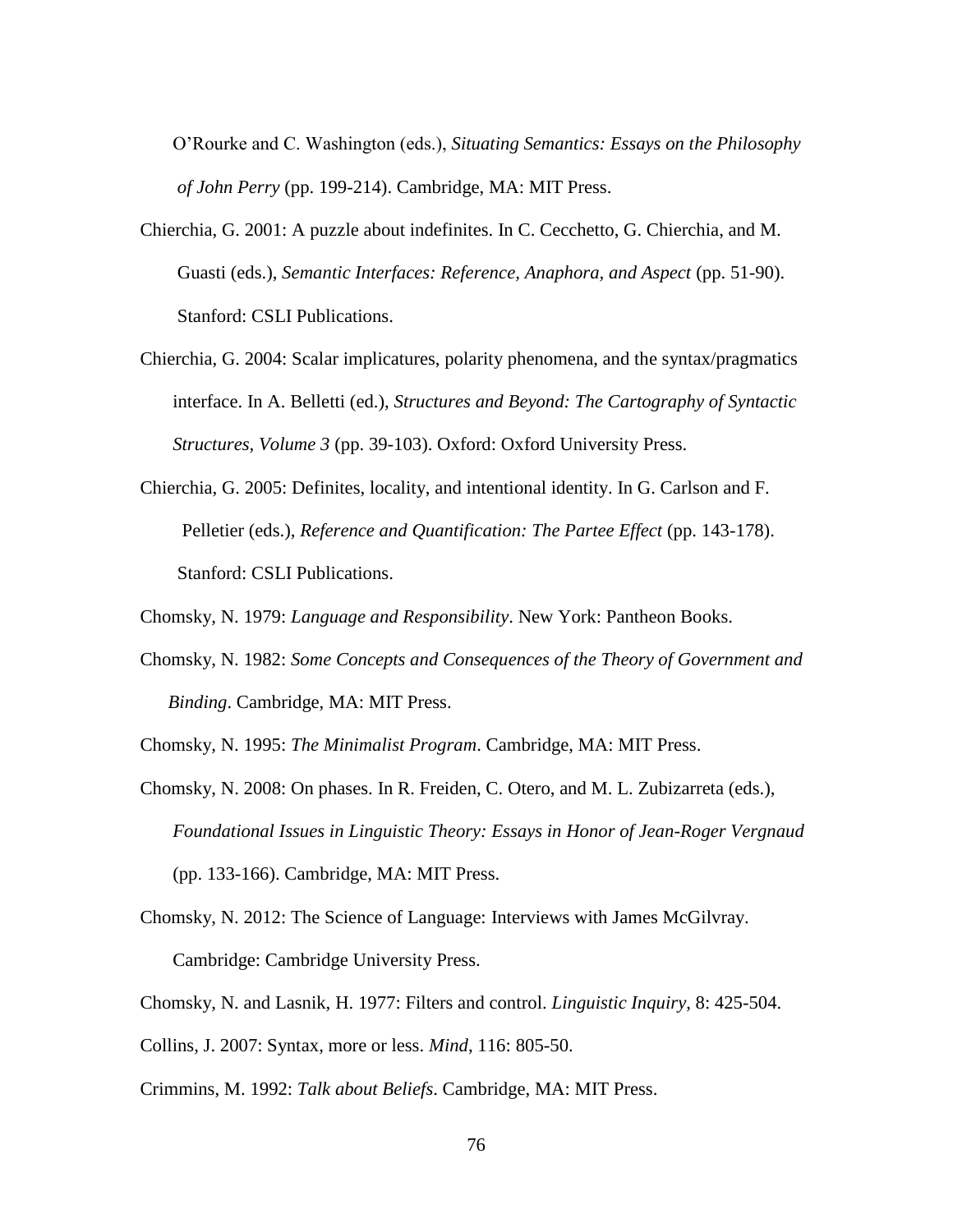O'Rourke and C. Washington (eds.), *Situating Semantics: Essays on the Philosophy of John Perry* (pp. 199-214). Cambridge, MA: MIT Press.

Chierchia, G. 2001: A puzzle about indefinites. In C. Cecchetto, G. Chierchia, and M. Guasti (eds.), *Semantic Interfaces: Reference, Anaphora, and Aspect* (pp. 51-90). Stanford: CSLI Publications.

Chierchia, G. 2004: Scalar implicatures, polarity phenomena, and the syntax/pragmatics interface. In A. Belletti (ed.), *Structures and Beyond: The Cartography of Syntactic Structures, Volume 3* (pp. 39-103). Oxford: Oxford University Press.

Chierchia, G. 2005: Definites, locality, and intentional identity. In G. Carlson and F. Pelletier (eds.), *Reference and Quantification: The Partee Effect* (pp. 143-178). Stanford: CSLI Publications.

Chomsky, N. 1979: *Language and Responsibility*. New York: Pantheon Books.

Chomsky, N. 1982: *Some Concepts and Consequences of the Theory of Government and Binding*. Cambridge, MA: MIT Press.

Chomsky, N. 1995: *The Minimalist Program*. Cambridge, MA: MIT Press.

Chomsky, N. 2008: On phases. In R. Freiden, C. Otero, and M. L. Zubizarreta (eds.), *Foundational Issues in Linguistic Theory: Essays in Honor of Jean-Roger Vergnaud* (pp. 133-166). Cambridge, MA: MIT Press.

Chomsky, N. 2012: The Science of Language: Interviews with James McGilvray. Cambridge: Cambridge University Press.

Chomsky, N. and Lasnik, H. 1977: Filters and control. *Linguistic Inquiry*, 8: 425-504.

Collins, J. 2007: Syntax, more or less. *Mind*, 116: 805-50.

Crimmins, M. 1992: *Talk about Beliefs*. Cambridge, MA: MIT Press.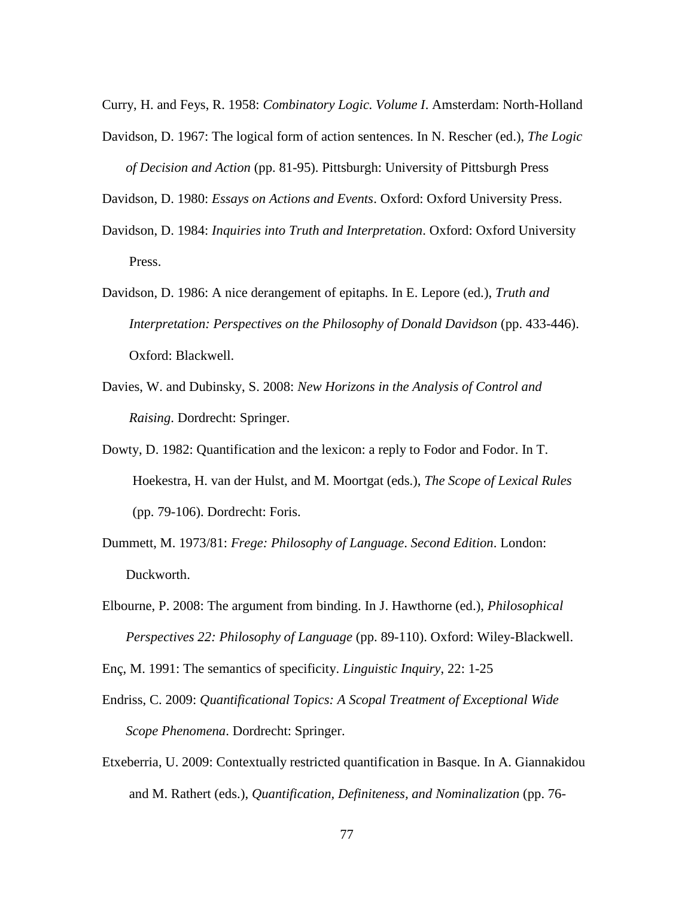Curry, H. and Feys, R. 1958: *Combinatory Logic. Volume I*. Amsterdam: North-Holland

Davidson, D. 1967: The logical form of action sentences. In N. Rescher (ed.), *The Logic of Decision and Action* (pp. 81-95). Pittsburgh: University of Pittsburgh Press

Davidson, D. 1980: *Essays on Actions and Events*. Oxford: Oxford University Press.

Davidson, D. 1984: *Inquiries into Truth and Interpretation*. Oxford: Oxford University Press.

Davidson, D. 1986: A nice derangement of epitaphs. In E. Lepore (ed.), *Truth and Interpretation: Perspectives on the Philosophy of Donald Davidson* (pp. 433-446). Oxford: Blackwell.

Davies, W. and Dubinsky, S. 2008: *New Horizons in the Analysis of Control and Raising*. Dordrecht: Springer.

Dowty, D. 1982: Quantification and the lexicon: a reply to Fodor and Fodor. In T. Hoekestra, H. van der Hulst, and M. Moortgat (eds.), *The Scope of Lexical Rules* (pp. 79-106). Dordrecht: Foris.

Dummett, M. 1973/81: *Frege: Philosophy of Language*. *Second Edition*. London: Duckworth.

Elbourne, P. 2008: The argument from binding. In J. Hawthorne (ed.), *Philosophical Perspectives 22: Philosophy of Language* (pp. 89-110). Oxford: Wiley-Blackwell.

Enç, M. 1991: The semantics of specificity. *Linguistic Inquiry*, 22: 1-25

Endriss, C. 2009: *Quantificational Topics: A Scopal Treatment of Exceptional Wide Scope Phenomena*. Dordrecht: Springer.

Etxeberria, U. 2009: Contextually restricted quantification in Basque. In A. Giannakidou and M. Rathert (eds.), *Quantification, Definiteness, and Nominalization* (pp. 76-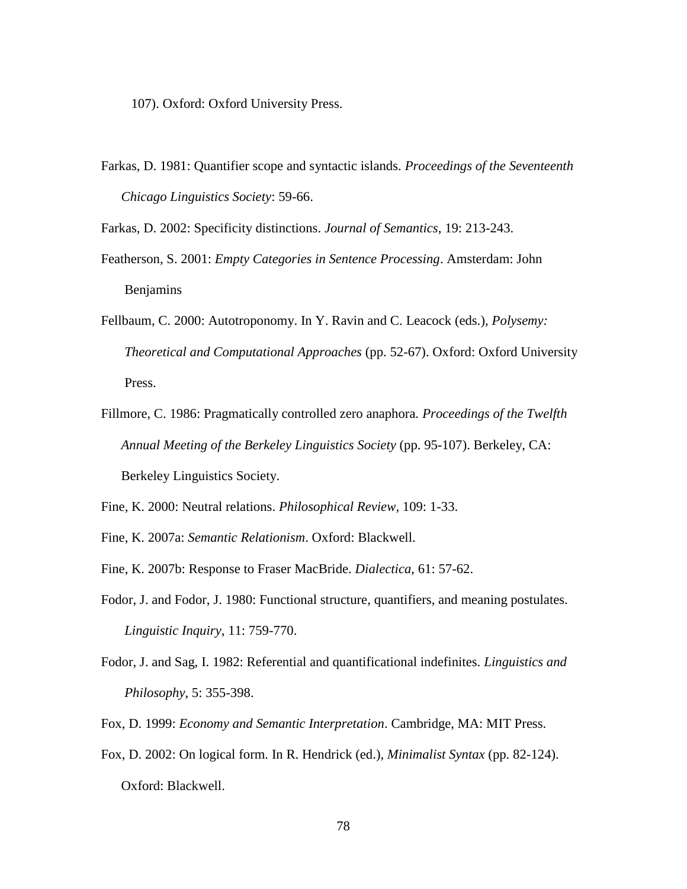107). Oxford: Oxford University Press.

Farkas, D. 1981: Quantifier scope and syntactic islands. *Proceedings of the Seventeenth Chicago Linguistics Society*: 59-66.

Farkas, D. 2002: Specificity distinctions. *Journal of Semantics*, 19: 213-243.

Featherson, S. 2001: *Empty Categories in Sentence Processing*. Amsterdam: John Benjamins

Fellbaum, C. 2000: Autotroponomy. In Y. Ravin and C. Leacock (eds.), *Polysemy: Theoretical and Computational Approaches* (pp. 52-67). Oxford: Oxford University Press.

Fillmore, C. 1986: Pragmatically controlled zero anaphora. *Proceedings of the Twelfth Annual Meeting of the Berkeley Linguistics Society* (pp. 95-107). Berkeley, CA: Berkeley Linguistics Society.

Fine, K. 2000: Neutral relations. *Philosophical Review*, 109: 1-33.

Fine, K. 2007a: *Semantic Relationism*. Oxford: Blackwell.

Fine, K. 2007b: Response to Fraser MacBride. *Dialectica*, 61: 57-62.

Fodor, J. and Fodor, J. 1980: Functional structure, quantifiers, and meaning postulates. *Linguistic Inquiry*, 11: 759-770.

Fodor, J. and Sag, I. 1982: Referential and quantificational indefinites. *Linguistics and Philosophy*, 5: 355-398.

Fox, D. 1999: *Economy and Semantic Interpretation*. Cambridge, MA: MIT Press.

Fox, D. 2002: On logical form. In R. Hendrick (ed.), *Minimalist Syntax* (pp. 82-124). Oxford: Blackwell.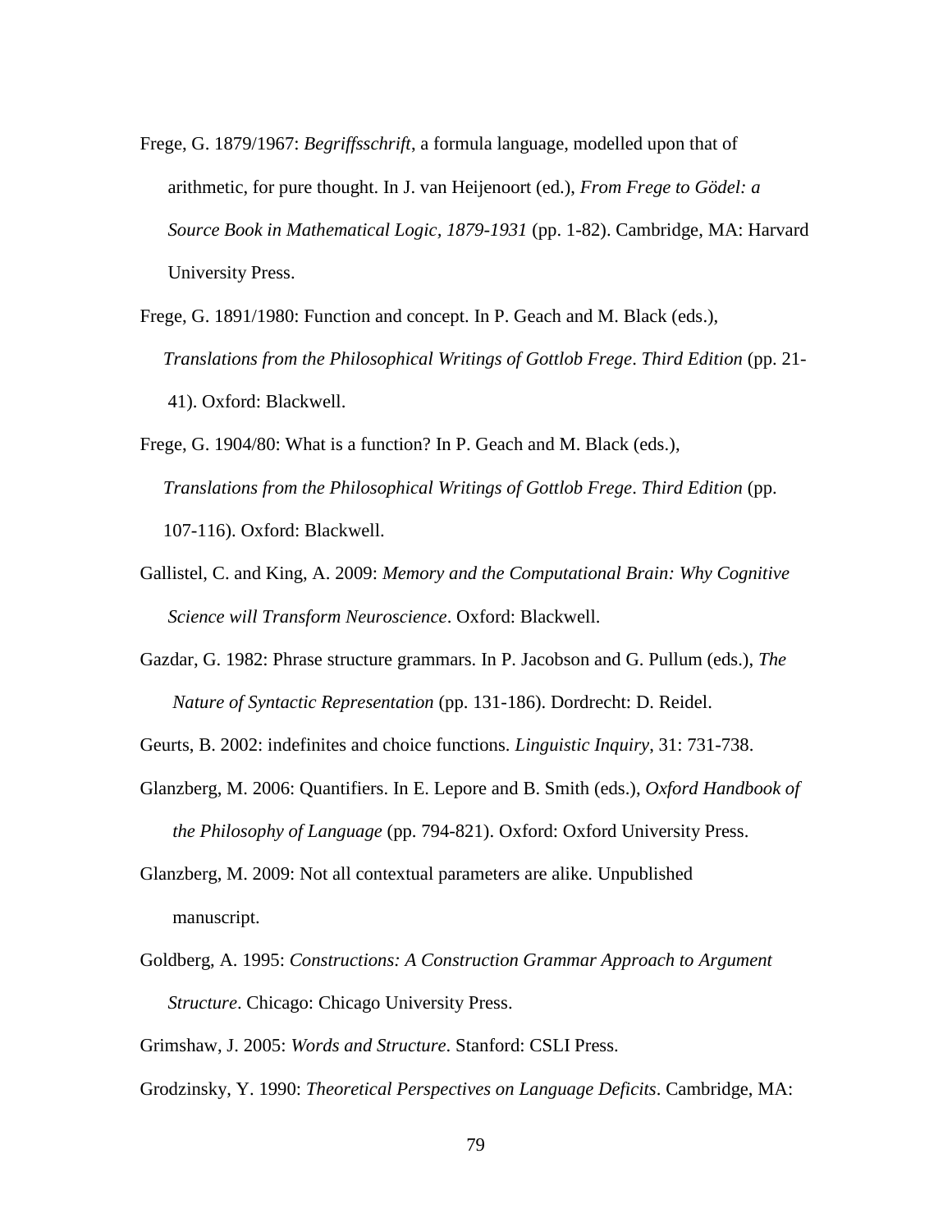Frege, G. 1879/1967: *Begriffsschrift*, a formula language, modelled upon that of arithmetic, for pure thought. In J. van Heijenoort (ed.), *From Frege to Gödel: a Source Book in Mathematical Logic, 1879-1931* (pp. 1-82). Cambridge, MA: Harvard University Press.

Frege, G. 1891/1980: Function and concept. In P. Geach and M. Black (eds.), *Translations from the Philosophical Writings of Gottlob Frege*. *Third Edition* (pp. 21-41). Oxford: Blackwell.

Frege, G. 1904/80: What is a function? In P. Geach and M. Black (eds.), *Translations from the Philosophical Writings of Gottlob Frege*. *Third Edition* (pp. 107-116). Oxford: Blackwell.

Gallistel, C. and King, A. 2009: *Memory and the Computational Brain: Why Cognitive Science will Transform Neuroscience*. Oxford: Blackwell.

Gazdar, G. 1982: Phrase structure grammars. In P. Jacobson and G. Pullum (eds.), *The Nature of Syntactic Representation* (pp. 131-186). Dordrecht: D. Reidel.

Geurts, B. 2002: indefinites and choice functions. *Linguistic Inquiry*, 31: 731-738.

Glanzberg, M. 2006: Quantifiers. In E. Lepore and B. Smith (eds.), *Oxford Handbook of the Philosophy of Language* (pp. 794-821). Oxford: Oxford University Press.

Glanzberg, M. 2009: Not all contextual parameters are alike. Unpublished manuscript.

Goldberg, A. 1995: *Constructions: A Construction Grammar Approach to Argument Structure*. Chicago: Chicago University Press.

Grimshaw, J. 2005: *Words and Structure*. Stanford: CSLI Press.

Grodzinsky, Y. 1990: *Theoretical Perspectives on Language Deficits*. Cambridge, MA: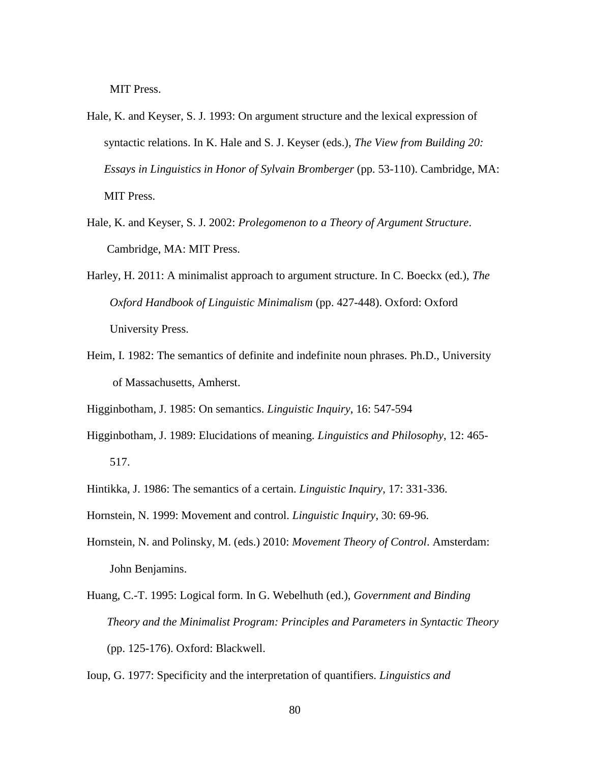MIT Press.

Hale, K. and Keyser, S. J. 1993: On argument structure and the lexical expression of syntactic relations. In K. Hale and S. J. Keyser (eds.), *The View from Building 20: Essays in Linguistics in Honor of Sylvain Bromberger* (pp. 53-110). Cambridge, MA: MIT Press.

Hale, K. and Keyser, S. J. 2002: *Prolegomenon to a Theory of Argument Structure*. Cambridge, MA: MIT Press.

Harley, H. 2011: A minimalist approach to argument structure. In C. Boeckx (ed.), *The Oxford Handbook of Linguistic Minimalism* (pp. 427-448). Oxford: Oxford University Press.

Heim, I. 1982: The semantics of definite and indefinite noun phrases. Ph.D., University of Massachusetts, Amherst.

Higginbotham, J. 1985: On semantics. *Linguistic Inquiry*, 16: 547-594

Higginbotham, J. 1989: Elucidations of meaning. *Linguistics and Philosophy*, 12: 465-517.

Hintikka, J. 1986: The semantics of a certain. *Linguistic Inquiry*, 17: 331-336.

Hornstein, N. 1999: Movement and control. *Linguistic Inquiry*, 30: 69-96.

Hornstein, N. and Polinsky, M. (eds.) 2010: *Movement Theory of Control*. Amsterdam: John Benjamins.

Huang, C.-T. 1995: Logical form. In G. Webelhuth (ed.), *Government and Binding Theory and the Minimalist Program: Principles and Parameters in Syntactic Theory* (pp. 125-176). Oxford: Blackwell.

Ioup, G. 1977: Specificity and the interpretation of quantifiers. *Linguistics and*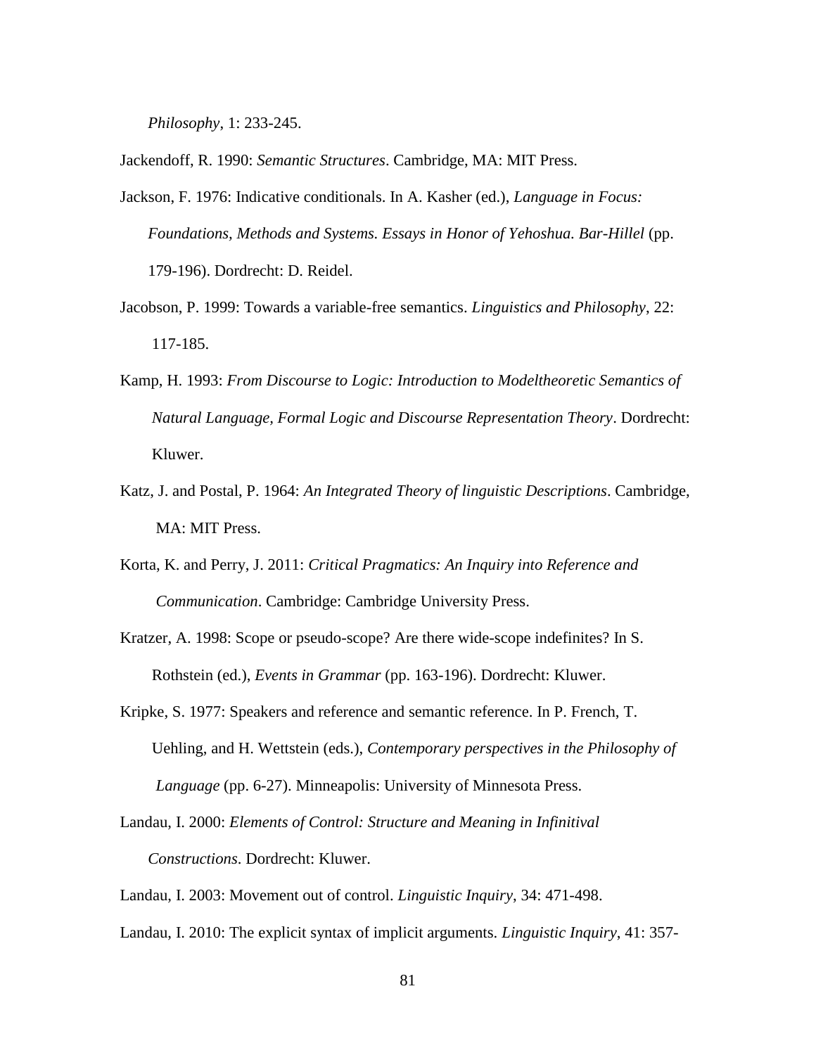*Philosophy*, 1: 233-245.

Jackendoff, R. 1990: *Semantic Structures*. Cambridge, MA: MIT Press.

Jackson, F. 1976: Indicative conditionals. In A. Kasher (ed.), *Language in Focus: Foundations, Methods and Systems. Essays in Honor of Yehoshua. Bar-Hillel* (pp. 179-196). Dordrecht: D. Reidel.

Jacobson, P. 1999: Towards a variable-free semantics. *Linguistics and Philosophy*, 22: 117-185.

Kamp, H. 1993: *From Discourse to Logic: Introduction to Modeltheoretic Semantics of Natural Language, Formal Logic and Discourse Representation Theory*. Dordrecht: Kluwer.

Katz, J. and Postal, P. 1964: *An Integrated Theory of linguistic Descriptions*. Cambridge, MA: MIT Press.

Korta, K. and Perry, J. 2011: *Critical Pragmatics: An Inquiry into Reference and Communication*. Cambridge: Cambridge University Press.

Kratzer, A. 1998: Scope or pseudo-scope? Are there wide-scope indefinites? In S. Rothstein (ed.), *Events in Grammar* (pp. 163-196). Dordrecht: Kluwer.

Kripke, S. 1977: Speakers and reference and semantic reference. In P. French, T. Uehling, and H. Wettstein (eds.), *Contemporary perspectives in the Philosophy of Language* (pp. 6-27). Minneapolis: University of Minnesota Press.

Landau, I. 2000: *Elements of Control: Structure and Meaning in Infinitival Constructions*. Dordrecht: Kluwer.

Landau, I. 2003: Movement out of control. *Linguistic Inquiry*, 34: 471-498.

Landau, I. 2010: The explicit syntax of implicit arguments. *Linguistic Inquiry*, 41: 357-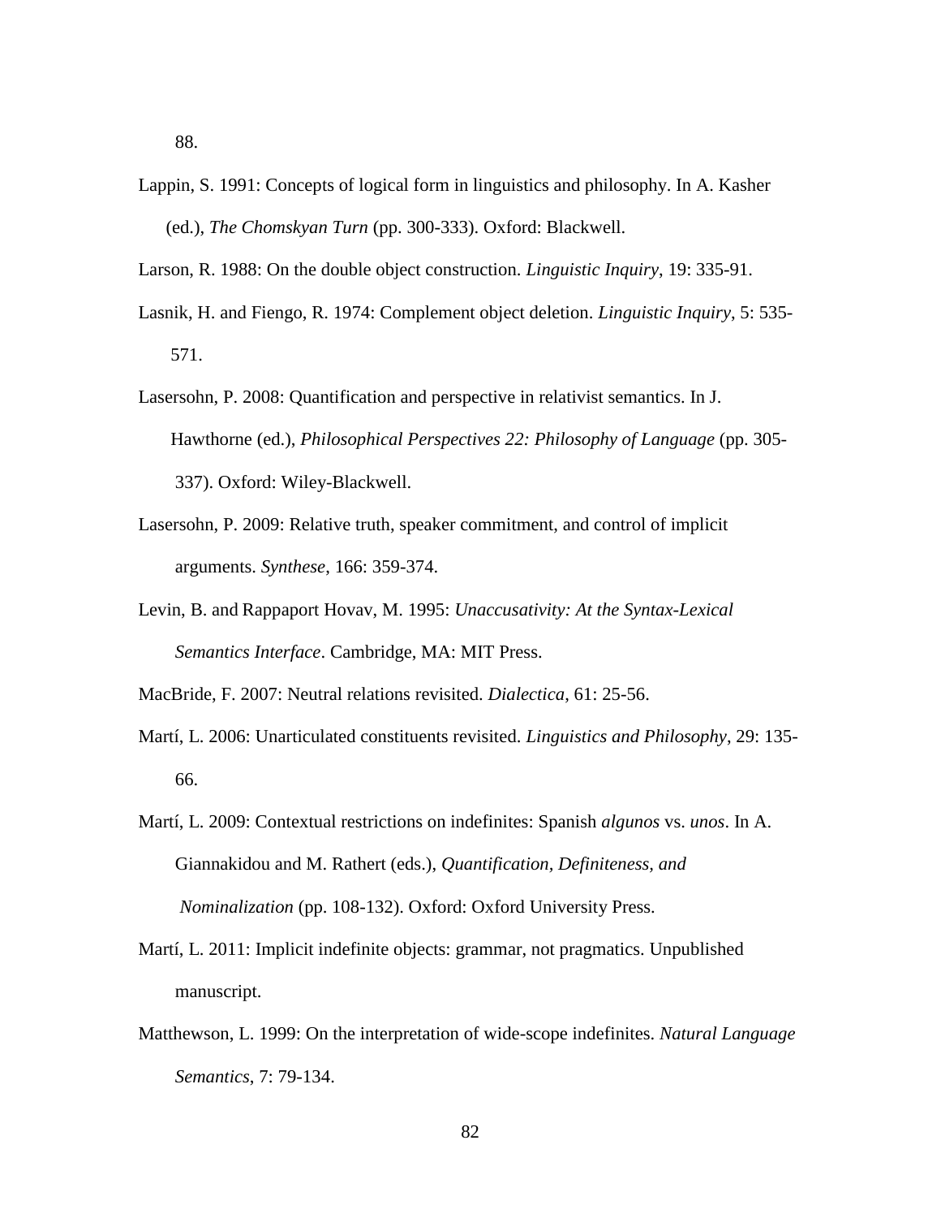88.

Lappin, S. 1991: Concepts of logical form in linguistics and philosophy. In A. Kasher (ed.), *The Chomskyan Turn* (pp. 300-333). Oxford: Blackwell.

Larson, R. 1988: On the double object construction. *Linguistic Inquiry*, 19: 335-91.

Lasnik, H. and Fiengo, R. 1974: Complement object deletion. *Linguistic Inquiry*, 5: 535-571.

Lasersohn, P. 2008: Quantification and perspective in relativist semantics. In J. Hawthorne (ed.), *Philosophical Perspectives 22: Philosophy of Language* (pp. 305-337). Oxford: Wiley-Blackwell.

Lasersohn, P. 2009: Relative truth, speaker commitment, and control of implicit arguments. *Synthese*, 166: 359-374.

Levin, B. and Rappaport Hovav, M. 1995: *Unaccusativity: At the Syntax-Lexical Semantics Interface*. Cambridge, MA: MIT Press.

MacBride, F. 2007: Neutral relations revisited. *Dialectica*, 61: 25-56.

Martí, L. 2006: Unarticulated constituents revisited. *Linguistics and Philosophy*, 29: 135-66.

Martí, L. 2009: Contextual restrictions on indefinites: Spanish *algunos* vs. *unos*. In A. Giannakidou and M. Rathert (eds.), *Quantification, Definiteness, and Nominalization* (pp. 108-132). Oxford: Oxford University Press.

Martí, L. 2011: Implicit indefinite objects: grammar, not pragmatics. Unpublished manuscript.

Matthewson, L. 1999: On the interpretation of wide-scope indefinites. *Natural Language Semantics*, 7: 79-134.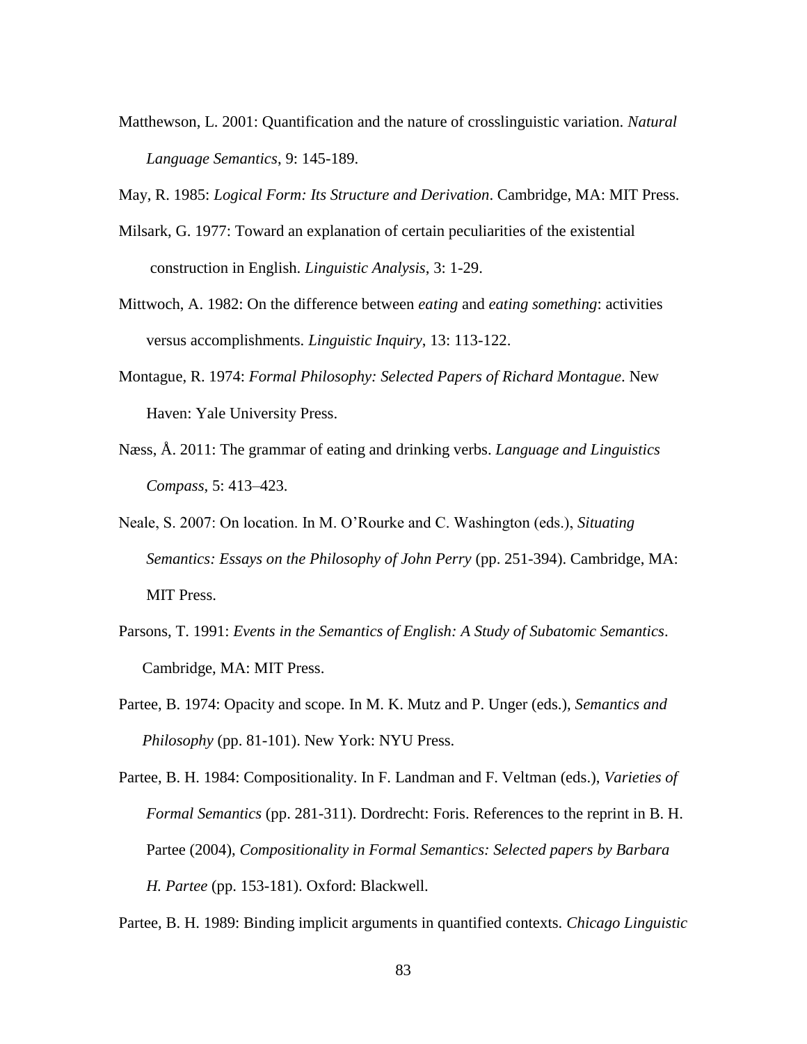Matthewson, L. 2001: Quantification and the nature of crosslinguistic variation. *Natural Language Semantics*, 9: 145-189.

May, R. 1985: *Logical Form: Its Structure and Derivation*. Cambridge, MA: MIT Press.

Milsark, G. 1977: Toward an explanation of certain peculiarities of the existential construction in English. *Linguistic Analysis*, 3: 1-29.

Mittwoch, A. 1982: On the difference between *eating* and *eating something*: activities versus accomplishments. *Linguistic Inquiry*, 13: 113-122.

Montague, R. 1974: *Formal Philosophy: Selected Papers of Richard Montague*. New Haven: Yale University Press.

Næss, Å. 2011: The grammar of eating and drinking verbs. *Language and Linguistics Compass*, 5: 413–423.

Neale, S. 2007: On location. In M. O'Rourke and C. Washington (eds.), *Situating Semantics: Essays on the Philosophy of John Perry* (pp. 251-394). Cambridge, MA: MIT Press.

Parsons, T. 1991: *Events in the Semantics of English: A Study of Subatomic Semantics*. Cambridge, MA: MIT Press.

Partee, B. 1974: Opacity and scope. In M. K. Mutz and P. Unger (eds.), *Semantics and Philosophy* (pp. 81-101). New York: NYU Press.

Partee, B. H. 1984: Compositionality. In F. Landman and F. Veltman (eds.), *Varieties of Formal Semantics* (pp. 281-311). Dordrecht: Foris. References to the reprint in B. H. Partee (2004), *Compositionality in Formal Semantics: Selected papers by Barbara H. Partee* (pp. 153-181). Oxford: Blackwell.

Partee, B. H. 1989: Binding implicit arguments in quantified contexts. *Chicago Linguistic*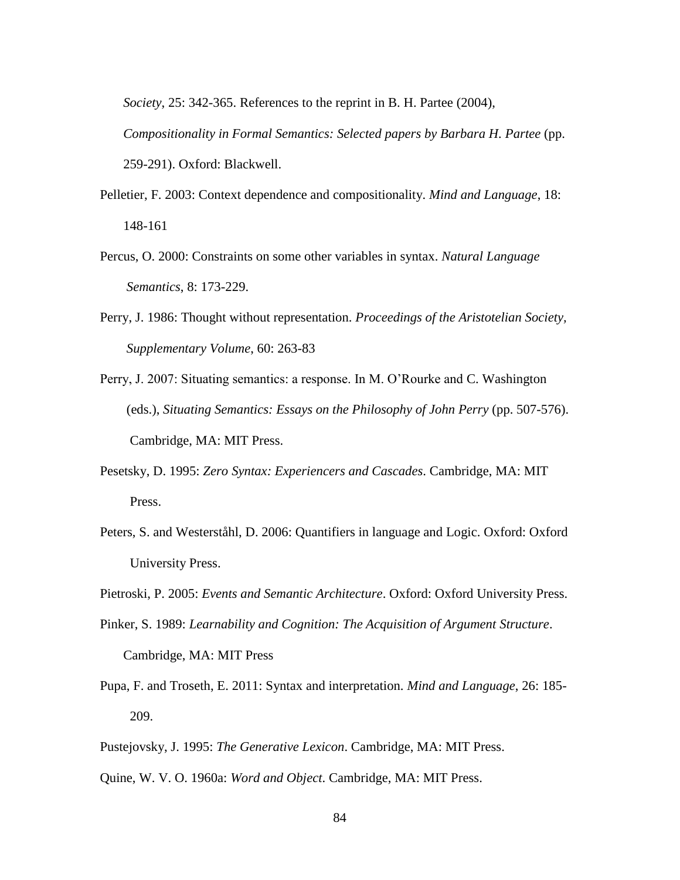*Society*, 25: 342-365. References to the reprint in B. H. Partee (2004), *Compositionality in Formal Semantics: Selected papers by Barbara H. Partee* (pp. 259-291). Oxford: Blackwell.

Pelletier, F. 2003: Context dependence and compositionality. *Mind and Language*, 18: 148-161

Percus, O. 2000: Constraints on some other variables in syntax. *Natural Language Semantics*, 8: 173-229.

Perry, J. 1986: Thought without representation. *Proceedings of the Aristotelian Society, Supplementary Volume*, 60: 263-83

Perry, J. 2007: Situating semantics: a response. In M. O'Rourke and C. Washington (eds.), *Situating Semantics: Essays on the Philosophy of John Perry* (pp. 507-576). Cambridge, MA: MIT Press.

Pesetsky, D. 1995: *Zero Syntax: Experiencers and Cascades*. Cambridge, MA: MIT Press.

Peters, S. and Westerståhl, D. 2006: Quantifiers in language and Logic. Oxford: Oxford University Press.

Pietroski, P. 2005: *Events and Semantic Architecture*. Oxford: Oxford University Press.

Pinker, S. 1989: *Learnability and Cognition: The Acquisition of Argument Structure*. Cambridge, MA: MIT Press

Pupa, F. and Troseth, E. 2011: Syntax and interpretation. *Mind and Language*, 26: 185-209.

Pustejovsky, J. 1995: *The Generative Lexicon*. Cambridge, MA: MIT Press.

Quine, W. V. O. 1960a: *Word and Object*. Cambridge, MA: MIT Press.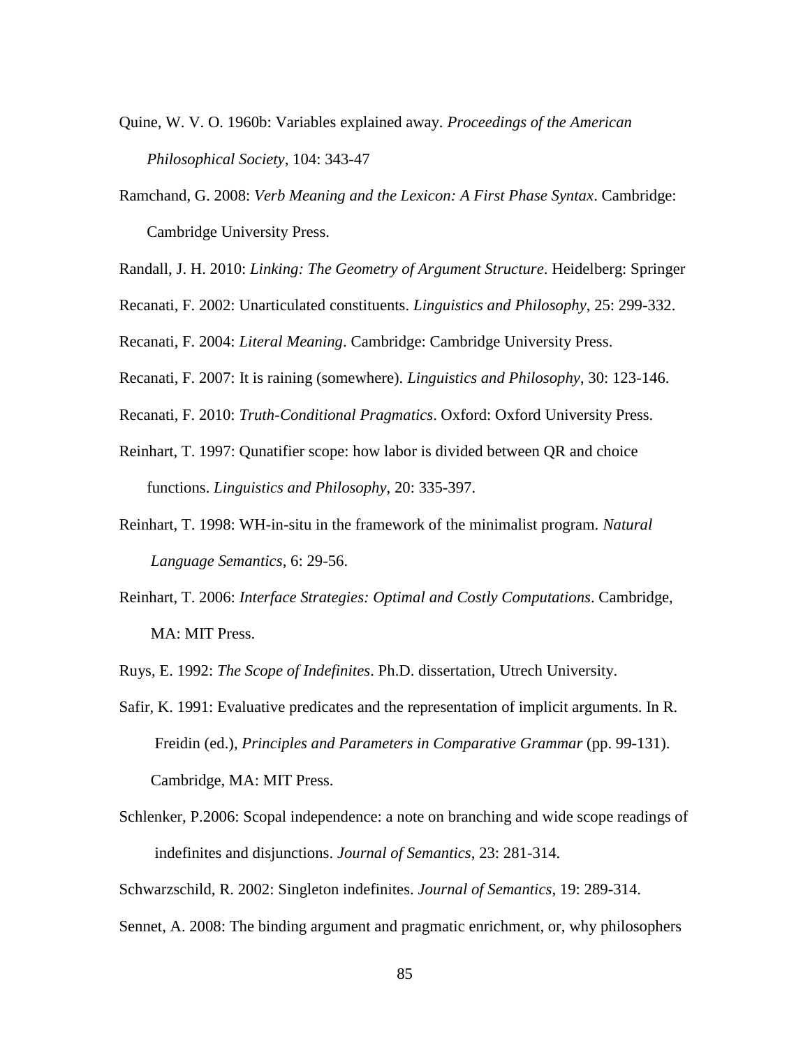Quine, W. V. O. 1960b: Variables explained away. *Proceedings of the American Philosophical Society*, 104: 343-47

Ramchand, G. 2008: *Verb Meaning and the Lexicon: A First Phase Syntax*. Cambridge: Cambridge University Press.

Randall, J. H. 2010: *Linking: The Geometry of Argument Structure*. Heidelberg: Springer

Recanati, F. 2002: Unarticulated constituents. *Linguistics and Philosophy*, 25: 299-332.

Recanati, F. 2004: *Literal Meaning*. Cambridge: Cambridge University Press.

Recanati, F. 2007: It is raining (somewhere). *Linguistics and Philosophy*, 30: 123-146.

Recanati, F. 2010: *Truth-Conditional Pragmatics*. Oxford: Oxford University Press.

Reinhart, T. 1997: Qunatifier scope: how labor is divided between QR and choice functions. *Linguistics and Philosophy*, 20: 335-397.

Reinhart, T. 1998: WH-in-situ in the framework of the minimalist program. *Natural Language Semantics*, 6: 29-56.

Reinhart, T. 2006: *Interface Strategies: Optimal and Costly Computations*. Cambridge, MA: MIT Press.

Ruys, E. 1992: *The Scope of Indefinites*. Ph.D. dissertation, Utrech University.

Safir, K. 1991: Evaluative predicates and the representation of implicit arguments. In R. Freidin (ed.), *Principles and Parameters in Comparative Grammar* (pp. 99-131). Cambridge, MA: MIT Press.

Schlenker, P.2006: Scopal independence: a note on branching and wide scope readings of indefinites and disjunctions. *Journal of Semantics*, 23: 281-314.

Schwarzschild, R. 2002: Singleton indefinites. *Journal of Semantics*, 19: 289-314.

Sennet, A. 2008: The binding argument and pragmatic enrichment, or, why philosophers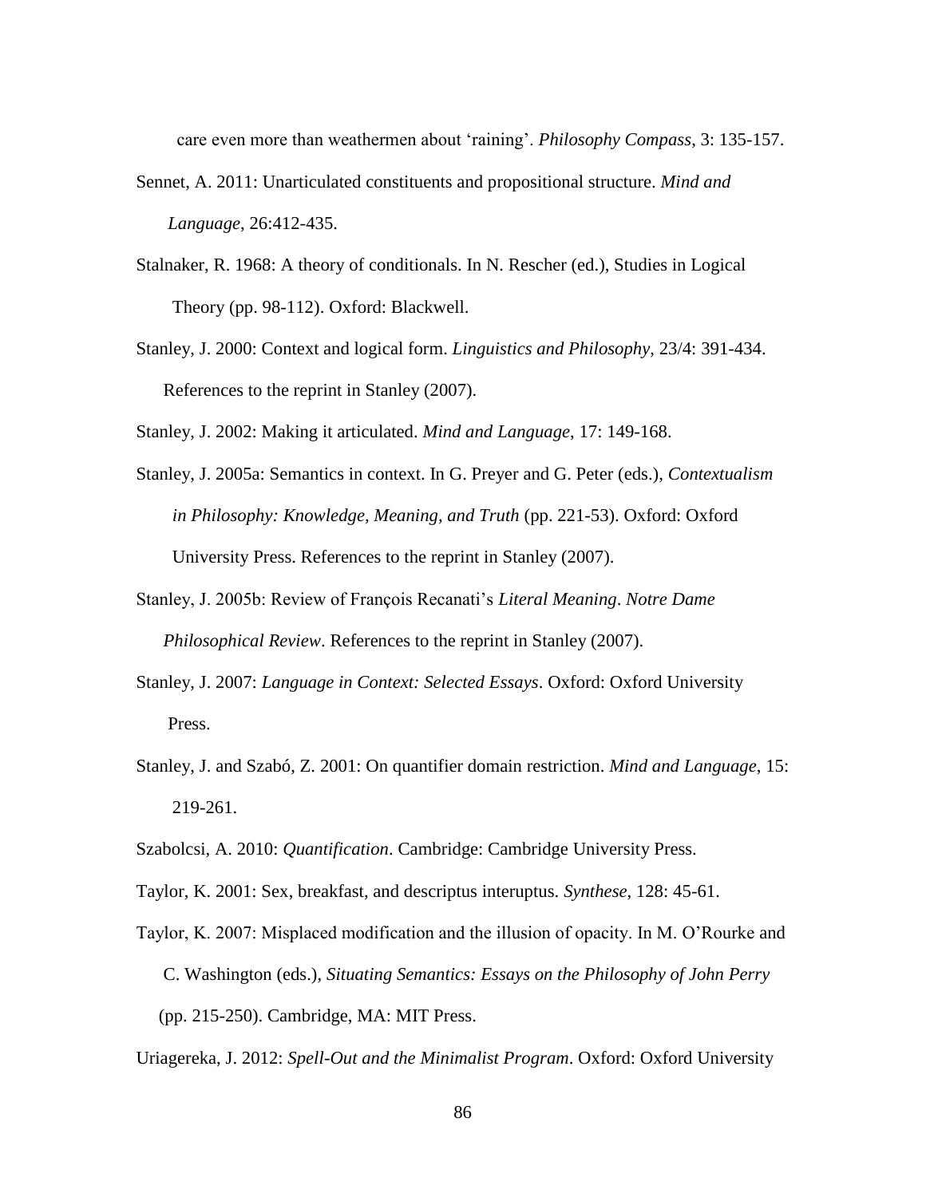care even more than weathermen about ‘raining’. *Philosophy Compass*, 3: 135-157.

Sennet, A. 2011: Unarticulated constituents and propositional structure. *Mind and Language*, 26:412-435.

Stalnaker, R. 1968: A theory of conditionals. In N. Rescher (ed.), Studies in Logical Theory (pp. 98-112). Oxford: Blackwell.

Stanley, J. 2000: Context and logical form. *Linguistics and Philosophy*, 23/4: 391-434. References to the reprint in Stanley (2007).

Stanley, J. 2002: Making it articulated. *Mind and Language*, 17: 149-168.

Stanley, J. 2005a: Semantics in context. In G. Preyer and G. Peter (eds.), *Contextualism in Philosophy: Knowledge, Meaning, and Truth* (pp. 221-53). Oxford: Oxford University Press. References to the reprint in Stanley (2007).

Stanley, J. 2005b: Review of François Recanati’s *Literal Meaning*. *Notre Dame Philosophical Review*. References to the reprint in Stanley (2007).

Stanley, J. 2007: *Language in Context: Selected Essays*. Oxford: Oxford University Press.

Stanley, J. and Szabó, Z. 2001: On quantifier domain restriction. *Mind and Language*, 15: 219-261.

Szabolcsi, A. 2010: *Quantification*. Cambridge: Cambridge University Press.

Taylor, K. 2001: Sex, breakfast, and descriptus interuptus. *Synthese*, 128: 45-61.

Taylor, K. 2007: Misplaced modification and the illusion of opacity. In M. O’Rourke and C. Washington (eds.), *Situating Semantics: Essays on the Philosophy of John Perry* (pp. 215-250). Cambridge, MA: MIT Press.

Uriagereka, J. 2012: *Spell-Out and the Minimalist Program*. Oxford: Oxford University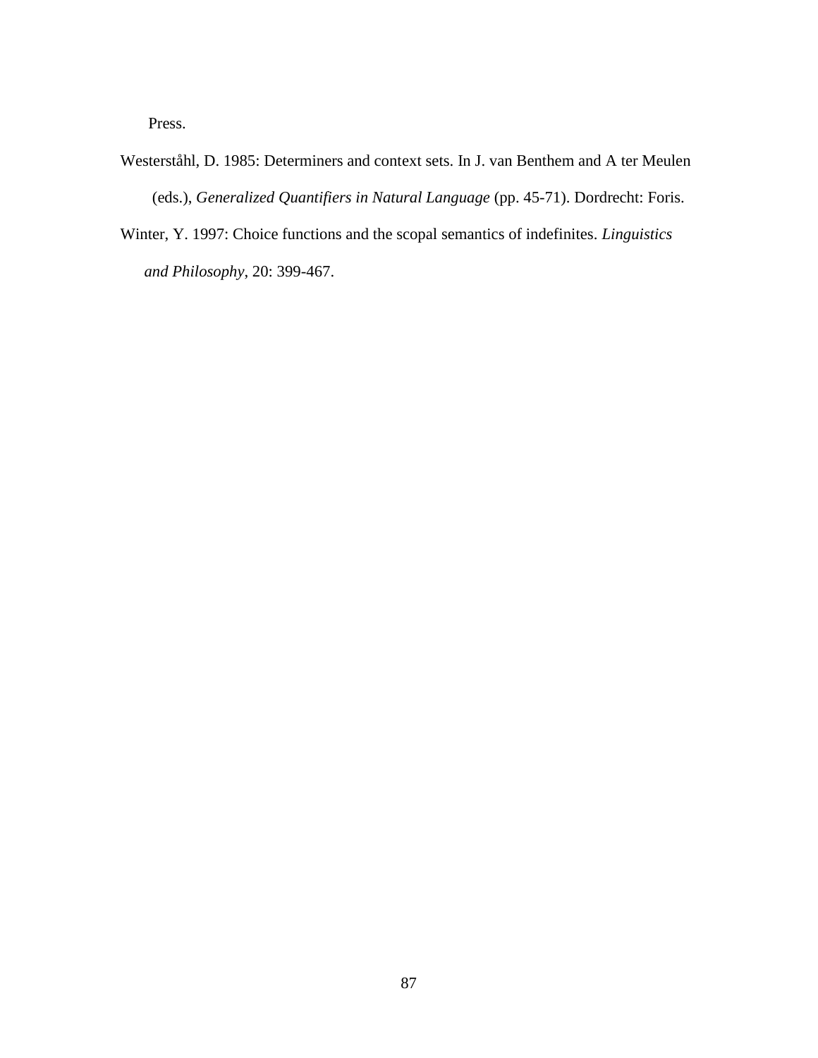Press.

Westerståhl, D. 1985: Determiners and context sets. In J. van Benthem and A ter Meulen (eds.), *Generalized Quantifiers in Natural Language* (pp. 45-71). Dordrecht: Foris.

Winter, Y. 1997: Choice functions and the scopal semantics of indefinites. *Linguistics and Philosophy*, 20: 399-467.